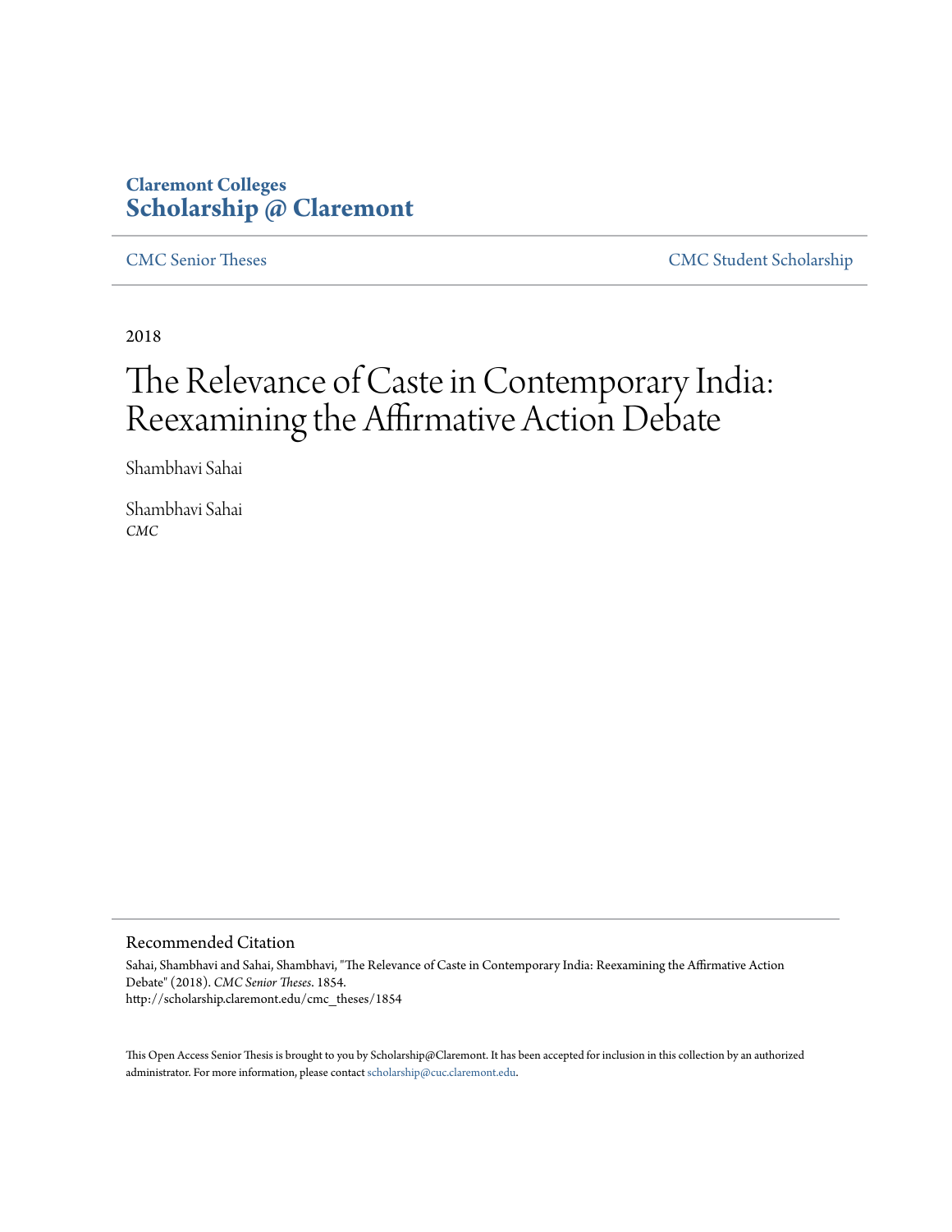**Claremont Colleges**
**Scholarship @ Claremont**

CMC Senior Theses | CMC Student Scholarship

2018

# The Relevance of Caste in Contemporary India: Reexamining the Affirmative Action Debate

Shambhavi Sahai

Shambhavi Sahai
*CMC*

## Recommended Citation

Sahai, Shambhavi and Sahai, Shambhavi, "The Relevance of Caste in Contemporary India: Reexamining the Affirmative Action Debate" (2018). *CMC Senior Theses*. 1854.
http://scholarship.claremont.edu/cmc_theses/1854

This Open Access Senior Thesis is brought to you by Scholarship@Claremont. It has been accepted for inclusion in this collection by an authorized administrator. For more information, please contact scholarship@cuc.claremont.edu.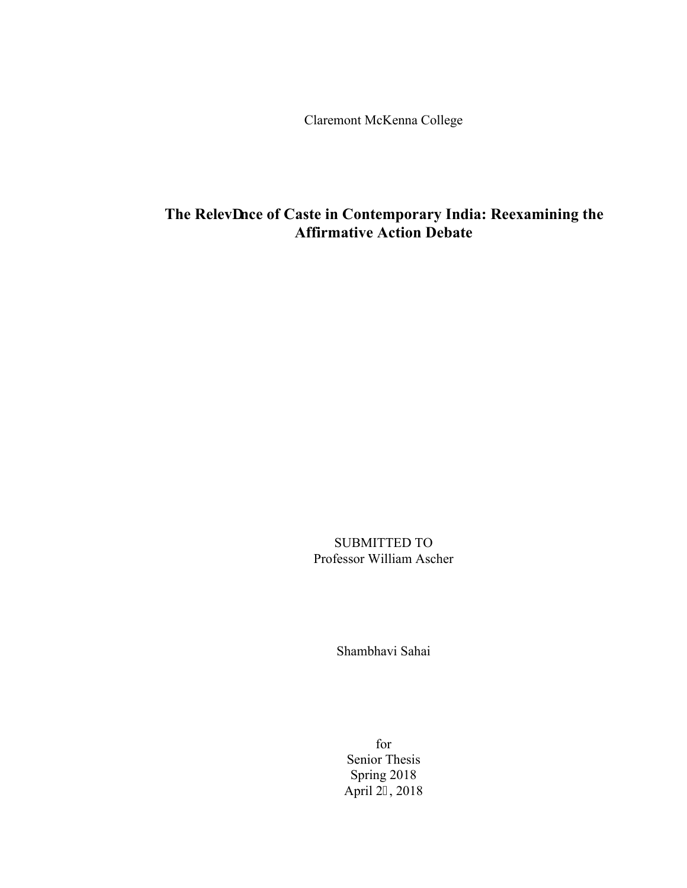Claremont McKenna College

# The RelevDnce of Caste in Contemporary India: Reexamining the Affirmative Action Debate

SUBMITTED TO
Professor William Ascher

Shambhavi Sahai

for
Senior Thesis
Spring 2018
April 2, 2018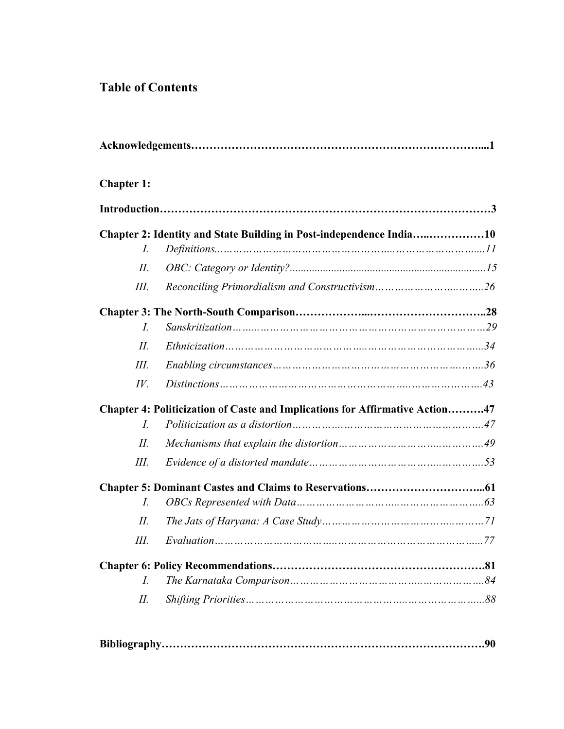## Table of Contents

**Acknowledgements…………………………………………………………………....1**

**Chapter 1:**

**Introduction……………………………………………………………………………3**

**Chapter 2: Identity and State Building in Post-independence India…..……………10**

- I. *Definitions……………………………………………..……………………..11*
- II. *OBC: Category or Identity?.......................................................................15*
- III. *Reconciling Primordialism and Constructivism………………….……..26*

**Chapter 3: The North-South Comparison………………...…………………………..28**

- I. *Sanskritization…..…………………………………………………………29*
- II. *Ethnicization…………………………….……………………………..…..34*
- III. *Enabling circumstances…………………………………………….……..36*
- IV. *Distinctions………………………………………..………………………43*

**Chapter 4: Politicization of Caste and Implications for Affirmative Action……….47**

- I. *Politicization as a distortion………….………………………………………47*
- II. *Mechanisms that explain the distortion……………………….……………49*
- III. *Evidence of a distorted mandate…………………………….…………….53*

**Chapter 5: Dominant Castes and Claims to Reservations…………………………...61**

- I. *OBCs Represented with Data…………………..…………………………..63*
- II. *The Jats of Haryana: A Case Study……………………………..…………71*
- III. *Evaluation…………………………..………………………………………..77*

**Chapter 6: Policy Recommendations……………………………………………….81**

- I. *The Karnataka Comparison……………………………..……………………..84*
- II. *Shifting Priorities………………………………………..…………………..88*

**Bibliography…………………………………………………………………………….90**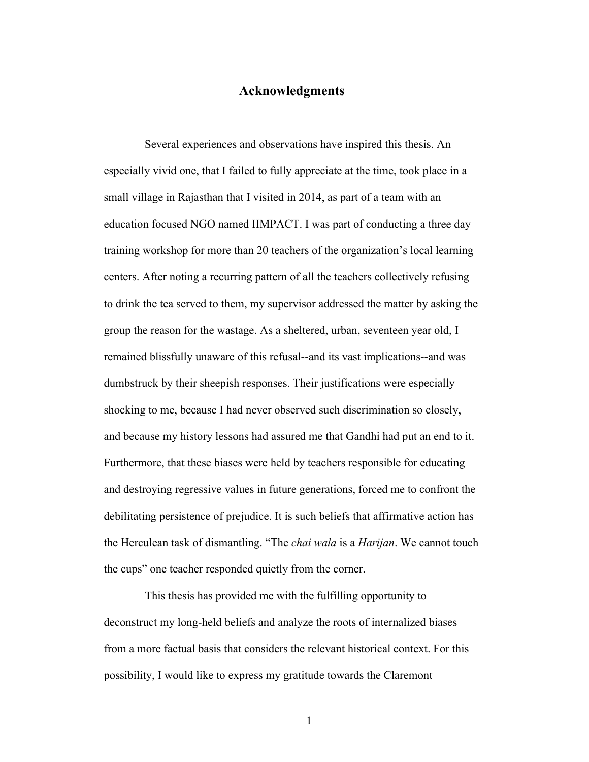## Acknowledgments

Several experiences and observations have inspired this thesis. An especially vivid one, that I failed to fully appreciate at the time, took place in a small village in Rajasthan that I visited in 2014, as part of a team with an education focused NGO named IIMPACT. I was part of conducting a three day training workshop for more than 20 teachers of the organization's local learning centers. After noting a recurring pattern of all the teachers collectively refusing to drink the tea served to them, my supervisor addressed the matter by asking the group the reason for the wastage. As a sheltered, urban, seventeen year old, I remained blissfully unaware of this refusal--and its vast implications--and was dumbstruck by their sheepish responses. Their justifications were especially shocking to me, because I had never observed such discrimination so closely, and because my history lessons had assured me that Gandhi had put an end to it. Furthermore, that these biases were held by teachers responsible for educating and destroying regressive values in future generations, forced me to confront the debilitating persistence of prejudice. It is such beliefs that affirmative action has the Herculean task of dismantling. "The *chai wala* is a *Harijan*. We cannot touch the cups" one teacher responded quietly from the corner.

This thesis has provided me with the fulfilling opportunity to deconstruct my long-held beliefs and analyze the roots of internalized biases from a more factual basis that considers the relevant historical context. For this possibility, I would like to express my gratitude towards the Claremont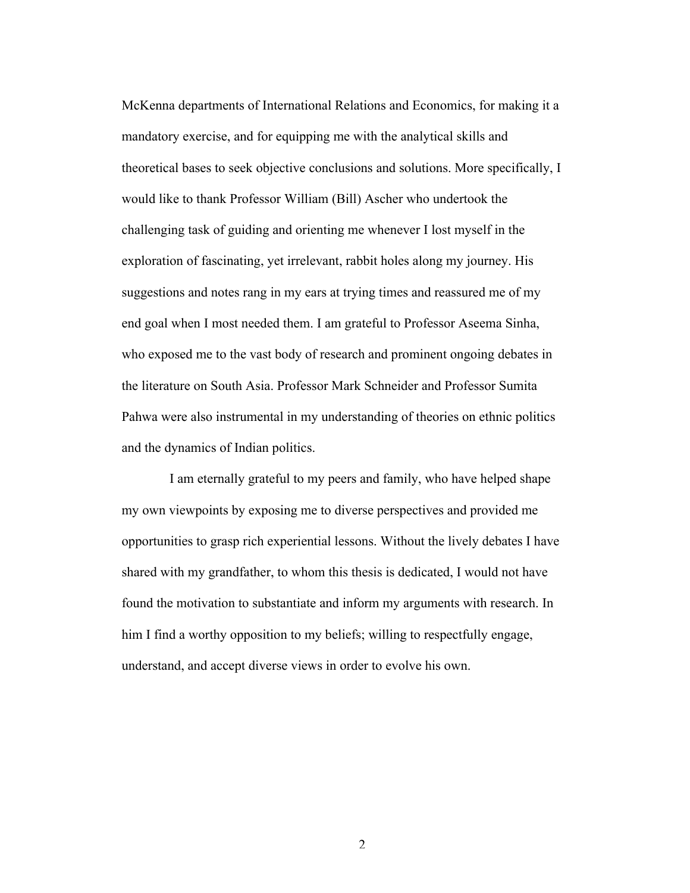McKenna departments of International Relations and Economics, for making it a mandatory exercise, and for equipping me with the analytical skills and theoretical bases to seek objective conclusions and solutions. More specifically, I would like to thank Professor William (Bill) Ascher who undertook the challenging task of guiding and orienting me whenever I lost myself in the exploration of fascinating, yet irrelevant, rabbit holes along my journey. His suggestions and notes rang in my ears at trying times and reassured me of my end goal when I most needed them. I am grateful to Professor Aseema Sinha, who exposed me to the vast body of research and prominent ongoing debates in the literature on South Asia. Professor Mark Schneider and Professor Sumita Pahwa were also instrumental in my understanding of theories on ethnic politics and the dynamics of Indian politics.

I am eternally grateful to my peers and family, who have helped shape my own viewpoints by exposing me to diverse perspectives and provided me opportunities to grasp rich experiential lessons. Without the lively debates I have shared with my grandfather, to whom this thesis is dedicated, I would not have found the motivation to substantiate and inform my arguments with research. In him I find a worthy opposition to my beliefs; willing to respectfully engage, understand, and accept diverse views in order to evolve his own.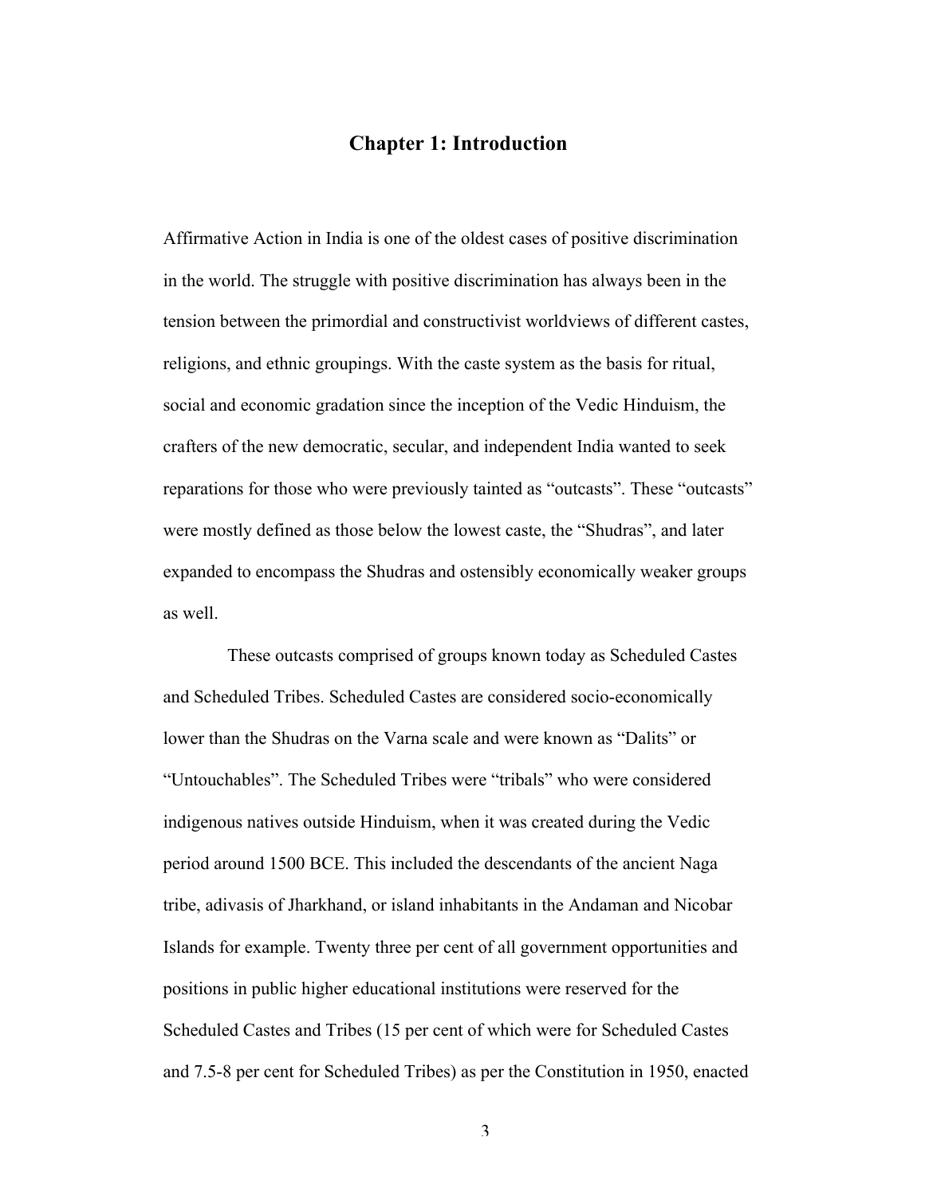# Chapter 1: Introduction

Affirmative Action in India is one of the oldest cases of positive discrimination in the world. The struggle with positive discrimination has always been in the tension between the primordial and constructivist worldviews of different castes, religions, and ethnic groupings. With the caste system as the basis for ritual, social and economic gradation since the inception of the Vedic Hinduism, the crafters of the new democratic, secular, and independent India wanted to seek reparations for those who were previously tainted as "outcasts". These "outcasts" were mostly defined as those below the lowest caste, the "Shudras", and later expanded to encompass the Shudras and ostensibly economically weaker groups as well.

These outcasts comprised of groups known today as Scheduled Castes and Scheduled Tribes. Scheduled Castes are considered socio-economically lower than the Shudras on the Varna scale and were known as "Dalits" or "Untouchables". The Scheduled Tribes were "tribals" who were considered indigenous natives outside Hinduism, when it was created during the Vedic period around 1500 BCE. This included the descendants of the ancient Naga tribe, adivasis of Jharkhand, or island inhabitants in the Andaman and Nicobar Islands for example. Twenty three per cent of all government opportunities and positions in public higher educational institutions were reserved for the Scheduled Castes and Tribes (15 per cent of which were for Scheduled Castes and 7.5-8 per cent for Scheduled Tribes) as per the Constitution in 1950, enacted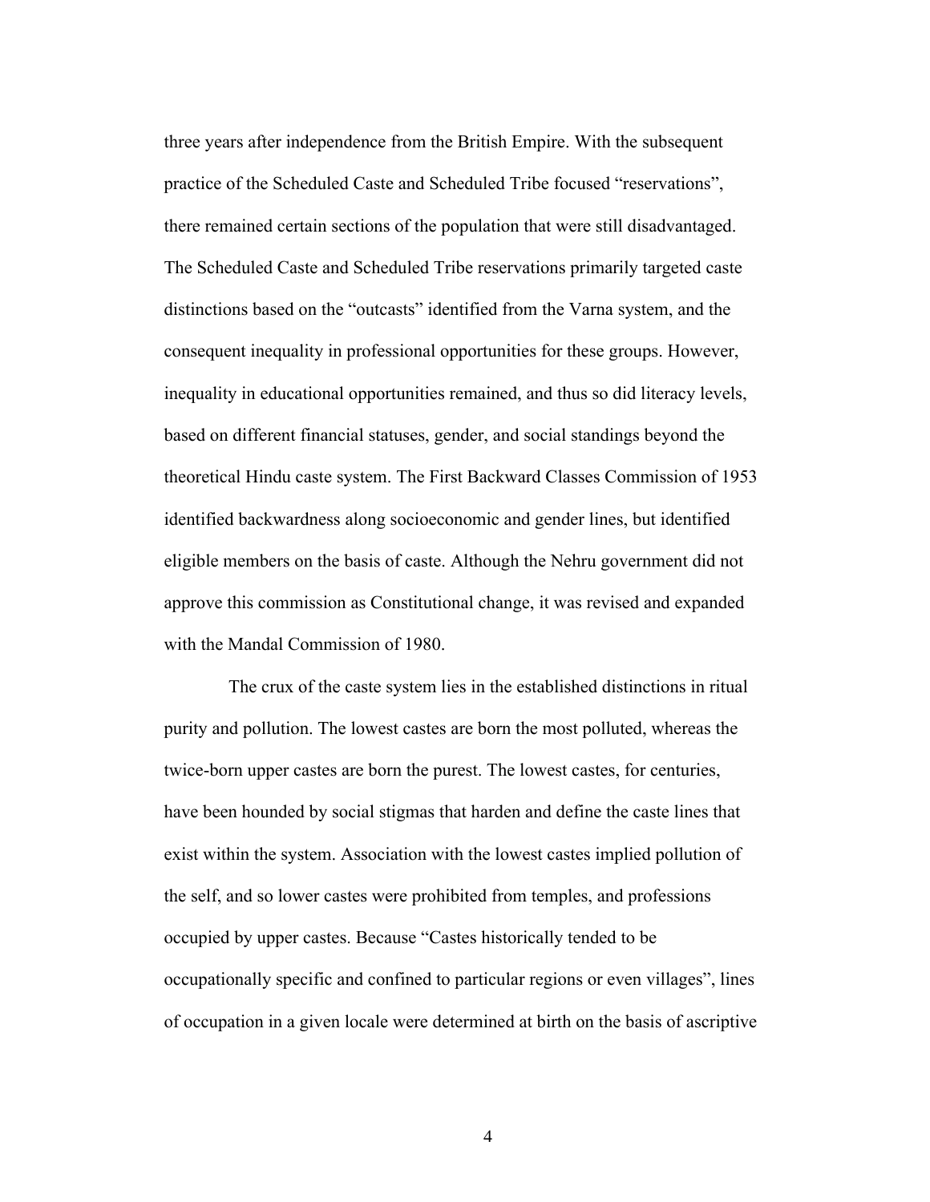three years after independence from the British Empire. With the subsequent practice of the Scheduled Caste and Scheduled Tribe focused "reservations", there remained certain sections of the population that were still disadvantaged. The Scheduled Caste and Scheduled Tribe reservations primarily targeted caste distinctions based on the "outcasts" identified from the Varna system, and the consequent inequality in professional opportunities for these groups. However, inequality in educational opportunities remained, and thus so did literacy levels, based on different financial statuses, gender, and social standings beyond the theoretical Hindu caste system. The First Backward Classes Commission of 1953 identified backwardness along socioeconomic and gender lines, but identified eligible members on the basis of caste. Although the Nehru government did not approve this commission as Constitutional change, it was revised and expanded with the Mandal Commission of 1980.

The crux of the caste system lies in the established distinctions in ritual purity and pollution. The lowest castes are born the most polluted, whereas the twice-born upper castes are born the purest. The lowest castes, for centuries, have been hounded by social stigmas that harden and define the caste lines that exist within the system. Association with the lowest castes implied pollution of the self, and so lower castes were prohibited from temples, and professions occupied by upper castes. Because "Castes historically tended to be occupationally specific and confined to particular regions or even villages", lines of occupation in a given locale were determined at birth on the basis of ascriptive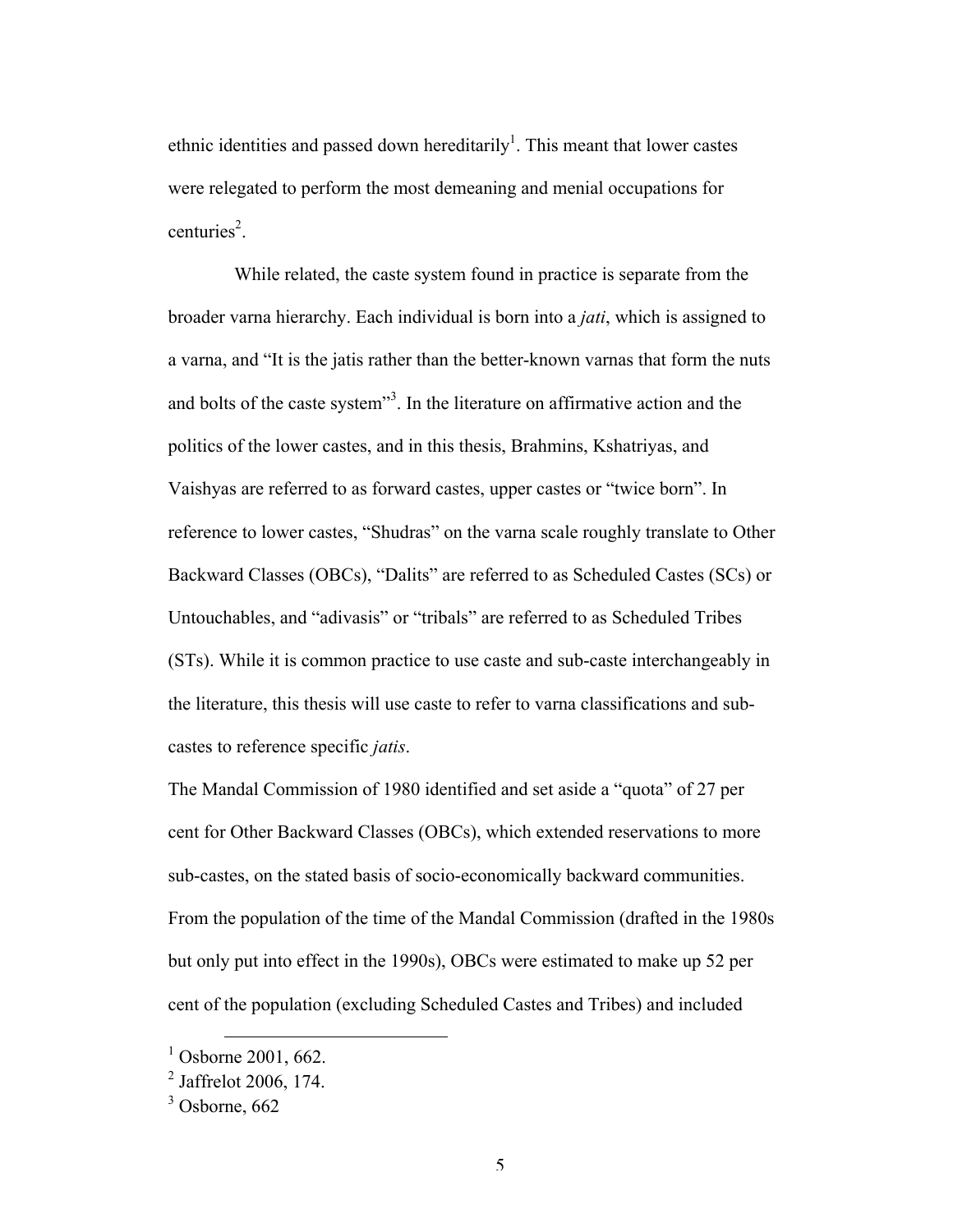ethnic identities and passed down hereditarily[1]. This meant that lower castes were relegated to perform the most demeaning and menial occupations for centuries[2].

While related, the caste system found in practice is separate from the broader varna hierarchy. Each individual is born into a *jati*, which is assigned to a varna, and "It is the jatis rather than the better-known varnas that form the nuts and bolts of the caste system"[3]. In the literature on affirmative action and the politics of the lower castes, and in this thesis, Brahmins, Kshatriyas, and Vaishyas are referred to as forward castes, upper castes or "twice born". In reference to lower castes, "Shudras" on the varna scale roughly translate to Other Backward Classes (OBCs), "Dalits" are referred to as Scheduled Castes (SCs) or Untouchables, and "adivasis" or "tribals" are referred to as Scheduled Tribes (STs). While it is common practice to use caste and sub-caste interchangeably in the literature, this thesis will use caste to refer to varna classifications and sub-castes to reference specific *jatis*.

The Mandal Commission of 1980 identified and set aside a "quota" of 27 per cent for Other Backward Classes (OBCs), which extended reservations to more sub-castes, on the stated basis of socio-economically backward communities. From the population of the time of the Mandal Commission (drafted in the 1980s but only put into effect in the 1990s), OBCs were estimated to make up 52 per cent of the population (excluding Scheduled Castes and Tribes) and included

---

[1] Osborne 2001, 662.

[2] Jaffrelot 2006, 174.

[3] Osborne, 662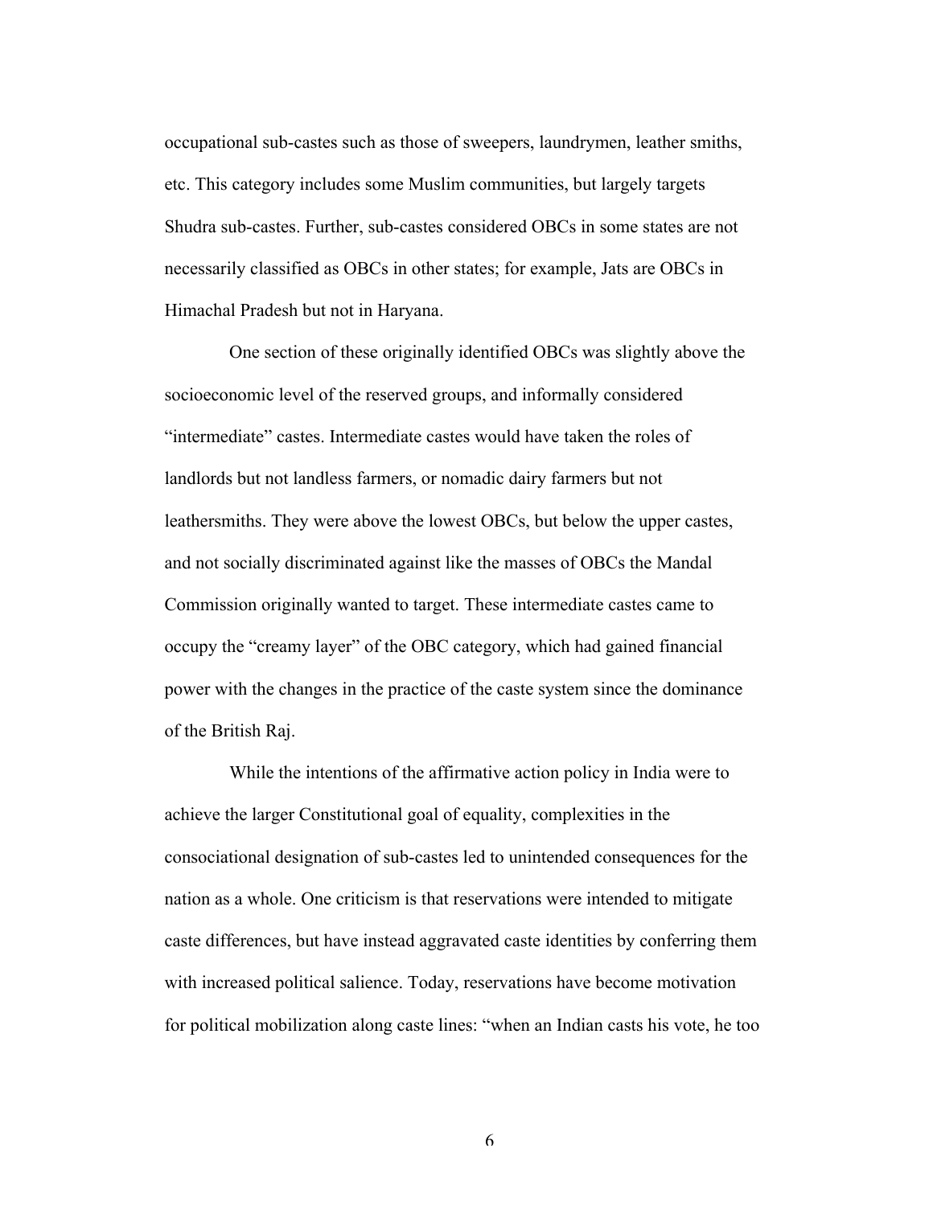occupational sub-castes such as those of sweepers, laundrymen, leather smiths, etc. This category includes some Muslim communities, but largely targets Shudra sub-castes. Further, sub-castes considered OBCs in some states are not necessarily classified as OBCs in other states; for example, Jats are OBCs in Himachal Pradesh but not in Haryana.

One section of these originally identified OBCs was slightly above the socioeconomic level of the reserved groups, and informally considered "intermediate" castes. Intermediate castes would have taken the roles of landlords but not landless farmers, or nomadic dairy farmers but not leathersmiths. They were above the lowest OBCs, but below the upper castes, and not socially discriminated against like the masses of OBCs the Mandal Commission originally wanted to target. These intermediate castes came to occupy the "creamy layer" of the OBC category, which had gained financial power with the changes in the practice of the caste system since the dominance of the British Raj.

While the intentions of the affirmative action policy in India were to achieve the larger Constitutional goal of equality, complexities in the consociational designation of sub-castes led to unintended consequences for the nation as a whole. One criticism is that reservations were intended to mitigate caste differences, but have instead aggravated caste identities by conferring them with increased political salience. Today, reservations have become motivation for political mobilization along caste lines: "when an Indian casts his vote, he too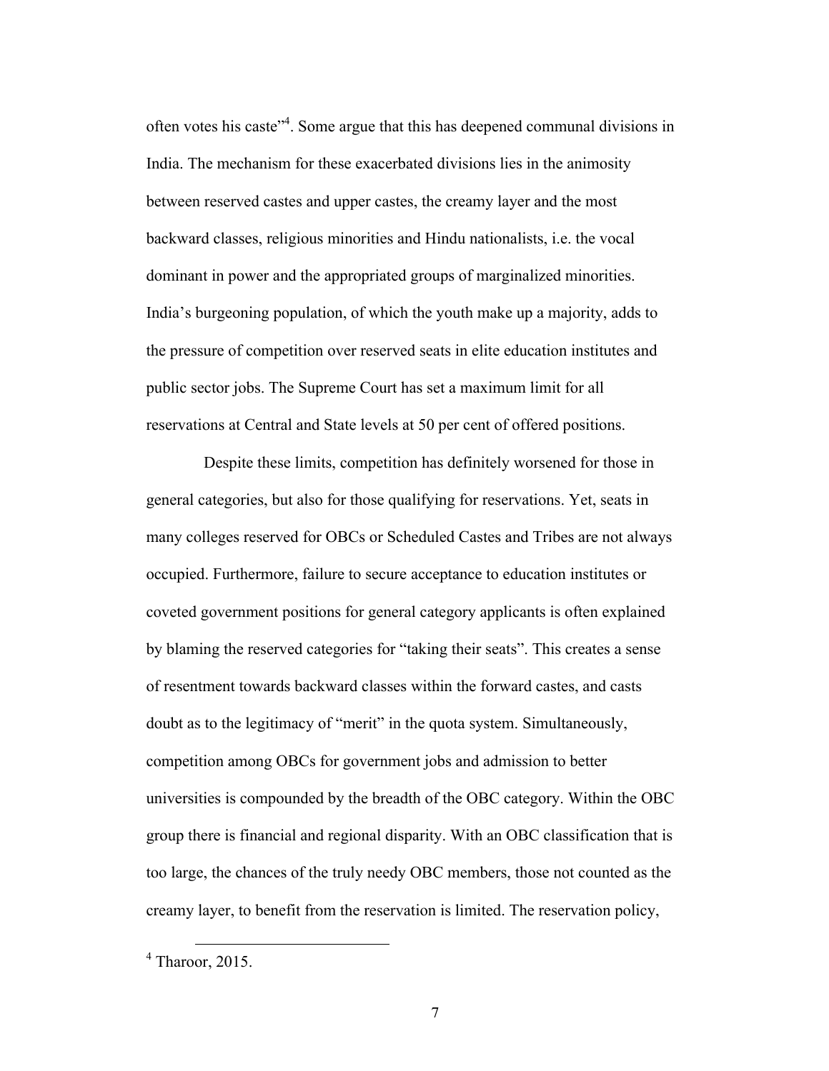often votes his caste"[4]. Some argue that this has deepened communal divisions in India. The mechanism for these exacerbated divisions lies in the animosity between reserved castes and upper castes, the creamy layer and the most backward classes, religious minorities and Hindu nationalists, i.e. the vocal dominant in power and the appropriated groups of marginalized minorities. India's burgeoning population, of which the youth make up a majority, adds to the pressure of competition over reserved seats in elite education institutes and public sector jobs. The Supreme Court has set a maximum limit for all reservations at Central and State levels at 50 per cent of offered positions.

Despite these limits, competition has definitely worsened for those in general categories, but also for those qualifying for reservations. Yet, seats in many colleges reserved for OBCs or Scheduled Castes and Tribes are not always occupied. Furthermore, failure to secure acceptance to education institutes or coveted government positions for general category applicants is often explained by blaming the reserved categories for "taking their seats". This creates a sense of resentment towards backward classes within the forward castes, and casts doubt as to the legitimacy of "merit" in the quota system. Simultaneously, competition among OBCs for government jobs and admission to better universities is compounded by the breadth of the OBC category. Within the OBC group there is financial and regional disparity. With an OBC classification that is too large, the chances of the truly needy OBC members, those not counted as the creamy layer, to benefit from the reservation is limited. The reservation policy,

[4] Tharoor, 2015.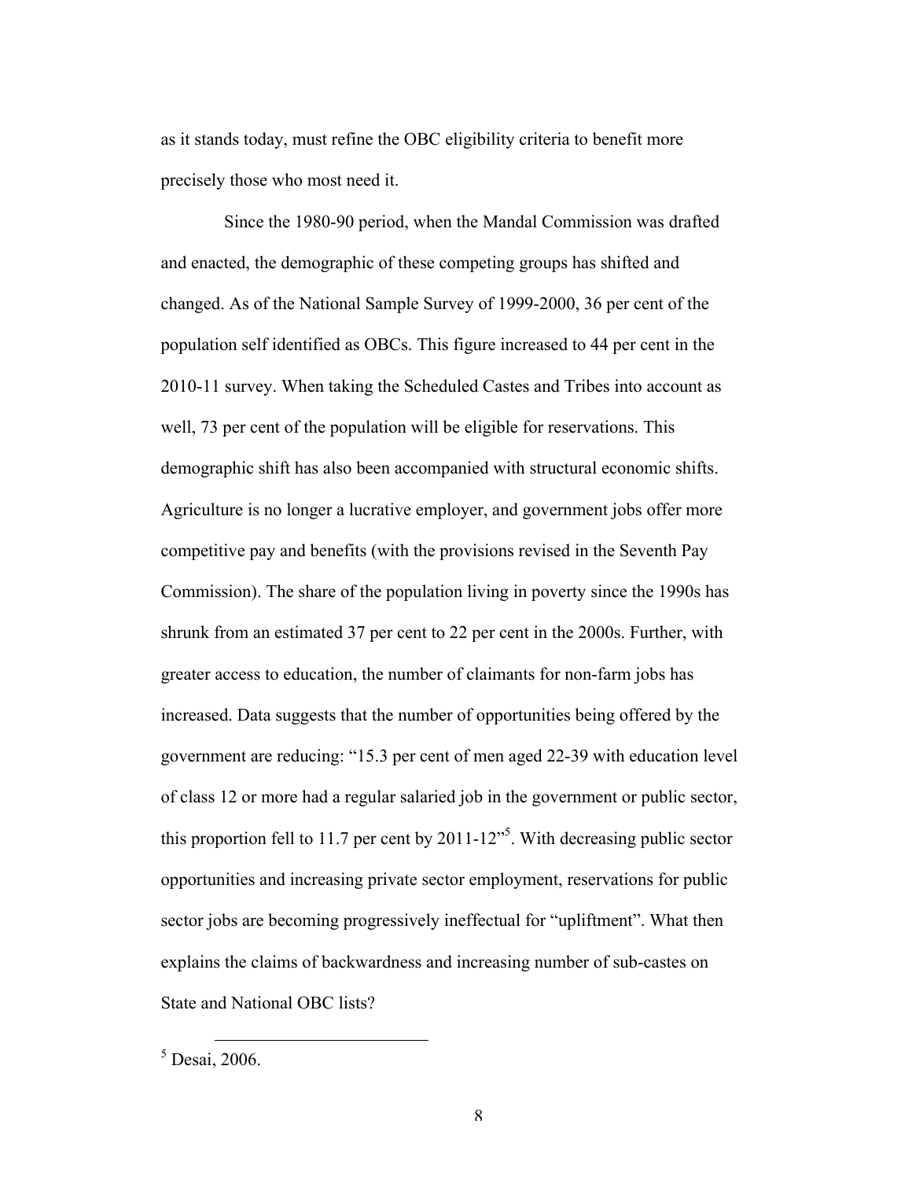as it stands today, must refine the OBC eligibility criteria to benefit more precisely those who most need it.

Since the 1980-90 period, when the Mandal Commission was drafted and enacted, the demographic of these competing groups has shifted and changed. As of the National Sample Survey of 1999-2000, 36 per cent of the population self identified as OBCs. This figure increased to 44 per cent in the 2010-11 survey. When taking the Scheduled Castes and Tribes into account as well, 73 per cent of the population will be eligible for reservations. This demographic shift has also been accompanied with structural economic shifts. Agriculture is no longer a lucrative employer, and government jobs offer more competitive pay and benefits (with the provisions revised in the Seventh Pay Commission). The share of the population living in poverty since the 1990s has shrunk from an estimated 37 per cent to 22 per cent in the 2000s. Further, with greater access to education, the number of claimants for non-farm jobs has increased. Data suggests that the number of opportunities being offered by the government are reducing: "15.3 per cent of men aged 22-39 with education level of class 12 or more had a regular salaried job in the government or public sector, this proportion fell to 11.7 per cent by 2011-12"[5]. With decreasing public sector opportunities and increasing private sector employment, reservations for public sector jobs are becoming progressively ineffectual for "upliftment". What then explains the claims of backwardness and increasing number of sub-castes on State and National OBC lists?

[5] Desai, 2006.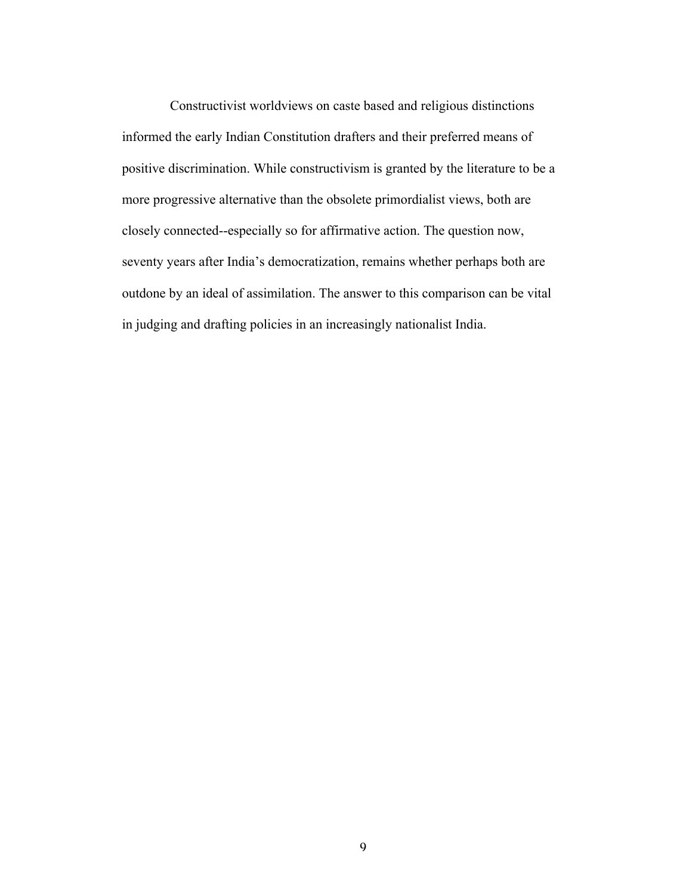Constructivist worldviews on caste based and religious distinctions informed the early Indian Constitution drafters and their preferred means of positive discrimination. While constructivism is granted by the literature to be a more progressive alternative than the obsolete primordialist views, both are closely connected--especially so for affirmative action. The question now, seventy years after India's democratization, remains whether perhaps both are outdone by an ideal of assimilation. The answer to this comparison can be vital in judging and drafting policies in an increasingly nationalist India.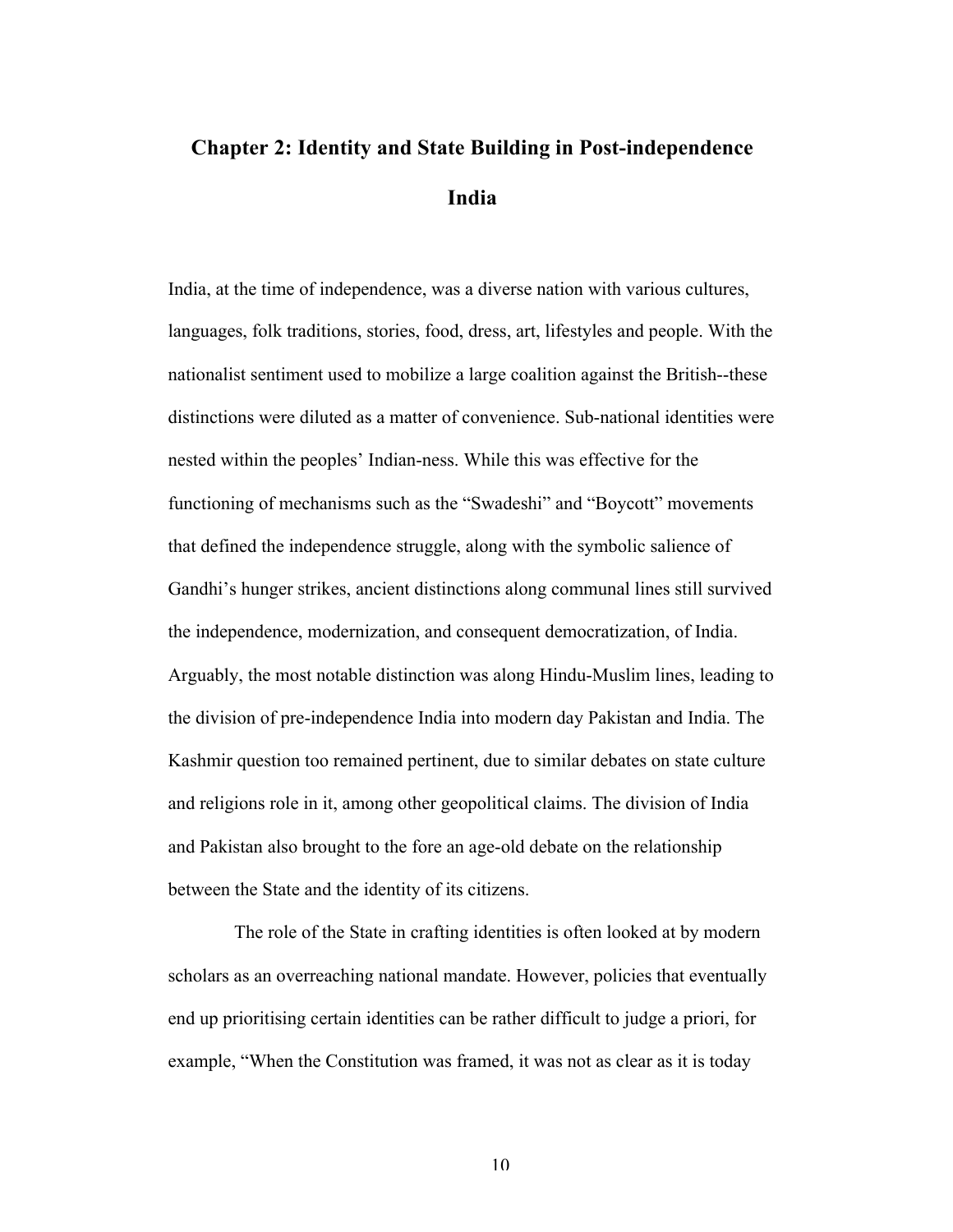## Chapter 2: Identity and State Building in Post-independence India

India, at the time of independence, was a diverse nation with various cultures, languages, folk traditions, stories, food, dress, art, lifestyles and people. With the nationalist sentiment used to mobilize a large coalition against the British--these distinctions were diluted as a matter of convenience. Sub-national identities were nested within the peoples' Indian-ness. While this was effective for the functioning of mechanisms such as the "Swadeshi" and "Boycott" movements that defined the independence struggle, along with the symbolic salience of Gandhi's hunger strikes, ancient distinctions along communal lines still survived the independence, modernization, and consequent democratization, of India. Arguably, the most notable distinction was along Hindu-Muslim lines, leading to the division of pre-independence India into modern day Pakistan and India. The Kashmir question too remained pertinent, due to similar debates on state culture and religions role in it, among other geopolitical claims. The division of India and Pakistan also brought to the fore an age-old debate on the relationship between the State and the identity of its citizens.

The role of the State in crafting identities is often looked at by modern scholars as an overreaching national mandate. However, policies that eventually end up prioritising certain identities can be rather difficult to judge a priori, for example, "When the Constitution was framed, it was not as clear as it is today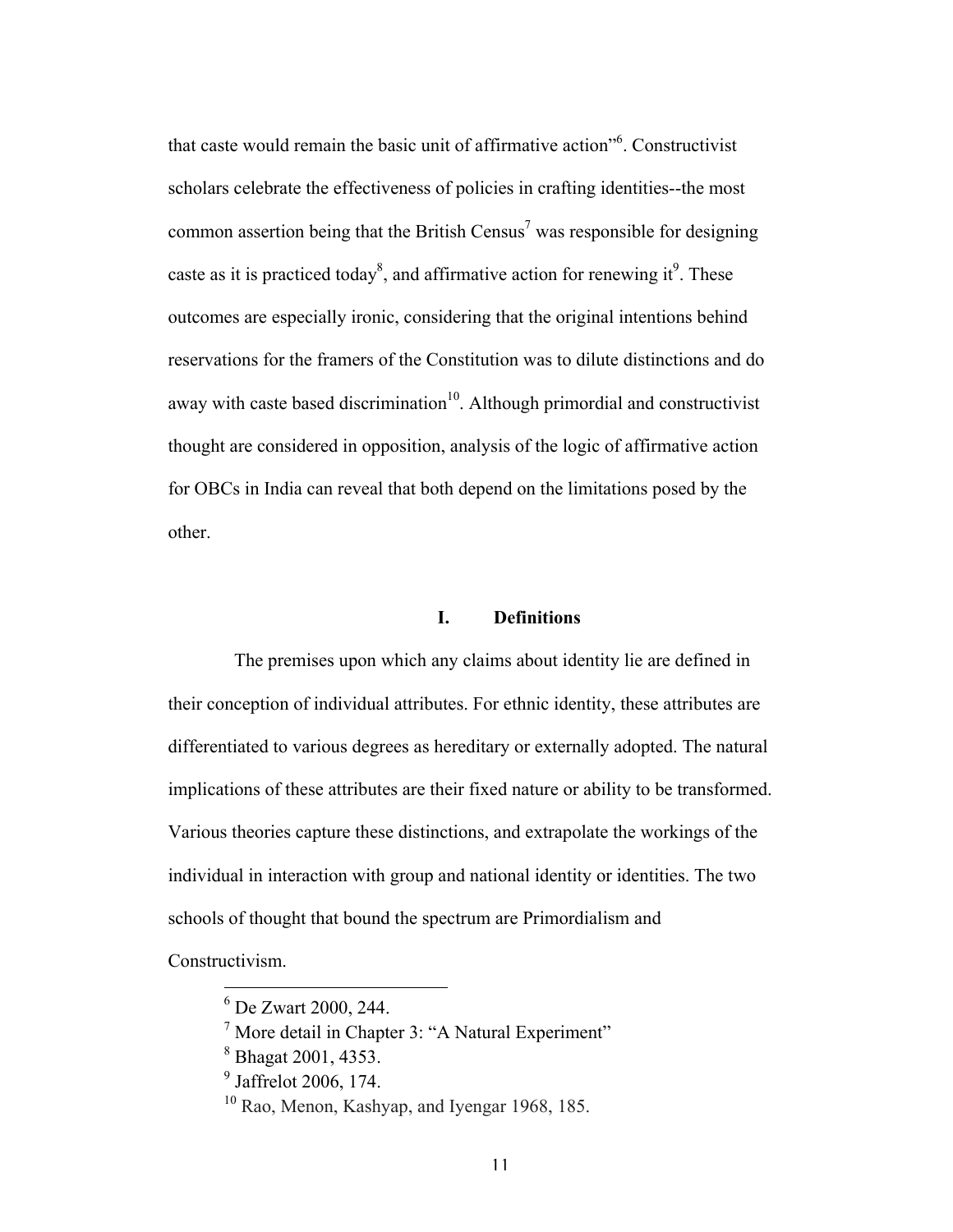that caste would remain the basic unit of affirmative action"[6]. Constructivist scholars celebrate the effectiveness of policies in crafting identities--the most common assertion being that the British Census[7] was responsible for designing caste as it is practiced today[8], and affirmative action for renewing it[9]. These outcomes are especially ironic, considering that the original intentions behind reservations for the framers of the Constitution was to dilute distinctions and do away with caste based discrimination[10]. Although primordial and constructivist thought are considered in opposition, analysis of the logic of affirmative action for OBCs in India can reveal that both depend on the limitations posed by the other.

## I. Definitions

The premises upon which any claims about identity lie are defined in their conception of individual attributes. For ethnic identity, these attributes are differentiated to various degrees as hereditary or externally adopted. The natural implications of these attributes are their fixed nature or ability to be transformed. Various theories capture these distinctions, and extrapolate the workings of the individual in interaction with group and national identity or identities. The two schools of thought that bound the spectrum are Primordialism and Constructivism.

---

[6] De Zwart 2000, 244.

[7] More detail in Chapter 3: "A Natural Experiment"

[8] Bhagat 2001, 4353.

[9] Jaffrelot 2006, 174.

[10] Rao, Menon, Kashyap, and Iyengar 1968, 185.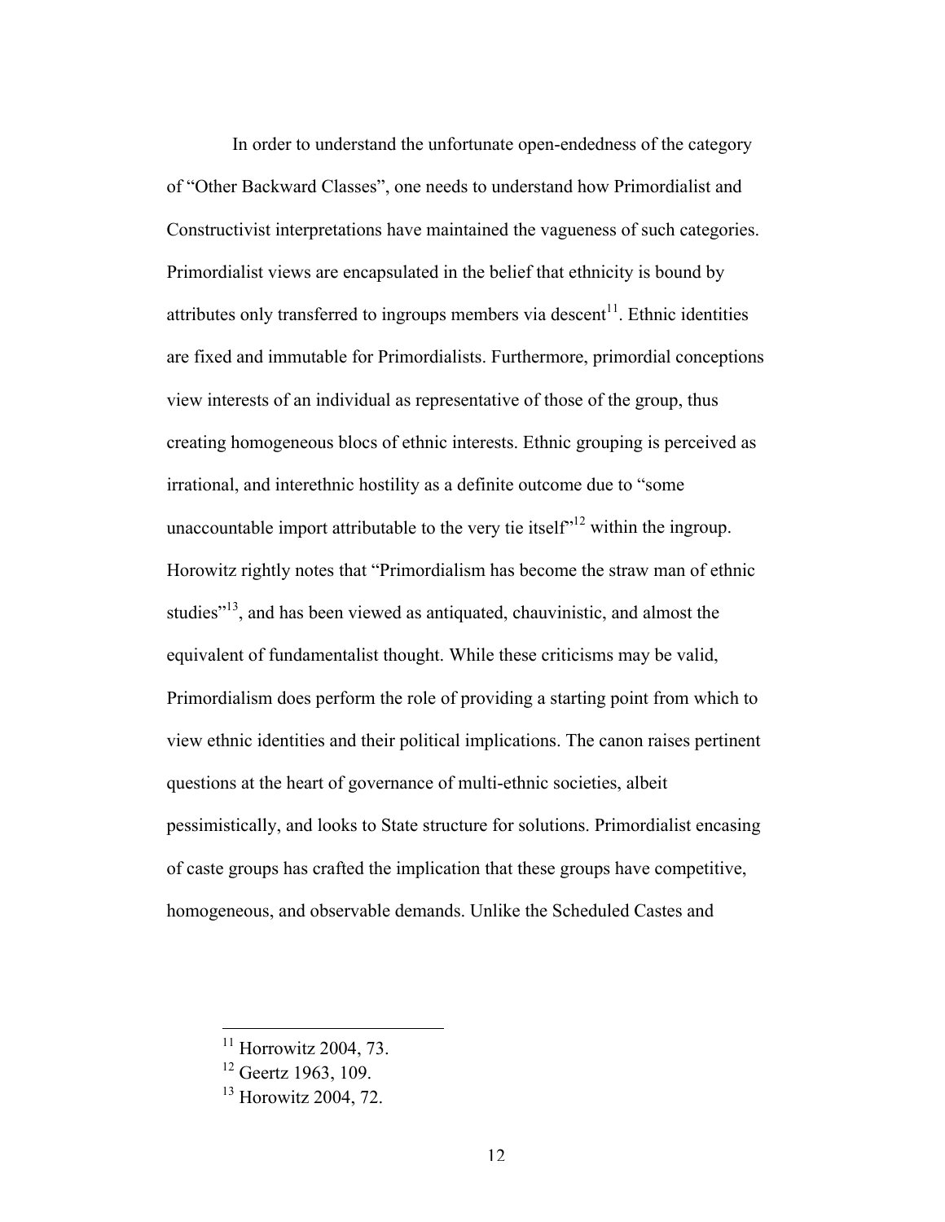In order to understand the unfortunate open-endedness of the category of "Other Backward Classes", one needs to understand how Primordialist and Constructivist interpretations have maintained the vagueness of such categories. Primordialist views are encapsulated in the belief that ethnicity is bound by attributes only transferred to ingroups members via descent[11]. Ethnic identities are fixed and immutable for Primordialists. Furthermore, primordial conceptions view interests of an individual as representative of those of the group, thus creating homogeneous blocs of ethnic interests. Ethnic grouping is perceived as irrational, and interethnic hostility as a definite outcome due to "some unaccountable import attributable to the very tie itself"[12] within the ingroup. Horowitz rightly notes that "Primordialism has become the straw man of ethnic studies"[13], and has been viewed as antiquated, chauvinistic, and almost the equivalent of fundamentalist thought. While these criticisms may be valid, Primordialism does perform the role of providing a starting point from which to view ethnic identities and their political implications. The canon raises pertinent questions at the heart of governance of multi-ethnic societies, albeit pessimistically, and looks to State structure for solutions. Primordialist encasing of caste groups has crafted the implication that these groups have competitive, homogeneous, and observable demands. Unlike the Scheduled Castes and

---

[11] Horrowitz 2004, 73.

[12] Geertz 1963, 109.

[13] Horowitz 2004, 72.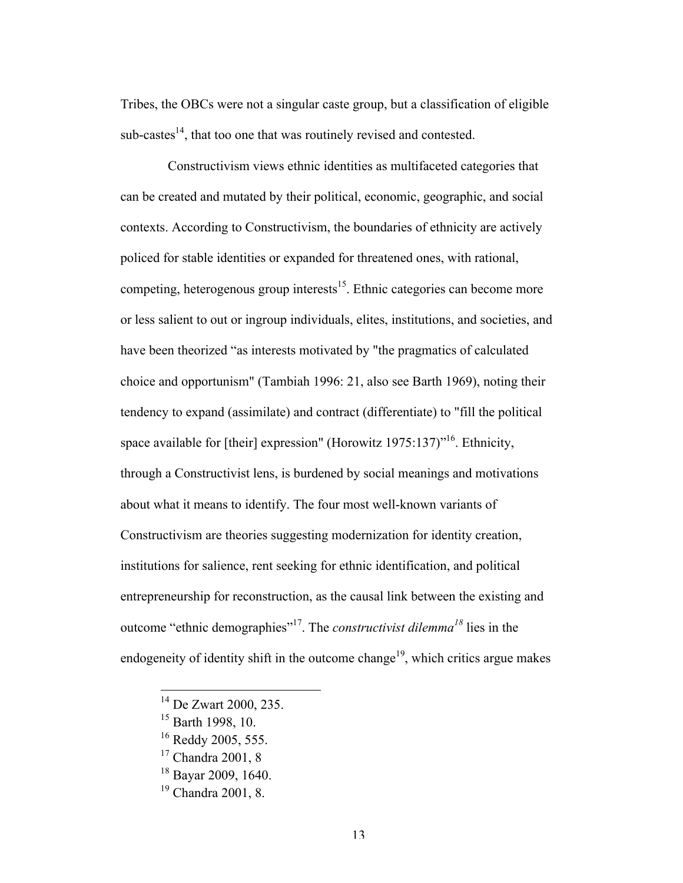Tribes, the OBCs were not a singular caste group, but a classification of eligible sub-castes[14], that too one that was routinely revised and contested.

Constructivism views ethnic identities as multifaceted categories that can be created and mutated by their political, economic, geographic, and social contexts. According to Constructivism, the boundaries of ethnicity are actively policed for stable identities or expanded for threatened ones, with rational, competing, heterogenous group interests[15]. Ethnic categories can become more or less salient to out or ingroup individuals, elites, institutions, and societies, and have been theorized "as interests motivated by "the pragmatics of calculated choice and opportunism" (Tambiah 1996: 21, also see Barth 1969), noting their tendency to expand (assimilate) and contract (differentiate) to "fill the political space available for [their] expression" (Horowitz 1975:137)"[16]. Ethnicity, through a Constructivist lens, is burdened by social meanings and motivations about what it means to identify. The four most well-known variants of Constructivism are theories suggesting modernization for identity creation, institutions for salience, rent seeking for ethnic identification, and political entrepreneurship for reconstruction, as the causal link between the existing and outcome "ethnic demographies"[17]. The *constructivist dilemma*[18] lies in the endogeneity of identity shift in the outcome change[19], which critics argue makes

---

[14] De Zwart 2000, 235.

[15] Barth 1998, 10.

[16] Reddy 2005, 555.

[17] Chandra 2001, 8

[18] Bayar 2009, 1640.

[19] Chandra 2001, 8.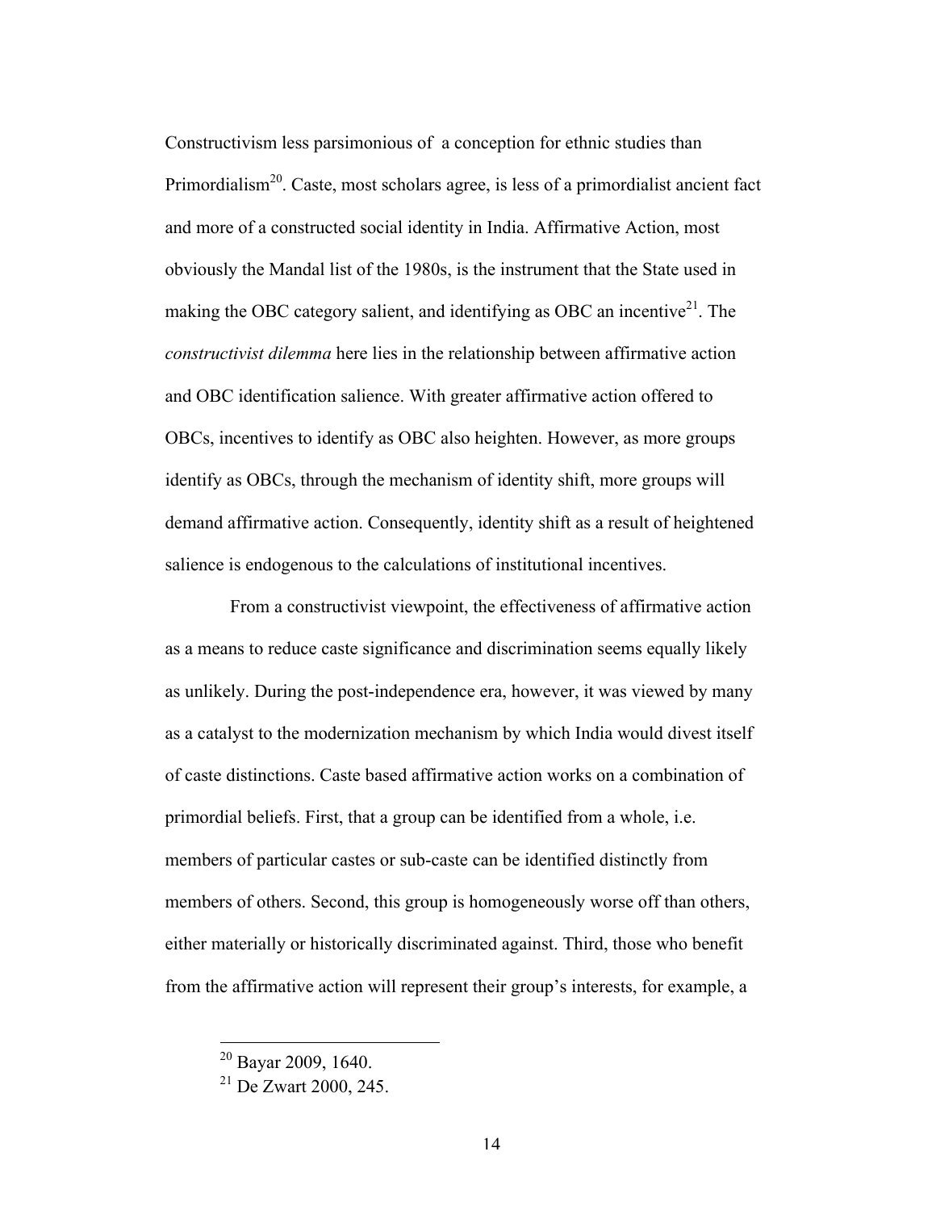Constructivism less parsimonious of  a conception for ethnic studies than Primordialism[20]. Caste, most scholars agree, is less of a primordialist ancient fact and more of a constructed social identity in India. Affirmative Action, most obviously the Mandal list of the 1980s, is the instrument that the State used in making the OBC category salient, and identifying as OBC an incentive[21]. The *constructivist dilemma* here lies in the relationship between affirmative action and OBC identification salience. With greater affirmative action offered to OBCs, incentives to identify as OBC also heighten. However, as more groups identify as OBCs, through the mechanism of identity shift, more groups will demand affirmative action. Consequently, identity shift as a result of heightened salience is endogenous to the calculations of institutional incentives.

From a constructivist viewpoint, the effectiveness of affirmative action as a means to reduce caste significance and discrimination seems equally likely as unlikely. During the post-independence era, however, it was viewed by many as a catalyst to the modernization mechanism by which India would divest itself of caste distinctions. Caste based affirmative action works on a combination of primordial beliefs. First, that a group can be identified from a whole, i.e. members of particular castes or sub-caste can be identified distinctly from members of others. Second, this group is homogeneously worse off than others, either materially or historically discriminated against. Third, those who benefit from the affirmative action will represent their group's interests, for example, a

---

[20] Bayar 2009, 1640.

[21] De Zwart 2000, 245.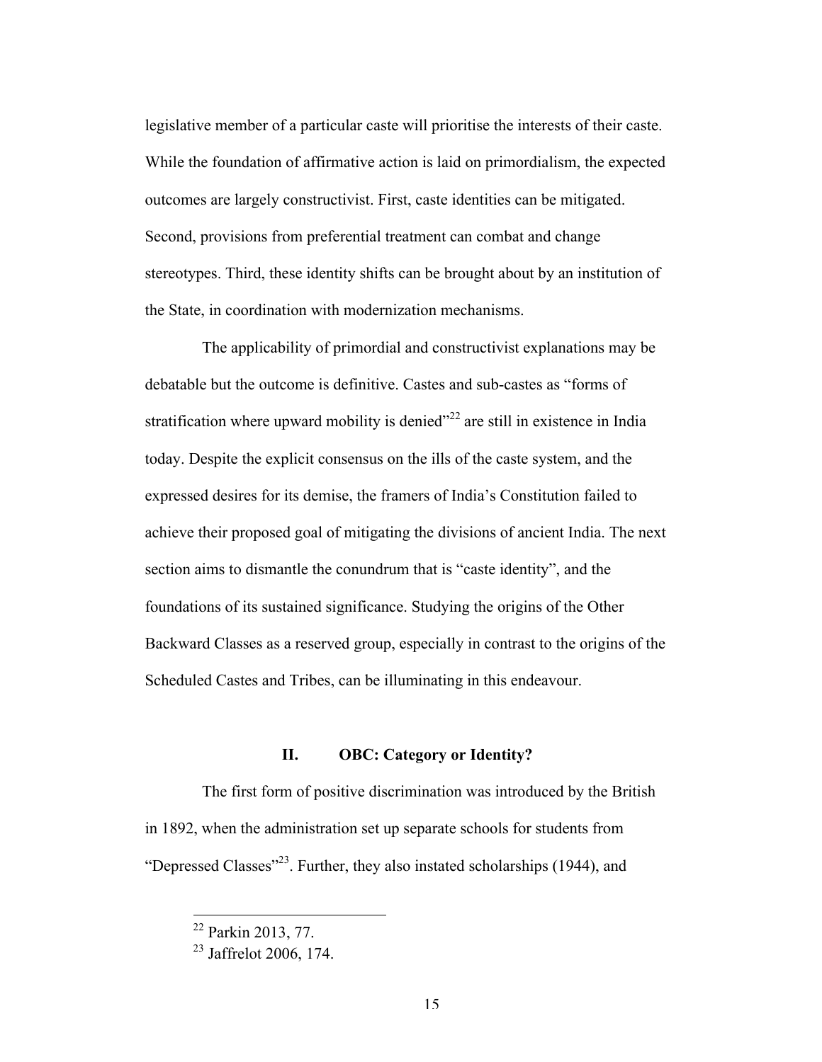legislative member of a particular caste will prioritise the interests of their caste. While the foundation of affirmative action is laid on primordialism, the expected outcomes are largely constructivist. First, caste identities can be mitigated. Second, provisions from preferential treatment can combat and change stereotypes. Third, these identity shifts can be brought about by an institution of the State, in coordination with modernization mechanisms.

The applicability of primordial and constructivist explanations may be debatable but the outcome is definitive. Castes and sub-castes as "forms of stratification where upward mobility is denied"[22] are still in existence in India today. Despite the explicit consensus on the ills of the caste system, and the expressed desires for its demise, the framers of India's Constitution failed to achieve their proposed goal of mitigating the divisions of ancient India. The next section aims to dismantle the conundrum that is "caste identity", and the foundations of its sustained significance. Studying the origins of the Other Backward Classes as a reserved group, especially in contrast to the origins of the Scheduled Castes and Tribes, can be illuminating in this endeavour.

## II. OBC: Category or Identity?

The first form of positive discrimination was introduced by the British in 1892, when the administration set up separate schools for students from "Depressed Classes"[23]. Further, they also instated scholarships (1944), and

---

[22] Parkin 2013, 77.

[23] Jaffrelot 2006, 174.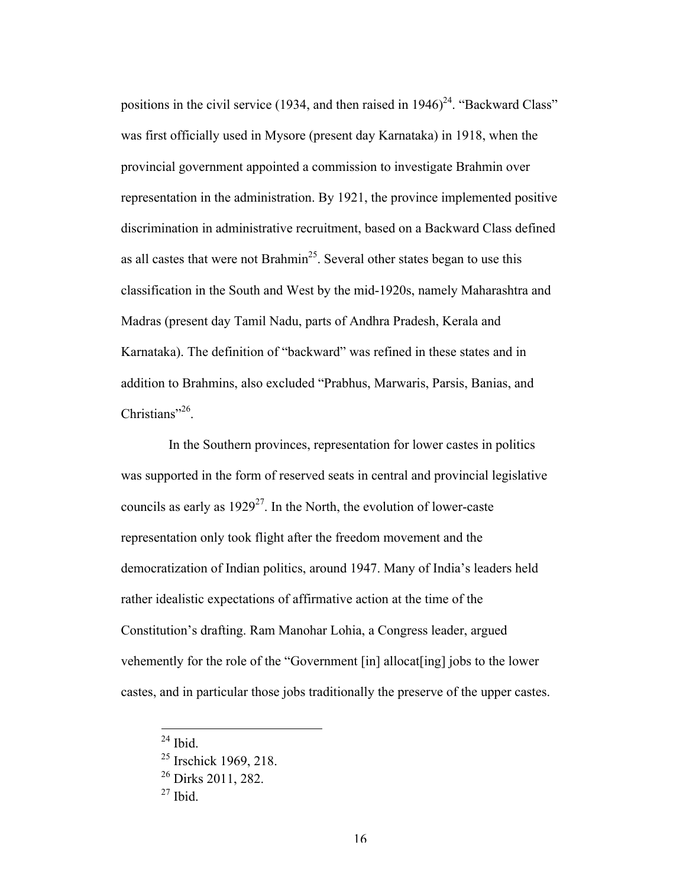positions in the civil service (1934, and then raised in 1946)[24]. "Backward Class" was first officially used in Mysore (present day Karnataka) in 1918, when the provincial government appointed a commission to investigate Brahmin over representation in the administration. By 1921, the province implemented positive discrimination in administrative recruitment, based on a Backward Class defined as all castes that were not Brahmin[25]. Several other states began to use this classification in the South and West by the mid-1920s, namely Maharashtra and Madras (present day Tamil Nadu, parts of Andhra Pradesh, Kerala and Karnataka). The definition of "backward" was refined in these states and in addition to Brahmins, also excluded "Prabhus, Marwaris, Parsis, Banias, and Christians"[26].

In the Southern provinces, representation for lower castes in politics was supported in the form of reserved seats in central and provincial legislative councils as early as 1929[27]. In the North, the evolution of lower-caste representation only took flight after the freedom movement and the democratization of Indian politics, around 1947. Many of India's leaders held rather idealistic expectations of affirmative action at the time of the Constitution's drafting. Ram Manohar Lohia, a Congress leader, argued vehemently for the role of the "Government [in] allocat[ing] jobs to the lower castes, and in particular those jobs traditionally the preserve of the upper castes.

---

[24] Ibid.

[25] Irschick 1969, 218.

[26] Dirks 2011, 282.

[27] Ibid.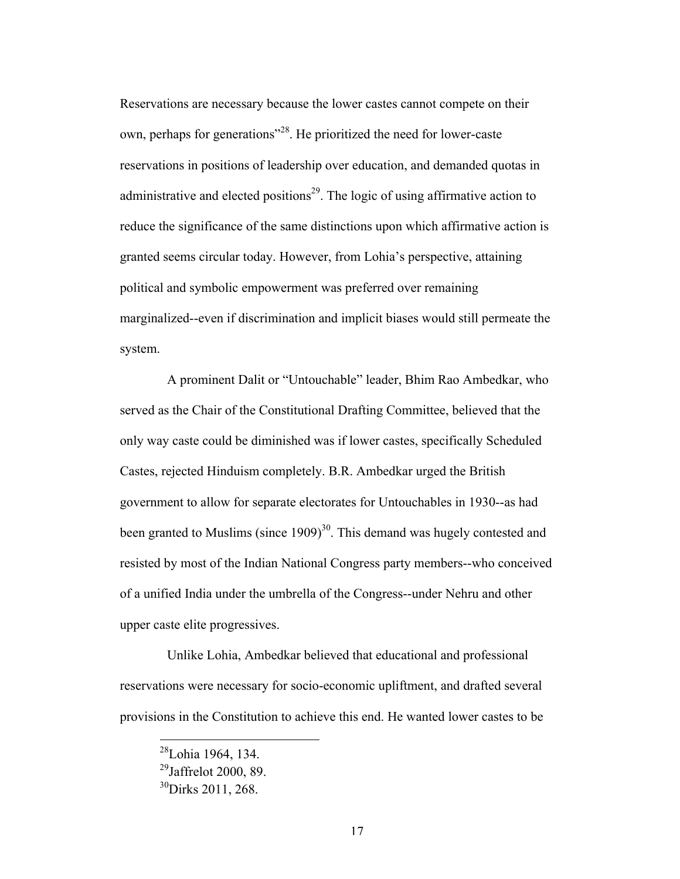Reservations are necessary because the lower castes cannot compete on their own, perhaps for generations"[28]. He prioritized the need for lower-caste reservations in positions of leadership over education, and demanded quotas in administrative and elected positions[29]. The logic of using affirmative action to reduce the significance of the same distinctions upon which affirmative action is granted seems circular today. However, from Lohia's perspective, attaining political and symbolic empowerment was preferred over remaining marginalized--even if discrimination and implicit biases would still permeate the system.

A prominent Dalit or "Untouchable" leader, Bhim Rao Ambedkar, who served as the Chair of the Constitutional Drafting Committee, believed that the only way caste could be diminished was if lower castes, specifically Scheduled Castes, rejected Hinduism completely. B.R. Ambedkar urged the British government to allow for separate electorates for Untouchables in 1930--as had been granted to Muslims (since 1909)[30]. This demand was hugely contested and resisted by most of the Indian National Congress party members--who conceived of a unified India under the umbrella of the Congress--under Nehru and other upper caste elite progressives.

Unlike Lohia, Ambedkar believed that educational and professional reservations were necessary for socio-economic upliftment, and drafted several provisions in the Constitution to achieve this end. He wanted lower castes to be

[28] Lohia 1964, 134.
[29] Jaffrelot 2000, 89.
[30] Dirks 2011, 268.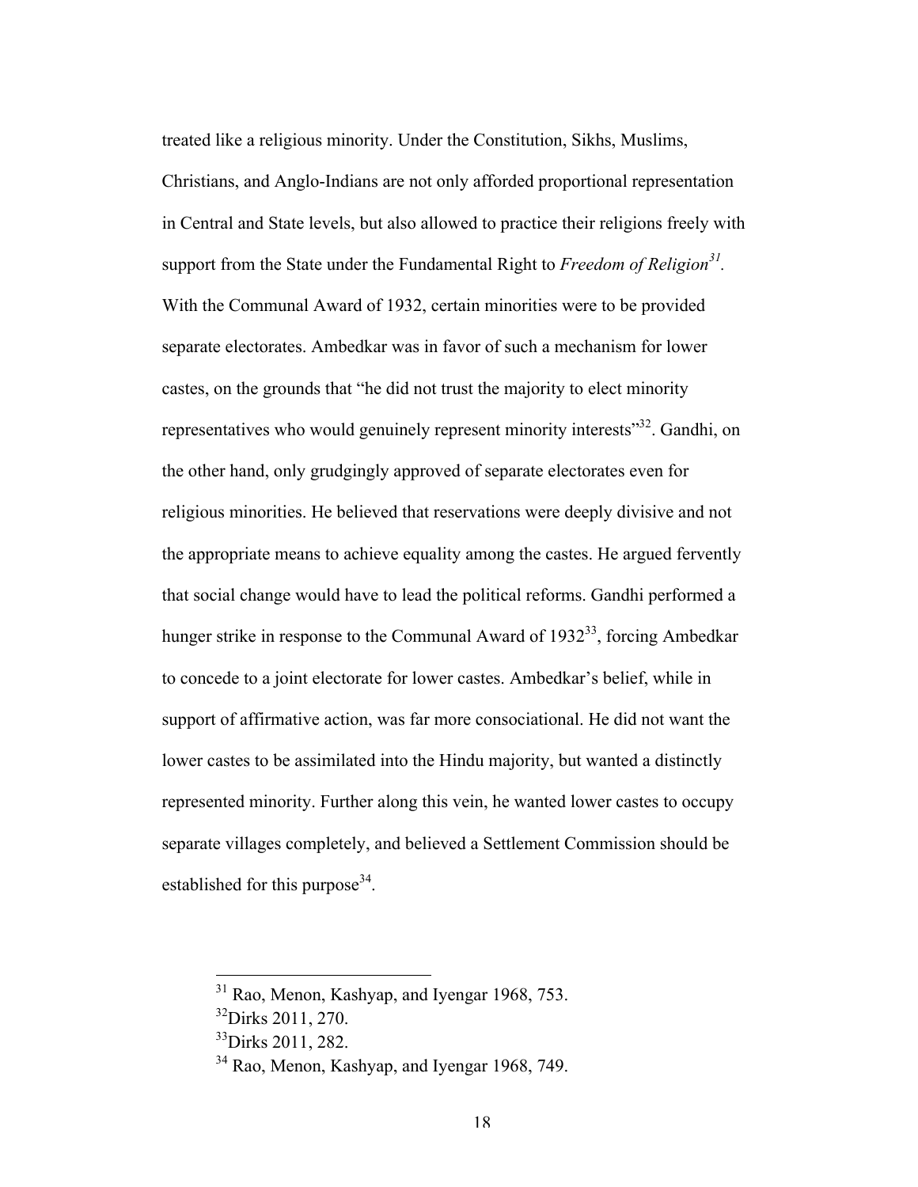treated like a religious minority. Under the Constitution, Sikhs, Muslims, Christians, and Anglo-Indians are not only afforded proportional representation in Central and State levels, but also allowed to practice their religions freely with support from the State under the Fundamental Right to *Freedom of Religion*[31]. With the Communal Award of 1932, certain minorities were to be provided separate electorates. Ambedkar was in favor of such a mechanism for lower castes, on the grounds that "he did not trust the majority to elect minority representatives who would genuinely represent minority interests"[32]. Gandhi, on the other hand, only grudgingly approved of separate electorates even for religious minorities. He believed that reservations were deeply divisive and not the appropriate means to achieve equality among the castes. He argued fervently that social change would have to lead the political reforms. Gandhi performed a hunger strike in response to the Communal Award of 1932[33], forcing Ambedkar to concede to a joint electorate for lower castes. Ambedkar's belief, while in support of affirmative action, was far more consociational. He did not want the lower castes to be assimilated into the Hindu majority, but wanted a distinctly represented minority. Further along this vein, he wanted lower castes to occupy separate villages completely, and believed a Settlement Commission should be established for this purpose[34].

---

[31] Rao, Menon, Kashyap, and Iyengar 1968, 753.

[32] Dirks 2011, 270.

[33] Dirks 2011, 282.

[34] Rao, Menon, Kashyap, and Iyengar 1968, 749.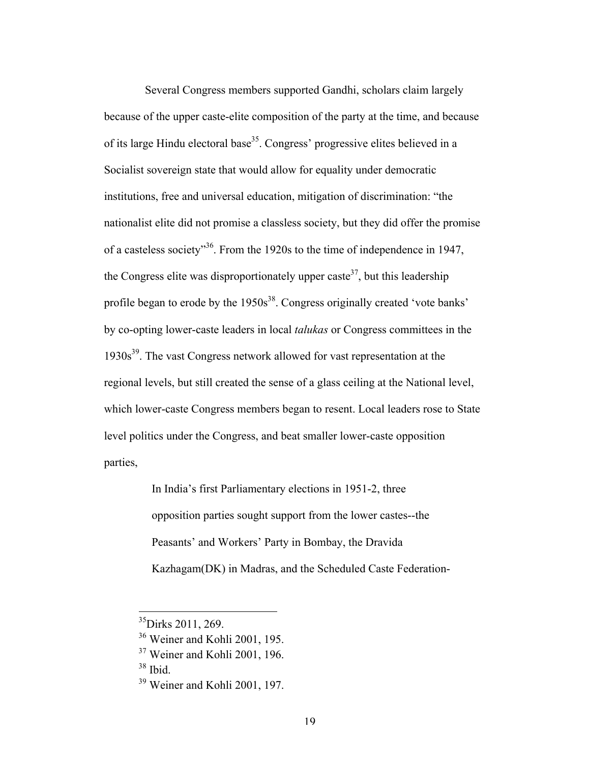Several Congress members supported Gandhi, scholars claim largely because of the upper caste-elite composition of the party at the time, and because of its large Hindu electoral base[35]. Congress' progressive elites believed in a Socialist sovereign state that would allow for equality under democratic institutions, free and universal education, mitigation of discrimination: "the nationalist elite did not promise a classless society, but they did offer the promise of a casteless society"[36]. From the 1920s to the time of independence in 1947, the Congress elite was disproportionately upper caste[37], but this leadership profile began to erode by the 1950s[38]. Congress originally created 'vote banks' by co-opting lower-caste leaders in local *talukas* or Congress committees in the 1930s[39]. The vast Congress network allowed for vast representation at the regional levels, but still created the sense of a glass ceiling at the National level, which lower-caste Congress members began to resent. Local leaders rose to State level politics under the Congress, and beat smaller lower-caste opposition parties,

> In India's first Parliamentary elections in 1951-2, three opposition parties sought support from the lower castes--the Peasants' and Workers' Party in Bombay, the Dravida Kazhagam(DK) in Madras, and the Scheduled Caste Federation-

---

[35] Dirks 2011, 269.

[36] Weiner and Kohli 2001, 195.

[37] Weiner and Kohli 2001, 196.

[38] Ibid.

[39] Weiner and Kohli 2001, 197.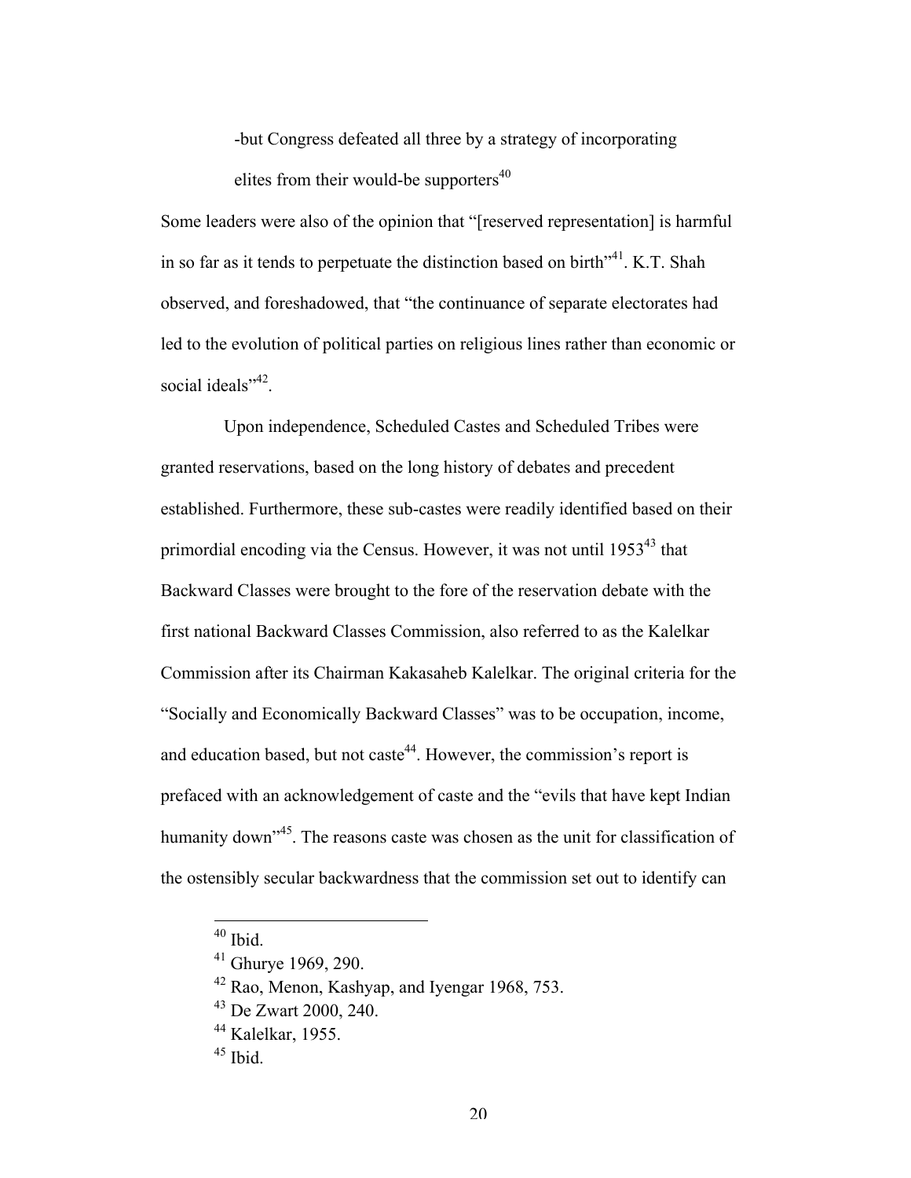-but Congress defeated all three by a strategy of incorporating elites from their would-be supporters[40]

Some leaders were also of the opinion that "[reserved representation] is harmful in so far as it tends to perpetuate the distinction based on birth"[41]. K.T. Shah observed, and foreshadowed, that "the continuance of separate electorates had led to the evolution of political parties on religious lines rather than economic or social ideals"[42].

Upon independence, Scheduled Castes and Scheduled Tribes were granted reservations, based on the long history of debates and precedent established. Furthermore, these sub-castes were readily identified based on their primordial encoding via the Census. However, it was not until 1953[43] that Backward Classes were brought to the fore of the reservation debate with the first national Backward Classes Commission, also referred to as the Kalelkar Commission after its Chairman Kakasaheb Kalelkar. The original criteria for the "Socially and Economically Backward Classes" was to be occupation, income, and education based, but not caste[44]. However, the commission's report is prefaced with an acknowledgement of caste and the "evils that have kept Indian humanity down"[45]. The reasons caste was chosen as the unit for classification of the ostensibly secular backwardness that the commission set out to identify can

---

[40] Ibid.

[41] Ghurye 1969, 290.

[42] Rao, Menon, Kashyap, and Iyengar 1968, 753.

[43] De Zwart 2000, 240.

[44] Kalelkar, 1955.

[45] Ibid.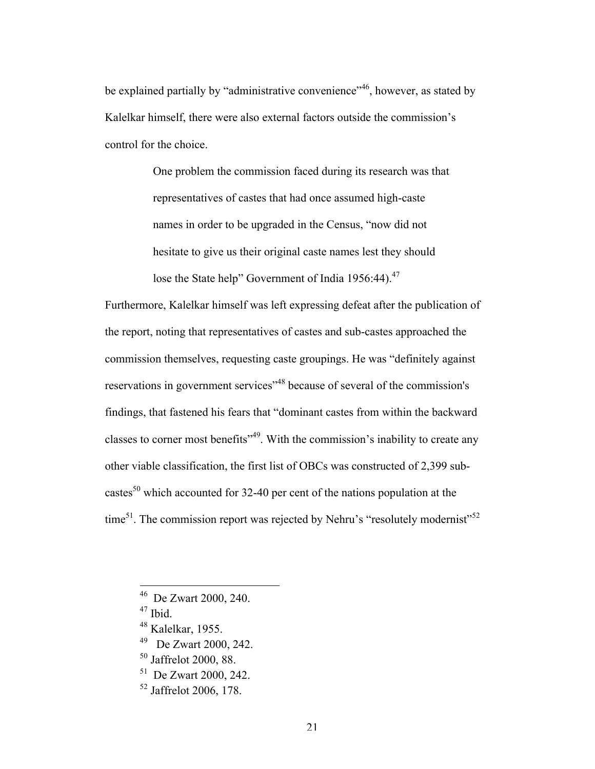be explained partially by "administrative convenience"[46], however, as stated by Kalelkar himself, there were also external factors outside the commission's control for the choice.

> One problem the commission faced during its research was that representatives of castes that had once assumed high-caste names in order to be upgraded in the Census, "now did not hesitate to give us their original caste names lest they should lose the State help" Government of India 1956:44).[47]

Furthermore, Kalelkar himself was left expressing defeat after the publication of the report, noting that representatives of castes and sub-castes approached the commission themselves, requesting caste groupings. He was "definitely against reservations in government services"[48] because of several of the commission's findings, that fastened his fears that "dominant castes from within the backward classes to corner most benefits"[49]. With the commission's inability to create any other viable classification, the first list of OBCs was constructed of 2,399 sub-castes[50] which accounted for 32-40 per cent of the nations population at the time[51]. The commission report was rejected by Nehru's "resolutely modernist"[52]

---

[46] De Zwart 2000, 240.

[47] Ibid.

[48] Kalelkar, 1955.

[49] De Zwart 2000, 242.

[50] Jaffrelot 2000, 88.

[51] De Zwart 2000, 242.

[52] Jaffrelot 2006, 178.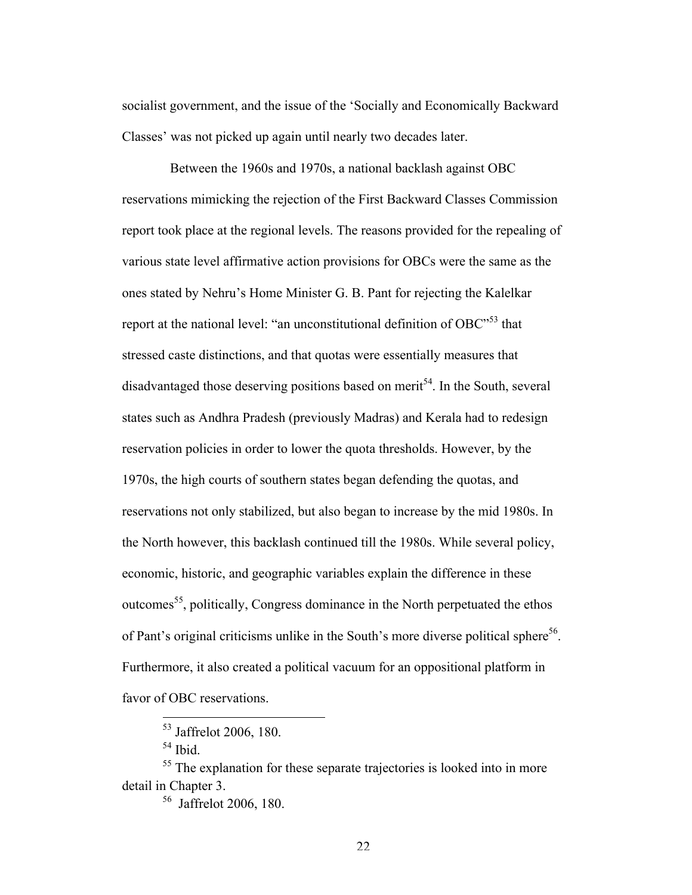socialist government, and the issue of the 'Socially and Economically Backward Classes' was not picked up again until nearly two decades later.

Between the 1960s and 1970s, a national backlash against OBC reservations mimicking the rejection of the First Backward Classes Commission report took place at the regional levels. The reasons provided for the repealing of various state level affirmative action provisions for OBCs were the same as the ones stated by Nehru's Home Minister G. B. Pant for rejecting the Kalelkar report at the national level: "an unconstitutional definition of OBC"[53] that stressed caste distinctions, and that quotas were essentially measures that disadvantaged those deserving positions based on merit[54]. In the South, several states such as Andhra Pradesh (previously Madras) and Kerala had to redesign reservation policies in order to lower the quota thresholds. However, by the 1970s, the high courts of southern states began defending the quotas, and reservations not only stabilized, but also began to increase by the mid 1980s. In the North however, this backlash continued till the 1980s. While several policy, economic, historic, and geographic variables explain the difference in these outcomes[55], politically, Congress dominance in the North perpetuated the ethos of Pant's original criticisms unlike in the South's more diverse political sphere[56]. Furthermore, it also created a political vacuum for an oppositional platform in favor of OBC reservations.

---

[53] Jaffrelot 2006, 180.

[54] Ibid.

[55] The explanation for these separate trajectories is looked into in more detail in Chapter 3.

[56] Jaffrelot 2006, 180.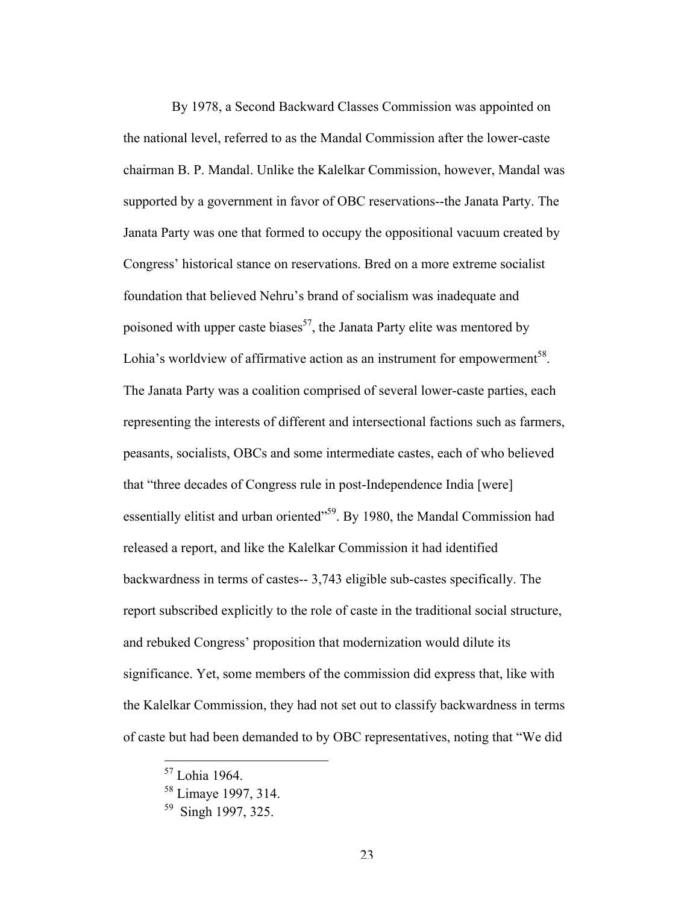By 1978, a Second Backward Classes Commission was appointed on the national level, referred to as the Mandal Commission after the lower-caste chairman B. P. Mandal. Unlike the Kalelkar Commission, however, Mandal was supported by a government in favor of OBC reservations--the Janata Party. The Janata Party was one that formed to occupy the oppositional vacuum created by Congress' historical stance on reservations. Bred on a more extreme socialist foundation that believed Nehru's brand of socialism was inadequate and poisoned with upper caste biases[57], the Janata Party elite was mentored by Lohia's worldview of affirmative action as an instrument for empowerment[58]. The Janata Party was a coalition comprised of several lower-caste parties, each representing the interests of different and intersectional factions such as farmers, peasants, socialists, OBCs and some intermediate castes, each of who believed that "three decades of Congress rule in post-Independence India [were] essentially elitist and urban oriented"[59]. By 1980, the Mandal Commission had released a report, and like the Kalelkar Commission it had identified backwardness in terms of castes-- 3,743 eligible sub-castes specifically. The report subscribed explicitly to the role of caste in the traditional social structure, and rebuked Congress' proposition that modernization would dilute its significance. Yet, some members of the commission did express that, like with the Kalelkar Commission, they had not set out to classify backwardness in terms of caste but had been demanded to by OBC representatives, noting that "We did

---

[57] Lohia 1964.

[58] Limaye 1997, 314.

[59] Singh 1997, 325.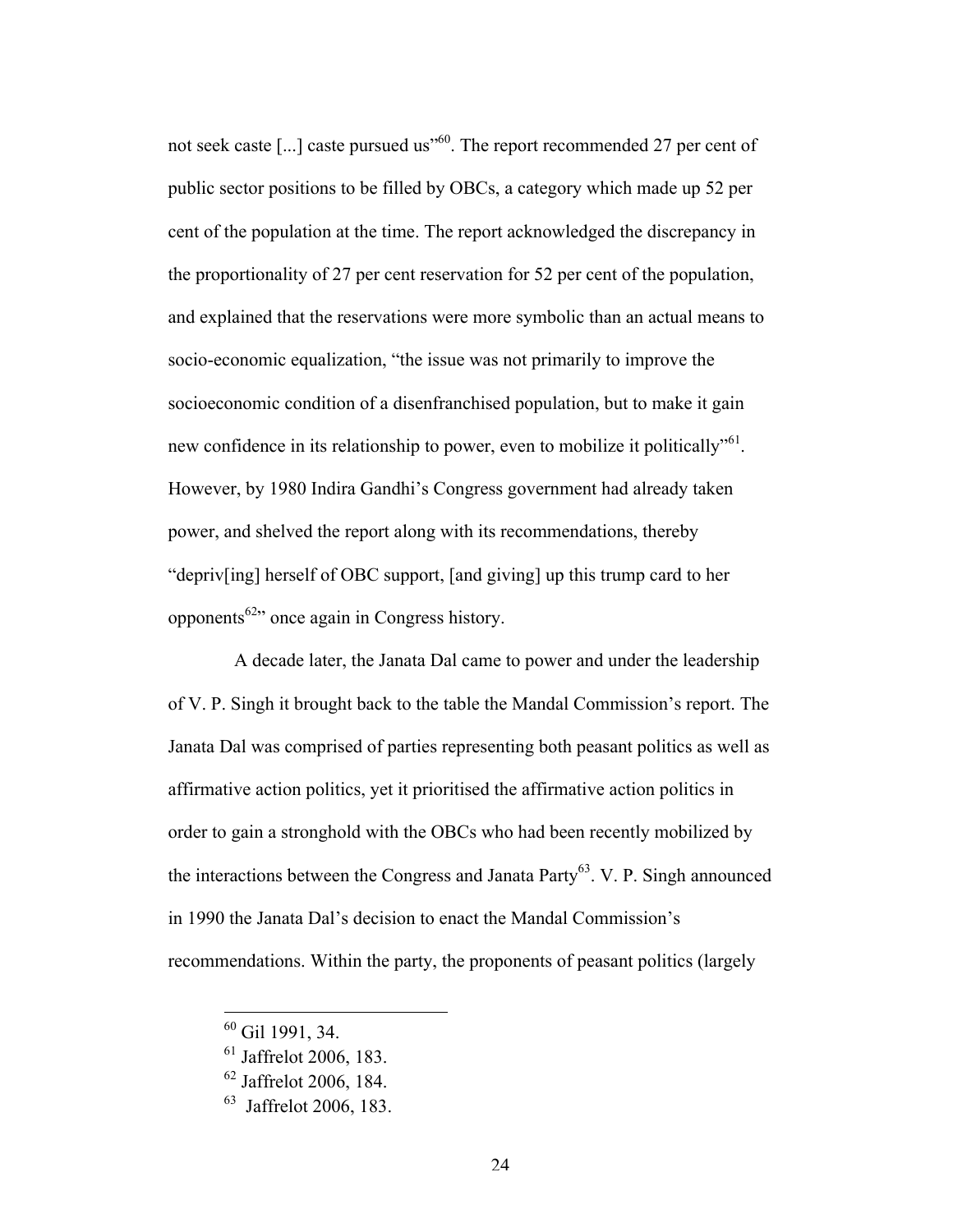not seek caste [...] caste pursued us"[60]. The report recommended 27 per cent of public sector positions to be filled by OBCs, a category which made up 52 per cent of the population at the time. The report acknowledged the discrepancy in the proportionality of 27 per cent reservation for 52 per cent of the population, and explained that the reservations were more symbolic than an actual means to socio-economic equalization, "the issue was not primarily to improve the socioeconomic condition of a disenfranchised population, but to make it gain new confidence in its relationship to power, even to mobilize it politically"[61]. However, by 1980 Indira Gandhi's Congress government had already taken power, and shelved the report along with its recommendations, thereby "depriv[ing] herself of OBC support, [and giving] up this trump card to her opponents[62]" once again in Congress history.

A decade later, the Janata Dal came to power and under the leadership of V. P. Singh it brought back to the table the Mandal Commission's report. The Janata Dal was comprised of parties representing both peasant politics as well as affirmative action politics, yet it prioritised the affirmative action politics in order to gain a stronghold with the OBCs who had been recently mobilized by the interactions between the Congress and Janata Party[63]. V. P. Singh announced in 1990 the Janata Dal's decision to enact the Mandal Commission's recommendations. Within the party, the proponents of peasant politics (largely

---

[60] Gil 1991, 34.

[61] Jaffrelot 2006, 183.

[62] Jaffrelot 2006, 184.

[63] Jaffrelot 2006, 183.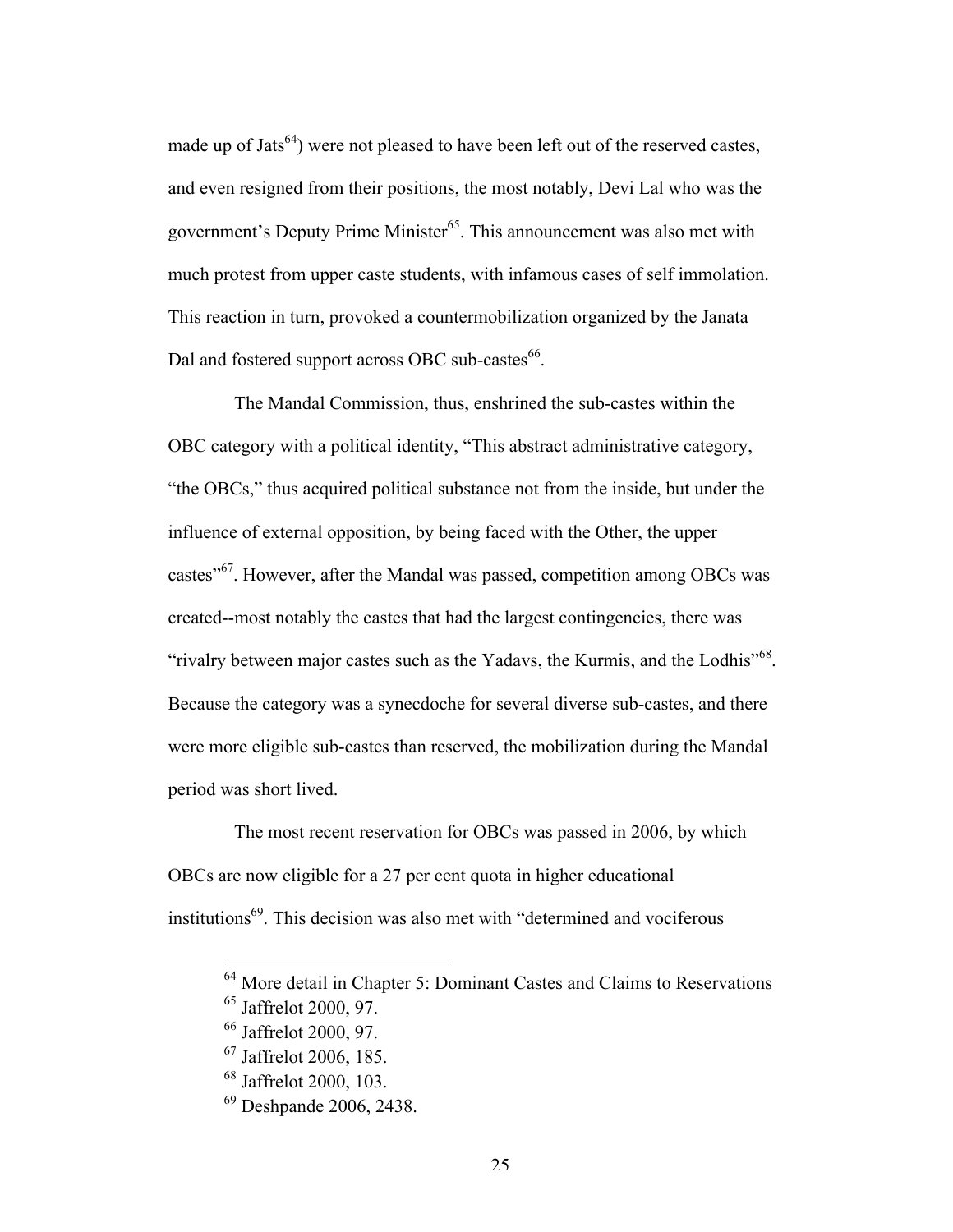made up of Jats[64]) were not pleased to have been left out of the reserved castes, and even resigned from their positions, the most notably, Devi Lal who was the government's Deputy Prime Minister[65]. This announcement was also met with much protest from upper caste students, with infamous cases of self immolation. This reaction in turn, provoked a countermobilization organized by the Janata Dal and fostered support across OBC sub-castes[66].

The Mandal Commission, thus, enshrined the sub-castes within the OBC category with a political identity, "This abstract administrative category, "the OBCs," thus acquired political substance not from the inside, but under the influence of external opposition, by being faced with the Other, the upper castes"[67]. However, after the Mandal was passed, competition among OBCs was created--most notably the castes that had the largest contingencies, there was "rivalry between major castes such as the Yadavs, the Kurmis, and the Lodhis"[68]. Because the category was a synecdoche for several diverse sub-castes, and there were more eligible sub-castes than reserved, the mobilization during the Mandal period was short lived.

The most recent reservation for OBCs was passed in 2006, by which OBCs are now eligible for a 27 per cent quota in higher educational institutions[69]. This decision was also met with "determined and vociferous

---

[64] More detail in Chapter 5: Dominant Castes and Claims to Reservations

[65] Jaffrelot 2000, 97.

[66] Jaffrelot 2000, 97.

[67] Jaffrelot 2006, 185.

[68] Jaffrelot 2000, 103.

[69] Deshpande 2006, 2438.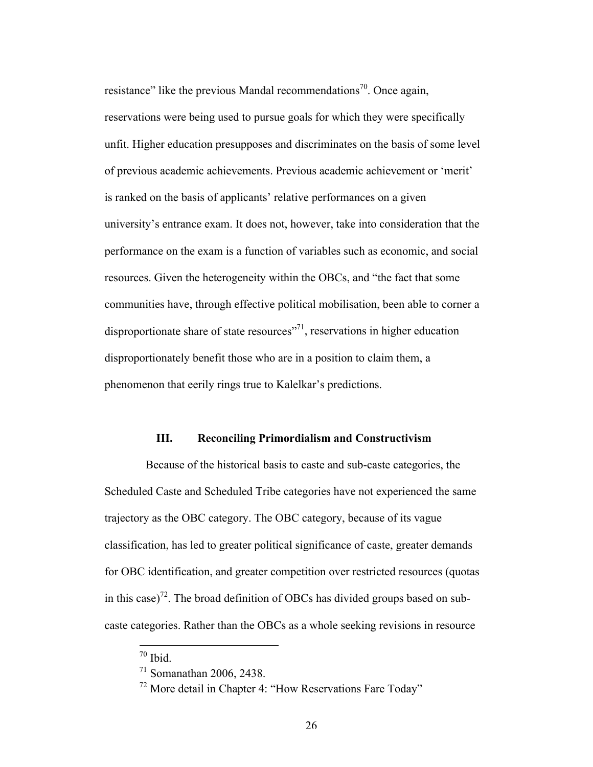resistance" like the previous Mandal recommendations[70]. Once again, reservations were being used to pursue goals for which they were specifically unfit. Higher education presupposes and discriminates on the basis of some level of previous academic achievements. Previous academic achievement or 'merit' is ranked on the basis of applicants' relative performances on a given university's entrance exam. It does not, however, take into consideration that the performance on the exam is a function of variables such as economic, and social resources. Given the heterogeneity within the OBCs, and "the fact that some communities have, through effective political mobilisation, been able to corner a disproportionate share of state resources"[71], reservations in higher education disproportionately benefit those who are in a position to claim them, a phenomenon that eerily rings true to Kalelkar's predictions.

## III. Reconciling Primordialism and Constructivism

Because of the historical basis to caste and sub-caste categories, the Scheduled Caste and Scheduled Tribe categories have not experienced the same trajectory as the OBC category. The OBC category, because of its vague classification, has led to greater political significance of caste, greater demands for OBC identification, and greater competition over restricted resources (quotas in this case)[72]. The broad definition of OBCs has divided groups based on sub-caste categories. Rather than the OBCs as a whole seeking revisions in resource

---

[70] Ibid.

[71] Somanathan 2006, 2438.

[72] More detail in Chapter 4: "How Reservations Fare Today"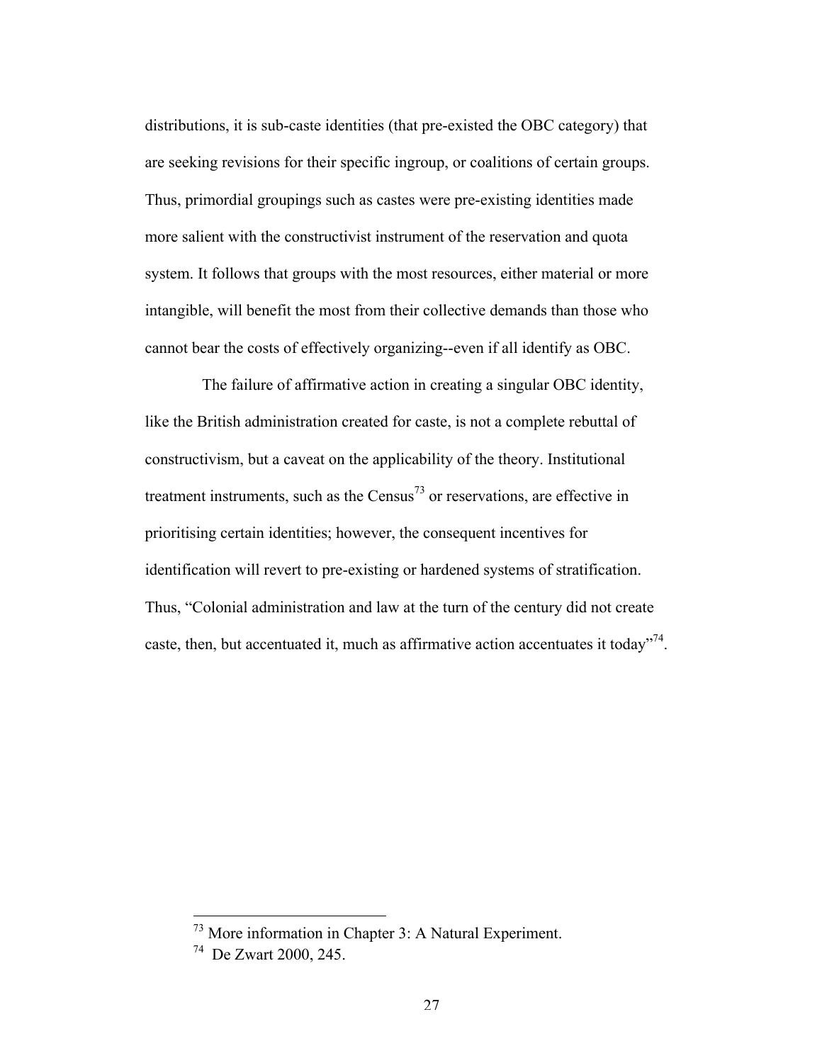distributions, it is sub-caste identities (that pre-existed the OBC category) that are seeking revisions for their specific ingroup, or coalitions of certain groups. Thus, primordial groupings such as castes were pre-existing identities made more salient with the constructivist instrument of the reservation and quota system. It follows that groups with the most resources, either material or more intangible, will benefit the most from their collective demands than those who cannot bear the costs of effectively organizing--even if all identify as OBC.

The failure of affirmative action in creating a singular OBC identity, like the British administration created for caste, is not a complete rebuttal of constructivism, but a caveat on the applicability of the theory. Institutional treatment instruments, such as the Census[73] or reservations, are effective in prioritising certain identities; however, the consequent incentives for identification will revert to pre-existing or hardened systems of stratification. Thus, "Colonial administration and law at the turn of the century did not create caste, then, but accentuated it, much as affirmative action accentuates it today"[74].

---

[73] More information in Chapter 3: A Natural Experiment.

[74] De Zwart 2000, 245.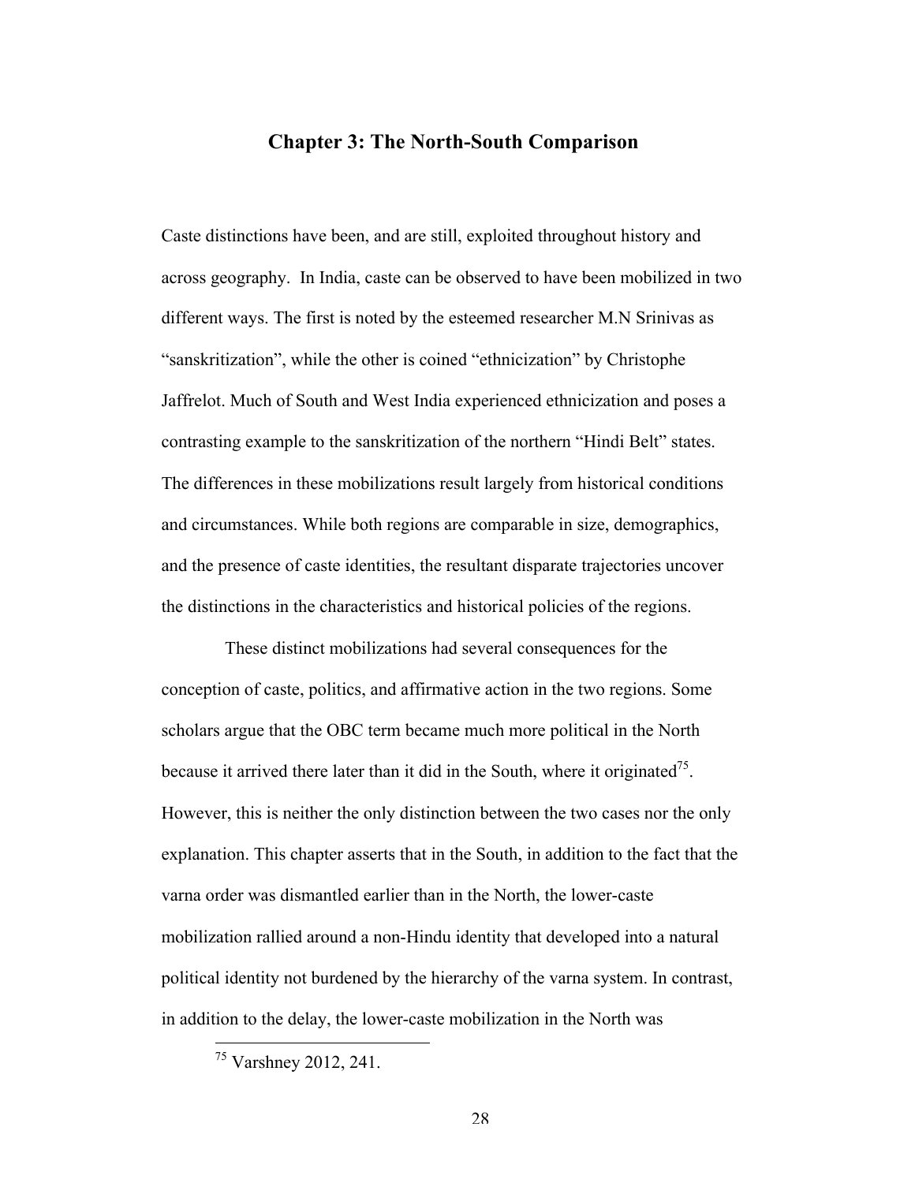# Chapter 3: The North-South Comparison

Caste distinctions have been, and are still, exploited throughout history and across geography. In India, caste can be observed to have been mobilized in two different ways. The first is noted by the esteemed researcher M.N Srinivas as "sanskritization", while the other is coined "ethnicization" by Christophe Jaffrelot. Much of South and West India experienced ethnicization and poses a contrasting example to the sanskritization of the northern "Hindi Belt" states. The differences in these mobilizations result largely from historical conditions and circumstances. While both regions are comparable in size, demographics, and the presence of caste identities, the resultant disparate trajectories uncover the distinctions in the characteristics and historical policies of the regions.

These distinct mobilizations had several consequences for the conception of caste, politics, and affirmative action in the two regions. Some scholars argue that the OBC term became much more political in the North because it arrived there later than it did in the South, where it originated[75]. However, this is neither the only distinction between the two cases nor the only explanation. This chapter asserts that in the South, in addition to the fact that the varna order was dismantled earlier than in the North, the lower-caste mobilization rallied around a non-Hindu identity that developed into a natural political identity not burdened by the hierarchy of the varna system. In contrast, in addition to the delay, the lower-caste mobilization in the North was

[75] Varshney 2012, 241.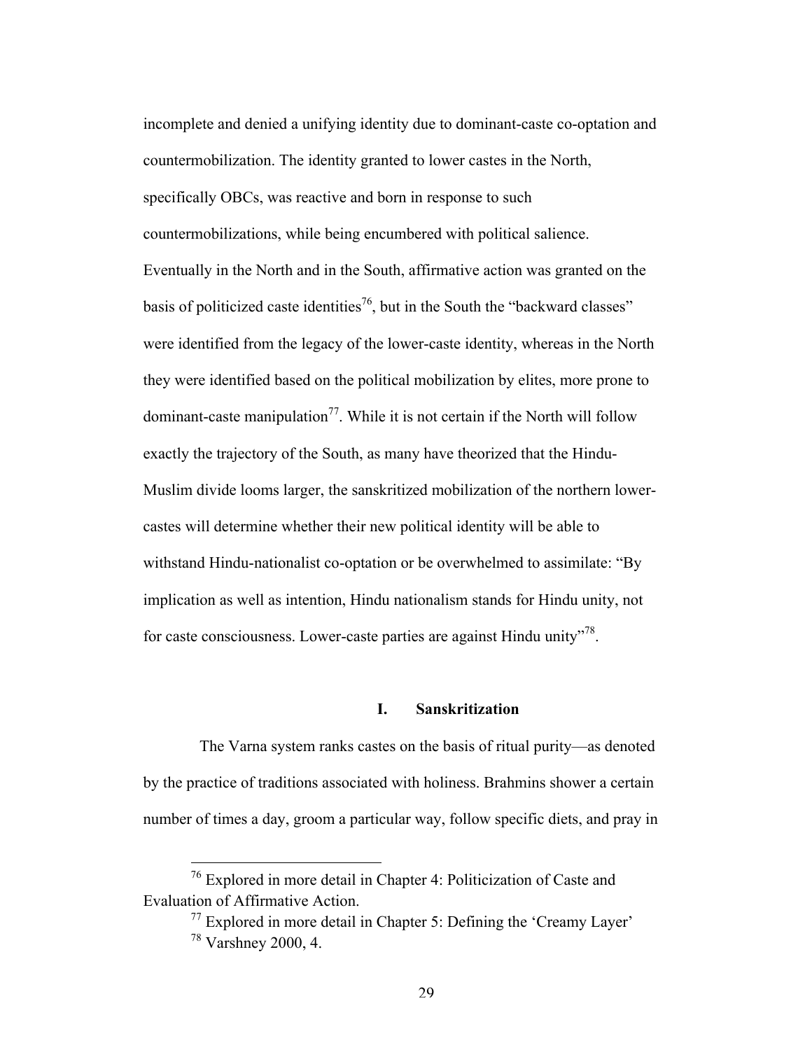incomplete and denied a unifying identity due to dominant-caste co-optation and countermobilization. The identity granted to lower castes in the North, specifically OBCs, was reactive and born in response to such countermobilizations, while being encumbered with political salience. Eventually in the North and in the South, affirmative action was granted on the basis of politicized caste identities[76], but in the South the "backward classes" were identified from the legacy of the lower-caste identity, whereas in the North they were identified based on the political mobilization by elites, more prone to dominant-caste manipulation[77]. While it is not certain if the North will follow exactly the trajectory of the South, as many have theorized that the Hindu-Muslim divide looms larger, the sanskritized mobilization of the northern lower-castes will determine whether their new political identity will be able to withstand Hindu-nationalist co-optation or be overwhelmed to assimilate: "By implication as well as intention, Hindu nationalism stands for Hindu unity, not for caste consciousness. Lower-caste parties are against Hindu unity"[78].

## I. Sanskritization

The Varna system ranks castes on the basis of ritual purity—as denoted by the practice of traditions associated with holiness. Brahmins shower a certain number of times a day, groom a particular way, follow specific diets, and pray in

[76] Explored in more detail in Chapter 4: Politicization of Caste and Evaluation of Affirmative Action.

[77] Explored in more detail in Chapter 5: Defining the 'Creamy Layer'

[78] Varshney 2000, 4.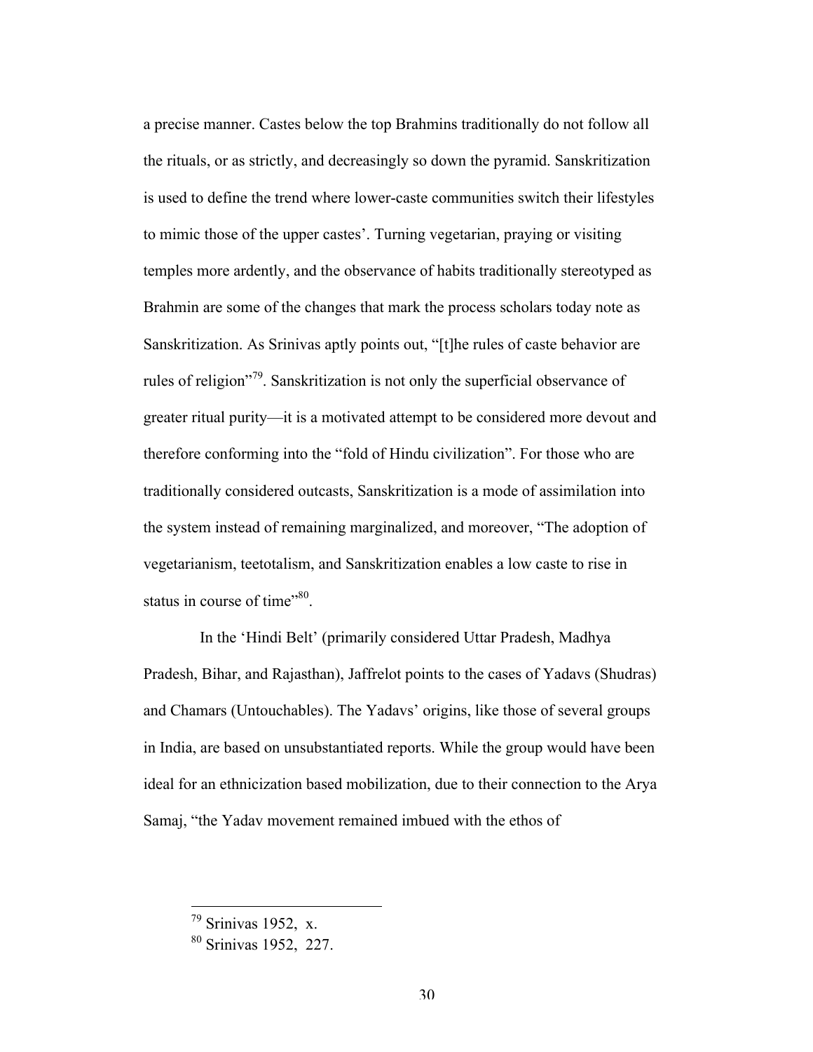a precise manner. Castes below the top Brahmins traditionally do not follow all the rituals, or as strictly, and decreasingly so down the pyramid. Sanskritization is used to define the trend where lower-caste communities switch their lifestyles to mimic those of the upper castes'. Turning vegetarian, praying or visiting temples more ardently, and the observance of habits traditionally stereotyped as Brahmin are some of the changes that mark the process scholars today note as Sanskritization. As Srinivas aptly points out, "[t]he rules of caste behavior are rules of religion"[79]. Sanskritization is not only the superficial observance of greater ritual purity—it is a motivated attempt to be considered more devout and therefore conforming into the "fold of Hindu civilization". For those who are traditionally considered outcasts, Sanskritization is a mode of assimilation into the system instead of remaining marginalized, and moreover, "The adoption of vegetarianism, teetotalism, and Sanskritization enables a low caste to rise in status in course of time"[80].

In the 'Hindi Belt' (primarily considered Uttar Pradesh, Madhya Pradesh, Bihar, and Rajasthan), Jaffrelot points to the cases of Yadavs (Shudras) and Chamars (Untouchables). The Yadavs' origins, like those of several groups in India, are based on unsubstantiated reports. While the group would have been ideal for an ethnicization based mobilization, due to their connection to the Arya Samaj, "the Yadav movement remained imbued with the ethos of

---

[79] Srinivas 1952, x.

[80] Srinivas 1952, 227.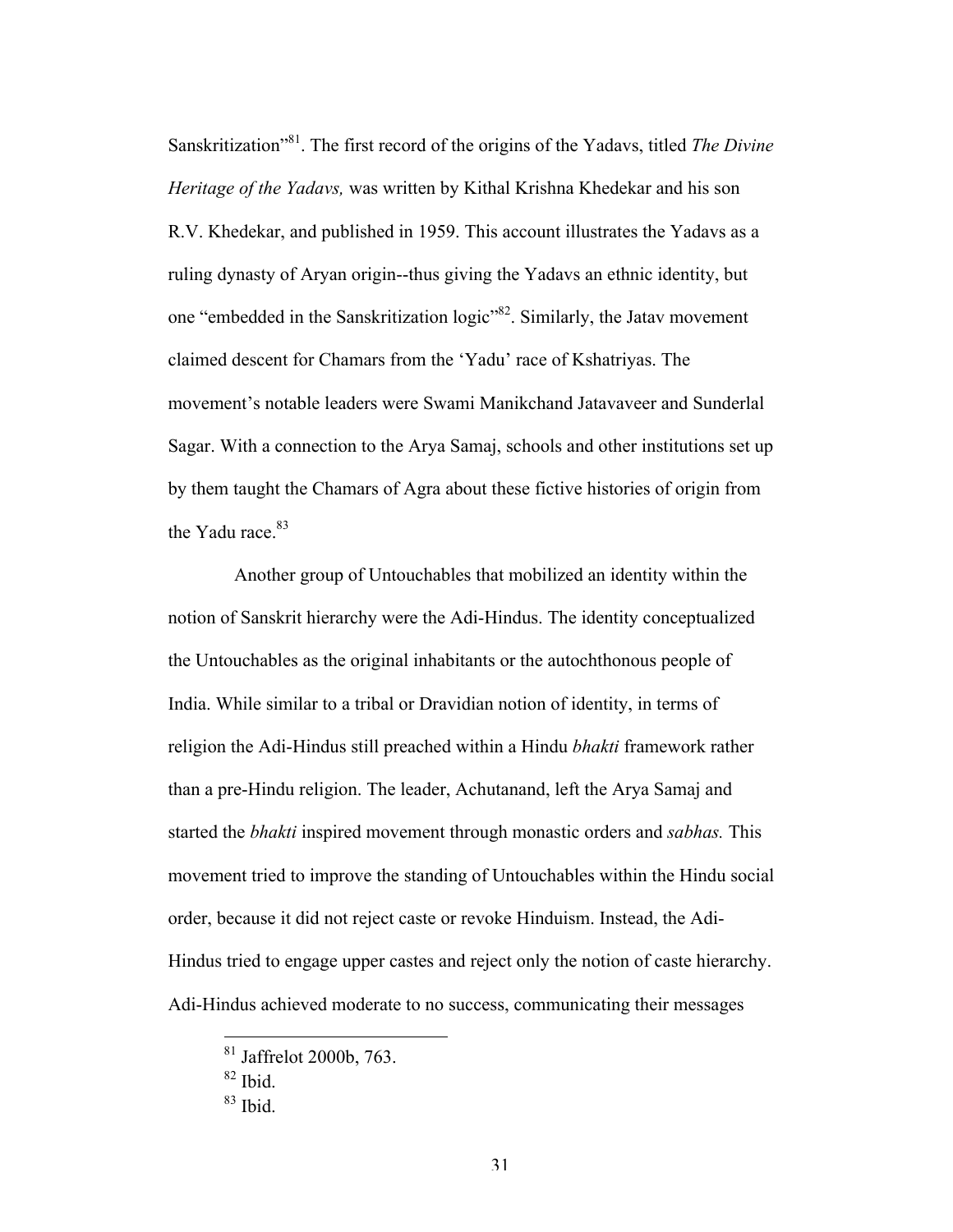Sanskritization"[81]. The first record of the origins of the Yadavs, titled *The Divine Heritage of the Yadavs,* was written by Kithal Krishna Khedekar and his son R.V. Khedekar, and published in 1959. This account illustrates the Yadavs as a ruling dynasty of Aryan origin--thus giving the Yadavs an ethnic identity, but one "embedded in the Sanskritization logic"[82]. Similarly, the Jatav movement claimed descent for Chamars from the 'Yadu' race of Kshatriyas. The movement's notable leaders were Swami Manikchand Jatavaveer and Sunderlal Sagar. With a connection to the Arya Samaj, schools and other institutions set up by them taught the Chamars of Agra about these fictive histories of origin from the Yadu race.[83]

Another group of Untouchables that mobilized an identity within the notion of Sanskrit hierarchy were the Adi-Hindus. The identity conceptualized the Untouchables as the original inhabitants or the autochthonous people of India. While similar to a tribal or Dravidian notion of identity, in terms of religion the Adi-Hindus still preached within a Hindu *bhakti* framework rather than a pre-Hindu religion. The leader, Achutanand, left the Arya Samaj and started the *bhakti* inspired movement through monastic orders and *sabhas.* This movement tried to improve the standing of Untouchables within the Hindu social order, because it did not reject caste or revoke Hinduism. Instead, the Adi-Hindus tried to engage upper castes and reject only the notion of caste hierarchy. Adi-Hindus achieved moderate to no success, communicating their messages

[81] Jaffrelot 2000b, 763.

[82] Ibid.

[83] Ibid.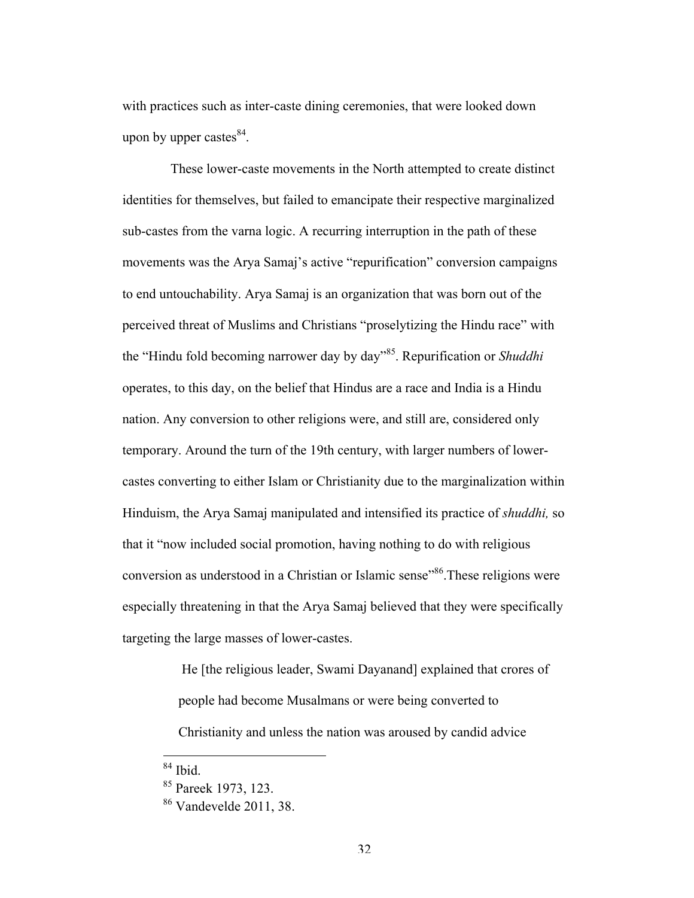with practices such as inter-caste dining ceremonies, that were looked down upon by upper castes[84].

These lower-caste movements in the North attempted to create distinct identities for themselves, but failed to emancipate their respective marginalized sub-castes from the varna logic. A recurring interruption in the path of these movements was the Arya Samaj's active "repurification" conversion campaigns to end untouchability. Arya Samaj is an organization that was born out of the perceived threat of Muslims and Christians "proselytizing the Hindu race" with the "Hindu fold becoming narrower day by day"[85]. Repurification or *Shuddhi* operates, to this day, on the belief that Hindus are a race and India is a Hindu nation. Any conversion to other religions were, and still are, considered only temporary. Around the turn of the 19th century, with larger numbers of lower-castes converting to either Islam or Christianity due to the marginalization within Hinduism, the Arya Samaj manipulated and intensified its practice of *shuddhi,* so that it "now included social promotion, having nothing to do with religious conversion as understood in a Christian or Islamic sense"[86].These religions were especially threatening in that the Arya Samaj believed that they were specifically targeting the large masses of lower-castes.

> He [the religious leader, Swami Dayanand] explained that crores of people had become Musalmans or were being converted to Christianity and unless the nation was aroused by candid advice

---

[84] Ibid.

[85] Pareek 1973, 123.

[86] Vandevelde 2011, 38.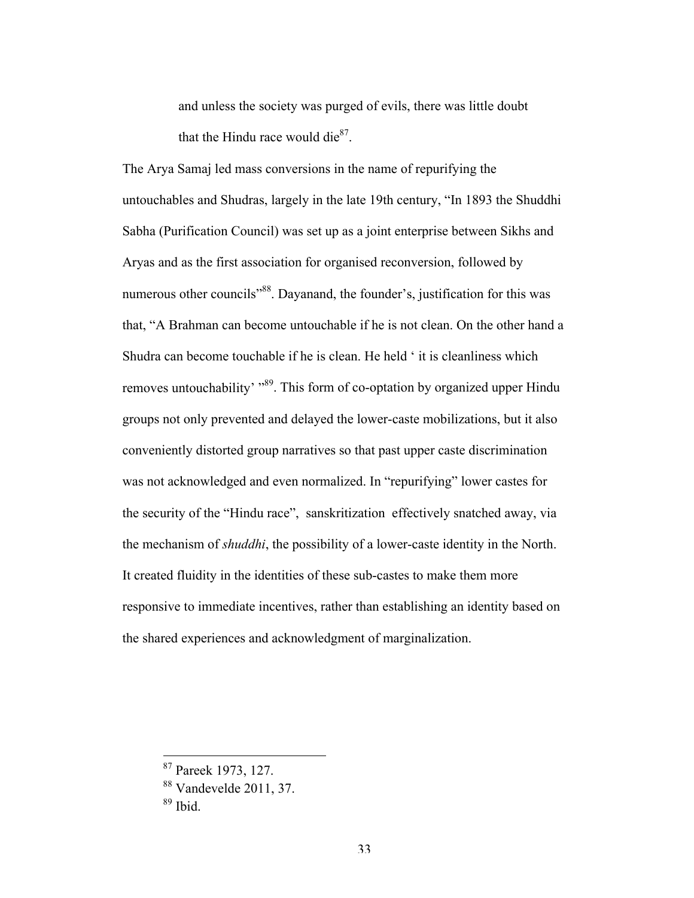> and unless the society was purged of evils, there was little doubt that the Hindu race would die[87].

The Arya Samaj led mass conversions in the name of repurifying the untouchables and Shudras, largely in the late 19th century, "In 1893 the Shuddhi Sabha (Purification Council) was set up as a joint enterprise between Sikhs and Aryas and as the first association for organised reconversion, followed by numerous other councils"[88]. Dayanand, the founder's, justification for this was that, "A Brahman can become untouchable if he is not clean. On the other hand a Shudra can become touchable if he is clean. He held ' it is cleanliness which removes untouchability' "[89]. This form of co-optation by organized upper Hindu groups not only prevented and delayed the lower-caste mobilizations, but it also conveniently distorted group narratives so that past upper caste discrimination was not acknowledged and even normalized. In "repurifying" lower castes for the security of the "Hindu race", sanskritization effectively snatched away, via the mechanism of *shuddhi*, the possibility of a lower-caste identity in the North. It created fluidity in the identities of these sub-castes to make them more responsive to immediate incentives, rather than establishing an identity based on the shared experiences and acknowledgment of marginalization.

---

[87] Pareek 1973, 127.

[88] Vandevelde 2011, 37.

[89] Ibid.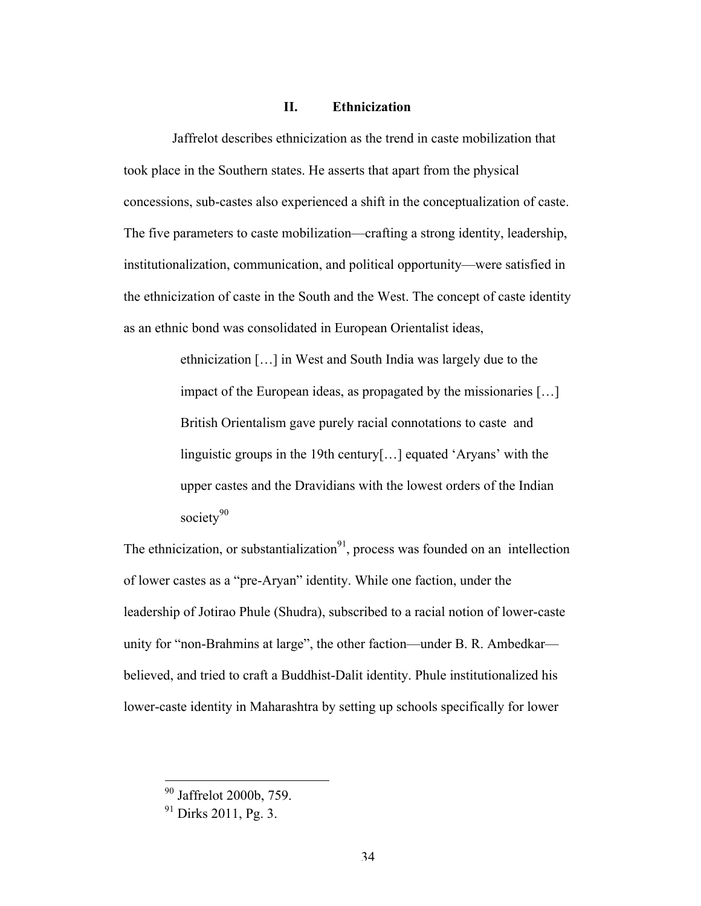## II. Ethnicization

Jaffrelot describes ethnicization as the trend in caste mobilization that took place in the Southern states. He asserts that apart from the physical concessions, sub-castes also experienced a shift in the conceptualization of caste. The five parameters to caste mobilization—crafting a strong identity, leadership, institutionalization, communication, and political opportunity—were satisfied in the ethnicization of caste in the South and the West. The concept of caste identity as an ethnic bond was consolidated in European Orientalist ideas,

> ethnicization […] in West and South India was largely due to the impact of the European ideas, as propagated by the missionaries […] British Orientalism gave purely racial connotations to caste and linguistic groups in the 19th century[…] equated 'Aryans' with the upper castes and the Dravidians with the lowest orders of the Indian society[90]

The ethnicization, or substantialization[91], process was founded on an intellection of lower castes as a "pre-Aryan" identity. While one faction, under the leadership of Jotirao Phule (Shudra), subscribed to a racial notion of lower-caste unity for "non-Brahmins at large", the other faction—under B. R. Ambedkar—believed, and tried to craft a Buddhist-Dalit identity. Phule institutionalized his lower-caste identity in Maharashtra by setting up schools specifically for lower

---

[90] Jaffrelot 2000b, 759.

[91] Dirks 2011, Pg. 3.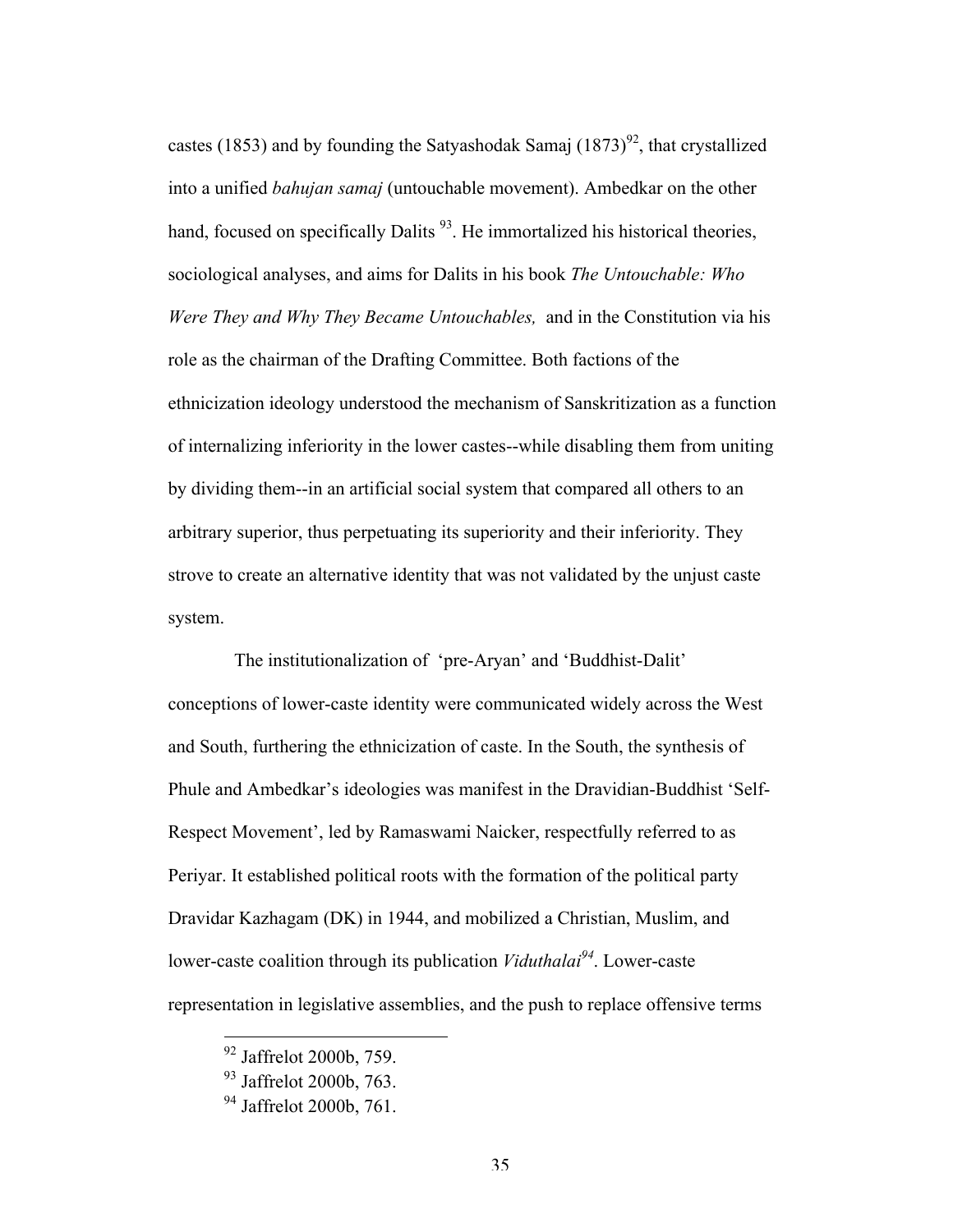castes (1853) and by founding the Satyashodak Samaj (1873)[92], that crystallized into a unified *bahujan samaj* (untouchable movement). Ambedkar on the other hand, focused on specifically Dalits [93]. He immortalized his historical theories, sociological analyses, and aims for Dalits in his book *The Untouchable: Who Were They and Why They Became Untouchables,* and in the Constitution via his role as the chairman of the Drafting Committee. Both factions of the ethnicization ideology understood the mechanism of Sanskritization as a function of internalizing inferiority in the lower castes--while disabling them from uniting by dividing them--in an artificial social system that compared all others to an arbitrary superior, thus perpetuating its superiority and their inferiority. They strove to create an alternative identity that was not validated by the unjust caste system.

The institutionalization of 'pre-Aryan' and 'Buddhist-Dalit' conceptions of lower-caste identity were communicated widely across the West and South, furthering the ethnicization of caste. In the South, the synthesis of Phule and Ambedkar's ideologies was manifest in the Dravidian-Buddhist 'Self-Respect Movement', led by Ramaswami Naicker, respectfully referred to as Periyar. It established political roots with the formation of the political party Dravidar Kazhagam (DK) in 1944, and mobilized a Christian, Muslim, and lower-caste coalition through its publication *Viduthalai*[94]. Lower-caste representation in legislative assemblies, and the push to replace offensive terms

---

[92] Jaffrelot 2000b, 759.

[93] Jaffrelot 2000b, 763.

[94] Jaffrelot 2000b, 761.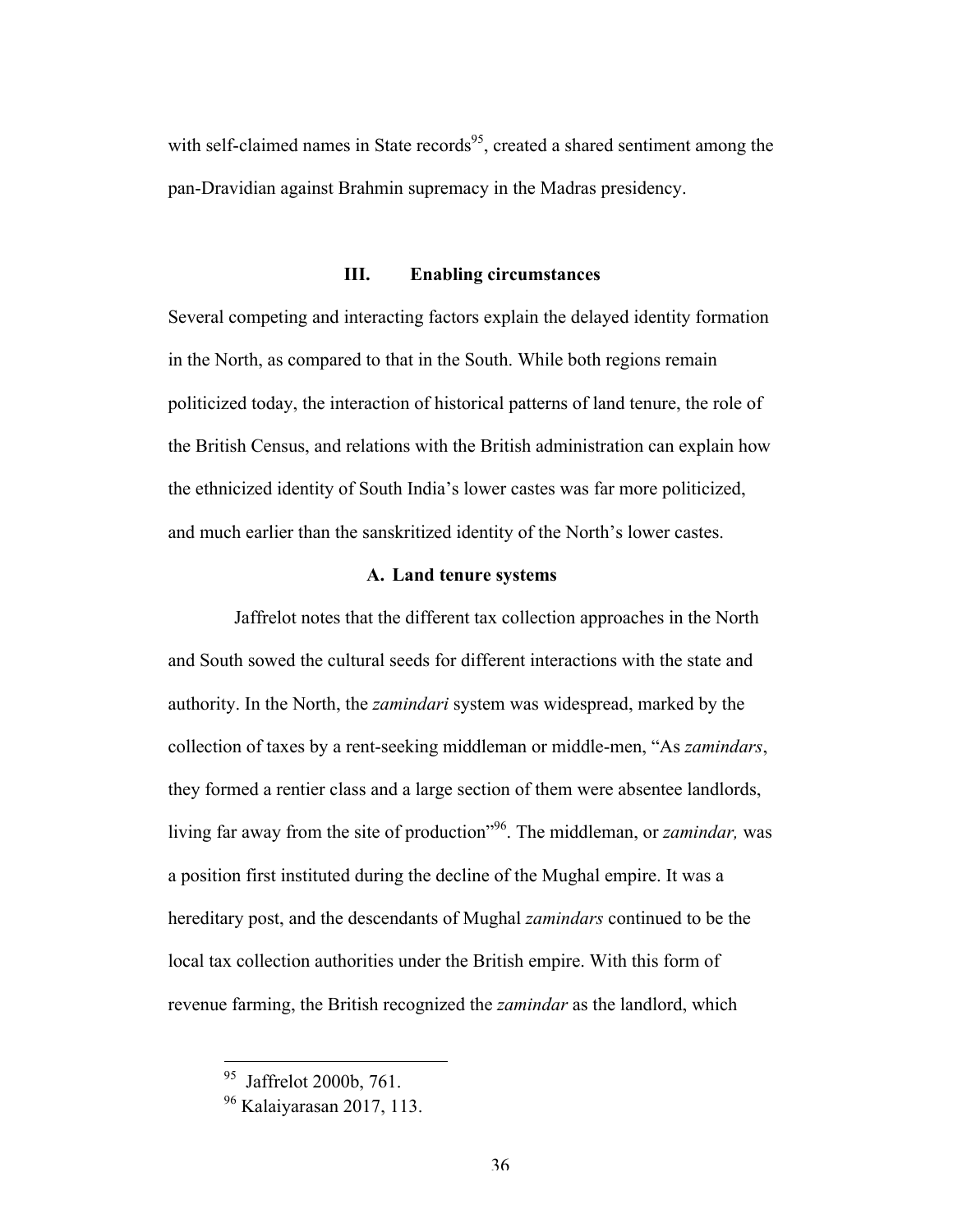with self-claimed names in State records[95], created a shared sentiment among the pan-Dravidian against Brahmin supremacy in the Madras presidency.

## III. Enabling circumstances

Several competing and interacting factors explain the delayed identity formation in the North, as compared to that in the South. While both regions remain politicized today, the interaction of historical patterns of land tenure, the role of the British Census, and relations with the British administration can explain how the ethnicized identity of South India's lower castes was far more politicized, and much earlier than the sanskritized identity of the North's lower castes.

### A. Land tenure systems

Jaffrelot notes that the different tax collection approaches in the North and South sowed the cultural seeds for different interactions with the state and authority. In the North, the *zamindari* system was widespread, marked by the collection of taxes by a rent-seeking middleman or middle-men, "As *zamindars*, they formed a rentier class and a large section of them were absentee landlords, living far away from the site of production"[96]. The middleman, or *zamindar,* was a position first instituted during the decline of the Mughal empire. It was a hereditary post, and the descendants of Mughal *zamindars* continued to be the local tax collection authorities under the British empire. With this form of revenue farming, the British recognized the *zamindar* as the landlord, which

---

[95] Jaffrelot 2000b, 761.

[96] Kalaiyarasan 2017, 113.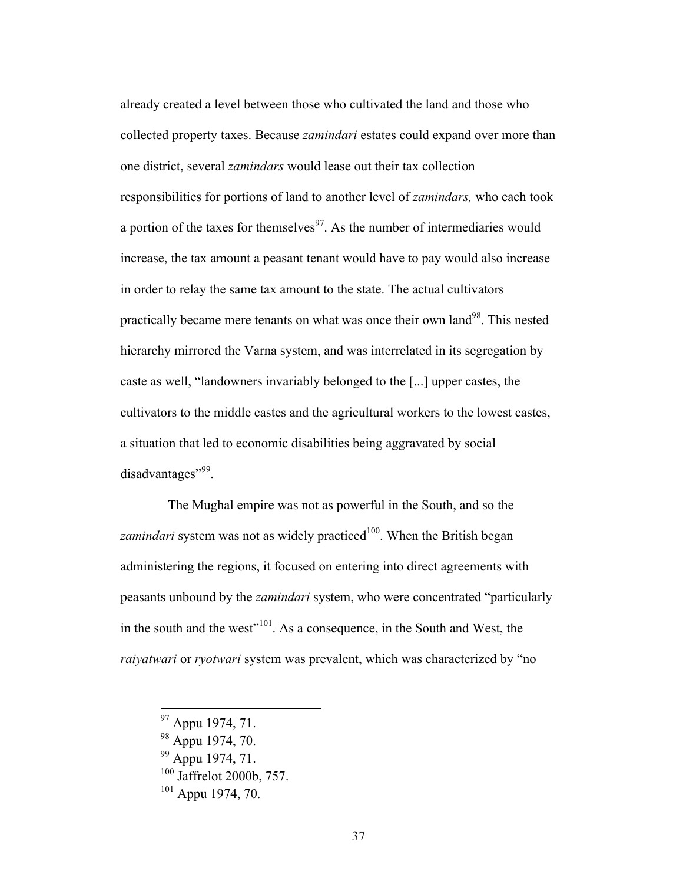already created a level between those who cultivated the land and those who collected property taxes. Because *zamindari* estates could expand over more than one district, several *zamindars* would lease out their tax collection responsibilities for portions of land to another level of *zamindars,* who each took a portion of the taxes for themselves[97]. As the number of intermediaries would increase, the tax amount a peasant tenant would have to pay would also increase in order to relay the same tax amount to the state. The actual cultivators practically became mere tenants on what was once their own land[98]. This nested hierarchy mirrored the Varna system, and was interrelated in its segregation by caste as well, "landowners invariably belonged to the [...] upper castes, the cultivators to the middle castes and the agricultural workers to the lowest castes, a situation that led to economic disabilities being aggravated by social disadvantages"[99].

The Mughal empire was not as powerful in the South, and so the *zamindari* system was not as widely practiced[100]. When the British began administering the regions, it focused on entering into direct agreements with peasants unbound by the *zamindari* system, who were concentrated "particularly in the south and the west"[101]. As a consequence, in the South and West, the *raiyatwari* or *ryotwari* system was prevalent, which was characterized by "no

---

[97] Appu 1974, 71.

[98] Appu 1974, 70.

[99] Appu 1974, 71.

[100] Jaffrelot 2000b, 757.

[101] Appu 1974, 70.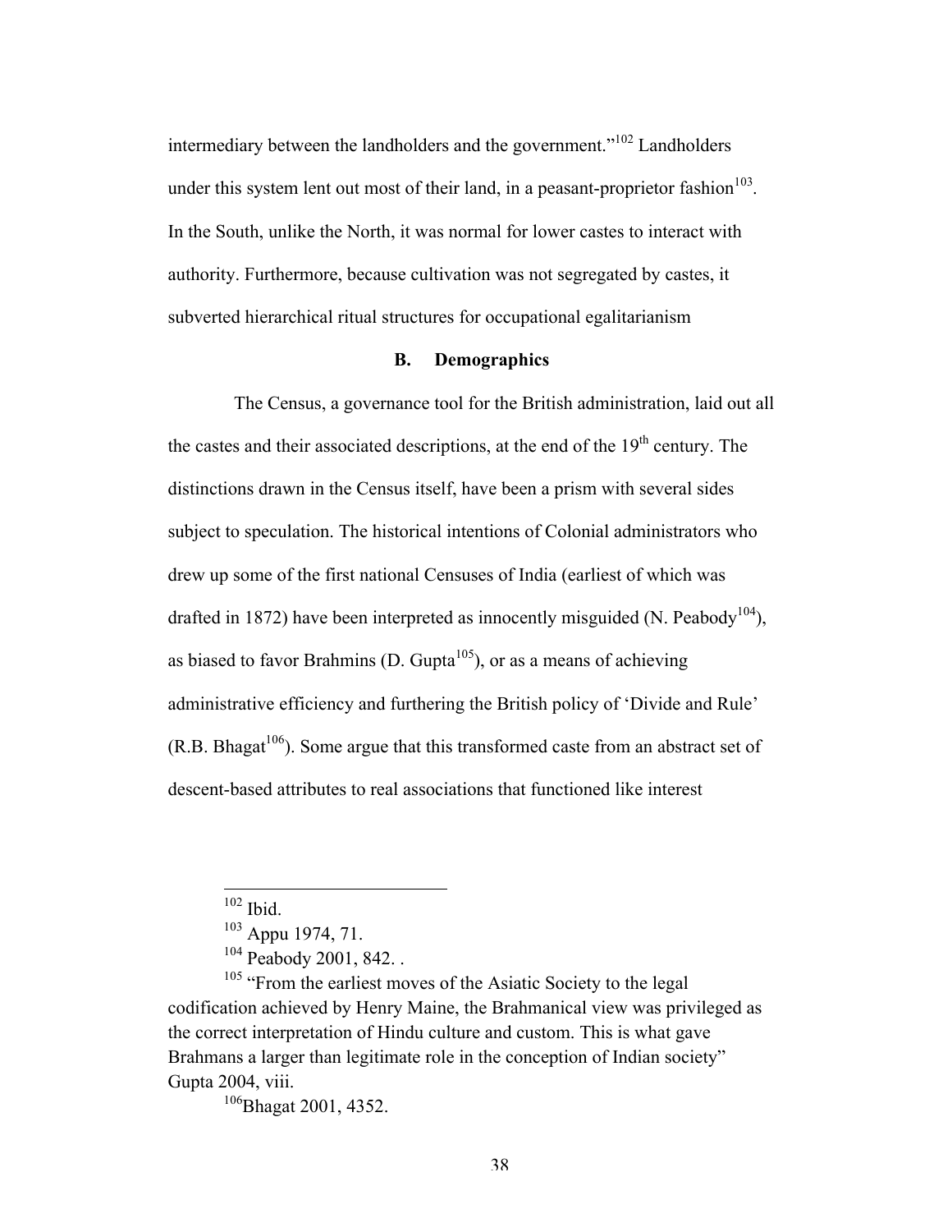intermediary between the landholders and the government."[102] Landholders under this system lent out most of their land, in a peasant-proprietor fashion[103]. In the South, unlike the North, it was normal for lower castes to interact with authority. Furthermore, because cultivation was not segregated by castes, it subverted hierarchical ritual structures for occupational egalitarianism

### B. Demographics

The Census, a governance tool for the British administration, laid out all the castes and their associated descriptions, at the end of the 19th century. The distinctions drawn in the Census itself, have been a prism with several sides subject to speculation. The historical intentions of Colonial administrators who drew up some of the first national Censuses of India (earliest of which was drafted in 1872) have been interpreted as innocently misguided (N. Peabody[104]), as biased to favor Brahmins (D. Gupta[105]), or as a means of achieving administrative efficiency and furthering the British policy of 'Divide and Rule' (R.B. Bhagat[106]). Some argue that this transformed caste from an abstract set of descent-based attributes to real associations that functioned like interest

---

[102] Ibid.

[103] Appu 1974, 71.

[104] Peabody 2001, 842. .

[105] "From the earliest moves of the Asiatic Society to the legal codification achieved by Henry Maine, the Brahmanical view was privileged as the correct interpretation of Hindu culture and custom. This is what gave Brahmans a larger than legitimate role in the conception of Indian society" Gupta 2004, viii.

[106] Bhagat 2001, 4352.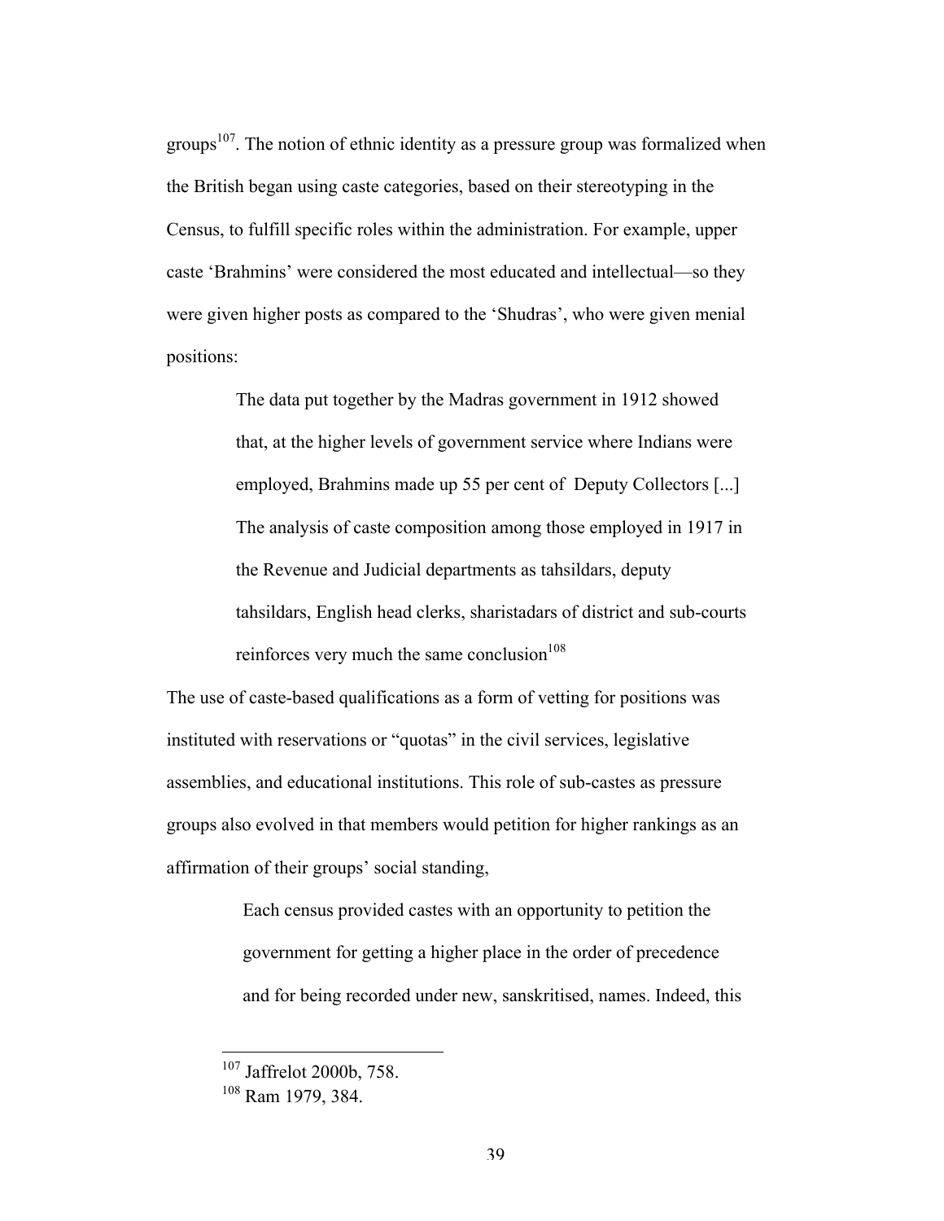groups[107]. The notion of ethnic identity as a pressure group was formalized when the British began using caste categories, based on their stereotyping in the Census, to fulfill specific roles within the administration. For example, upper caste 'Brahmins' were considered the most educated and intellectual—so they were given higher posts as compared to the 'Shudras', who were given menial positions:

> The data put together by the Madras government in 1912 showed that, at the higher levels of government service where Indians were employed, Brahmins made up 55 per cent of Deputy Collectors [...] The analysis of caste composition among those employed in 1917 in the Revenue and Judicial departments as tahsildars, deputy tahsildars, English head clerks, sharistadars of district and sub-courts reinforces very much the same conclusion[108]

The use of caste-based qualifications as a form of vetting for positions was instituted with reservations or "quotas" in the civil services, legislative assemblies, and educational institutions. This role of sub-castes as pressure groups also evolved in that members would petition for higher rankings as an affirmation of their groups' social standing,

> Each census provided castes with an opportunity to petition the government for getting a higher place in the order of precedence and for being recorded under new, sanskritised, names. Indeed, this

---

[107] Jaffrelot 2000b, 758.

[108] Ram 1979, 384.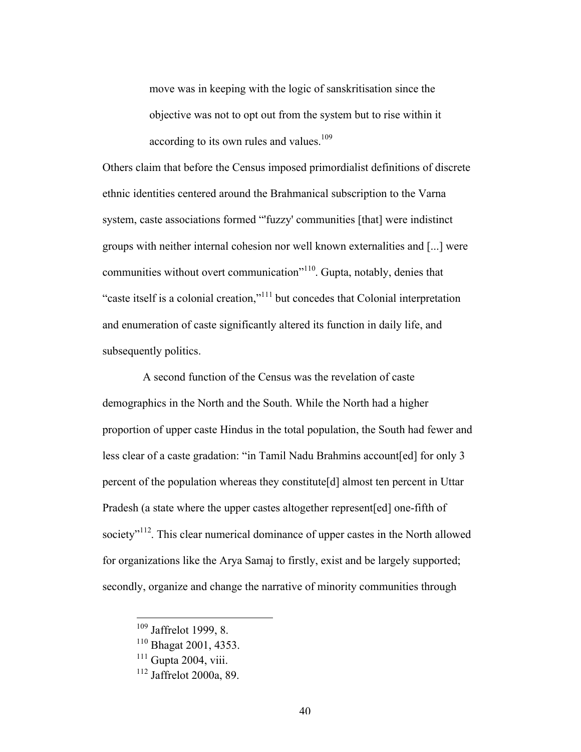> move was in keeping with the logic of sanskritisation since the objective was not to opt out from the system but to rise within it according to its own rules and values.[109]

Others claim that before the Census imposed primordialist definitions of discrete ethnic identities centered around the Brahmanical subscription to the Varna system, caste associations formed "'fuzzy' communities [that] were indistinct groups with neither internal cohesion nor well known externalities and [...] were communities without overt communication"[110]. Gupta, notably, denies that "caste itself is a colonial creation,"[111] but concedes that Colonial interpretation and enumeration of caste significantly altered its function in daily life, and subsequently politics.

A second function of the Census was the revelation of caste demographics in the North and the South. While the North had a higher proportion of upper caste Hindus in the total population, the South had fewer and less clear of a caste gradation: "in Tamil Nadu Brahmins account[ed] for only 3 percent of the population whereas they constitute[d] almost ten percent in Uttar Pradesh (a state where the upper castes altogether represent[ed] one-fifth of society"[112]. This clear numerical dominance of upper castes in the North allowed for organizations like the Arya Samaj to firstly, exist and be largely supported; secondly, organize and change the narrative of minority communities through

[109] Jaffrelot 1999, 8.
[110] Bhagat 2001, 4353.
[111] Gupta 2004, viii.
[112] Jaffrelot 2000a, 89.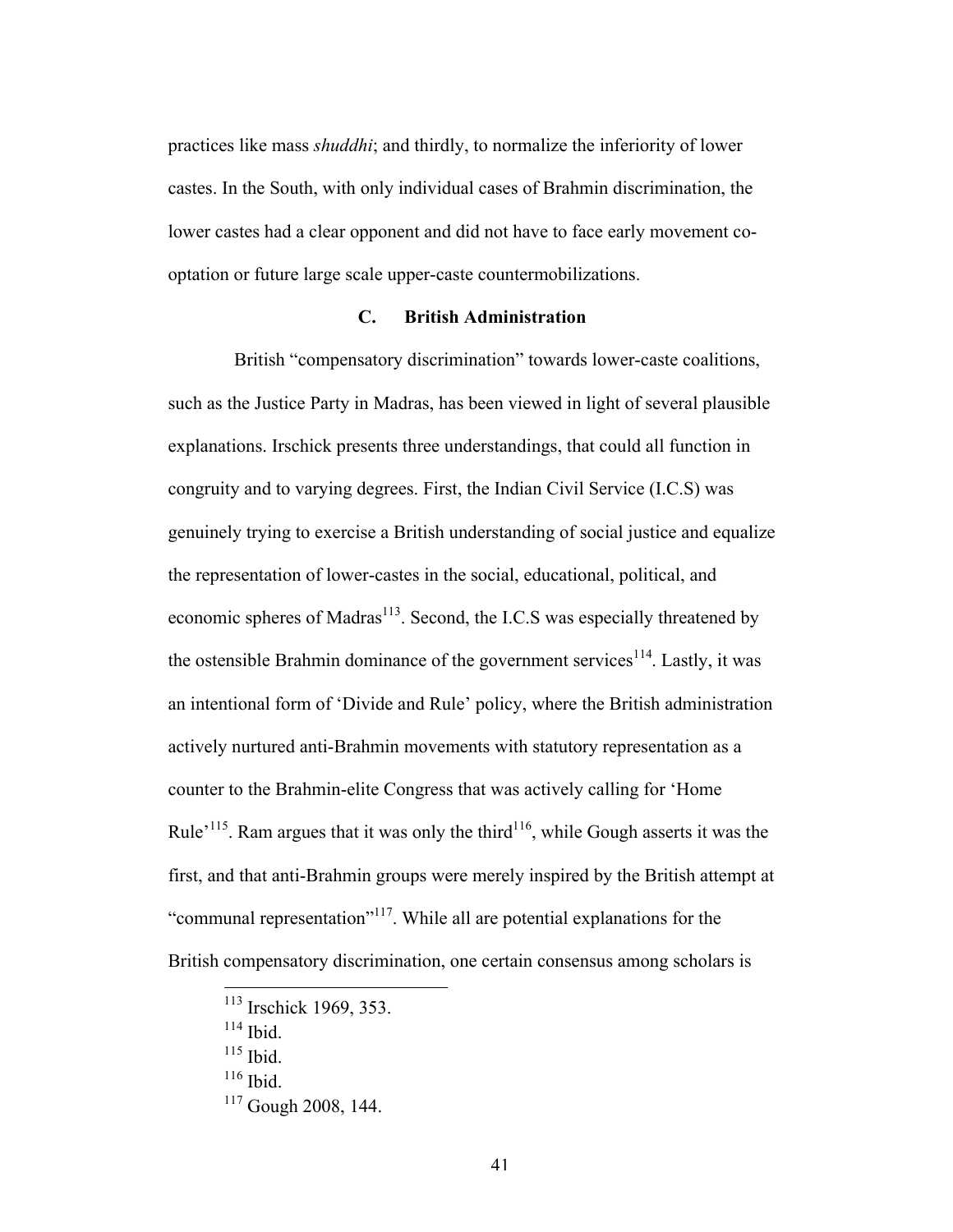practices like mass *shuddhi*; and thirdly, to normalize the inferiority of lower castes. In the South, with only individual cases of Brahmin discrimination, the lower castes had a clear opponent and did not have to face early movement co-optation or future large scale upper-caste countermobilizations.

### C. British Administration

British "compensatory discrimination" towards lower-caste coalitions, such as the Justice Party in Madras, has been viewed in light of several plausible explanations. Irschick presents three understandings, that could all function in congruity and to varying degrees. First, the Indian Civil Service (I.C.S) was genuinely trying to exercise a British understanding of social justice and equalize the representation of lower-castes in the social, educational, political, and economic spheres of Madras[113]. Second, the I.C.S was especially threatened by the ostensible Brahmin dominance of the government services[114]. Lastly, it was an intentional form of 'Divide and Rule' policy, where the British administration actively nurtured anti-Brahmin movements with statutory representation as a counter to the Brahmin-elite Congress that was actively calling for 'Home Rule'[115]. Ram argues that it was only the third[116], while Gough asserts it was the first, and that anti-Brahmin groups were merely inspired by the British attempt at "communal representation"[117]. While all are potential explanations for the British compensatory discrimination, one certain consensus among scholars is

[113] Irschick 1969, 353.
[114] Ibid.
[115] Ibid.
[116] Ibid.
[117] Gough 2008, 144.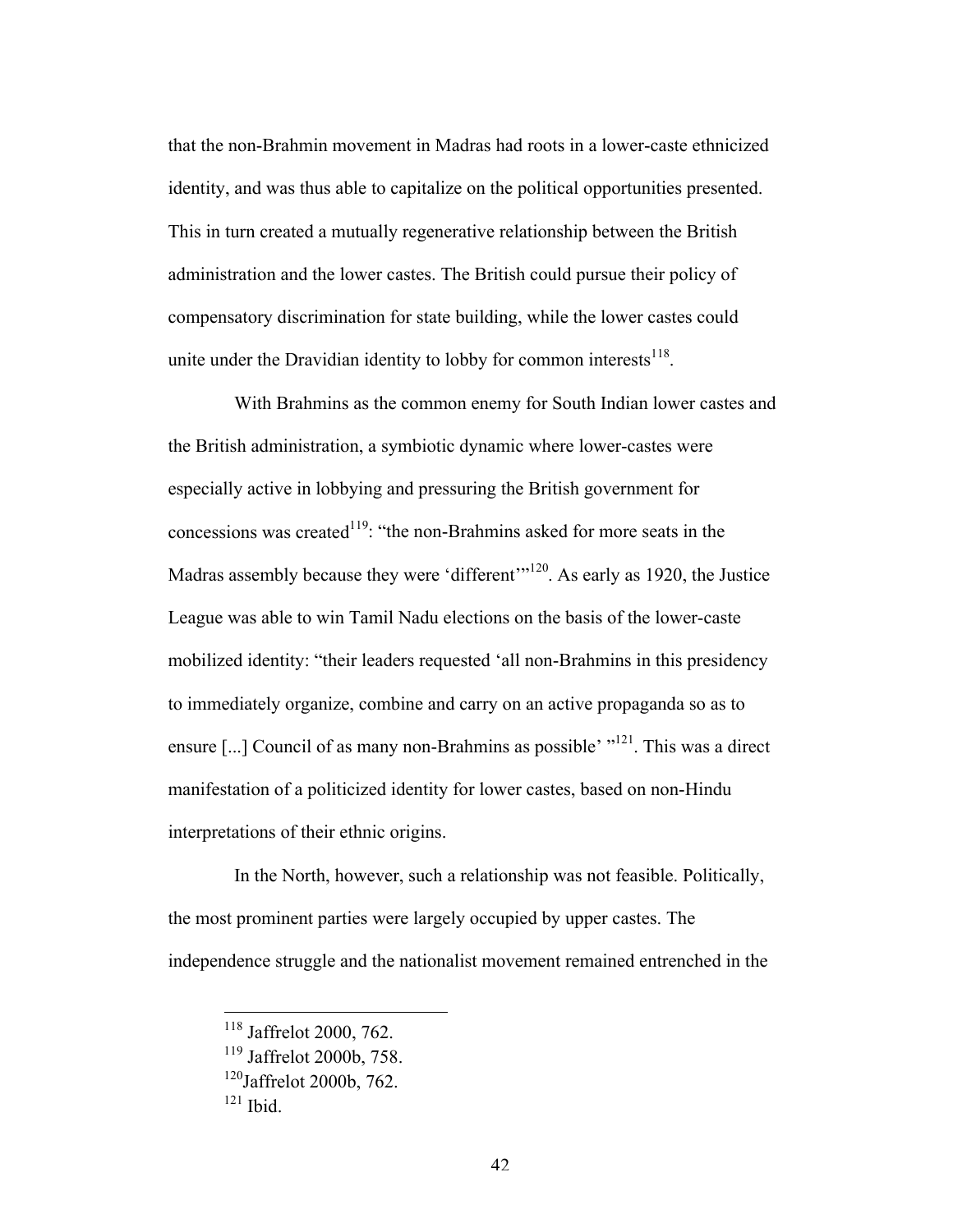that the non-Brahmin movement in Madras had roots in a lower-caste ethnicized identity, and was thus able to capitalize on the political opportunities presented. This in turn created a mutually regenerative relationship between the British administration and the lower castes. The British could pursue their policy of compensatory discrimination for state building, while the lower castes could unite under the Dravidian identity to lobby for common interests[118].

With Brahmins as the common enemy for South Indian lower castes and the British administration, a symbiotic dynamic where lower-castes were especially active in lobbying and pressuring the British government for concessions was created[119]: "the non-Brahmins asked for more seats in the Madras assembly because they were 'different'"[120]. As early as 1920, the Justice League was able to win Tamil Nadu elections on the basis of the lower-caste mobilized identity: "their leaders requested 'all non-Brahmins in this presidency to immediately organize, combine and carry on an active propaganda so as to ensure [...] Council of as many non-Brahmins as possible' "[121]. This was a direct manifestation of a politicized identity for lower castes, based on non-Hindu interpretations of their ethnic origins.

In the North, however, such a relationship was not feasible. Politically, the most prominent parties were largely occupied by upper castes. The independence struggle and the nationalist movement remained entrenched in the

---

[118] Jaffrelot 2000, 762.
[119] Jaffrelot 2000b, 758.
[120] Jaffrelot 2000b, 762.
[121] Ibid.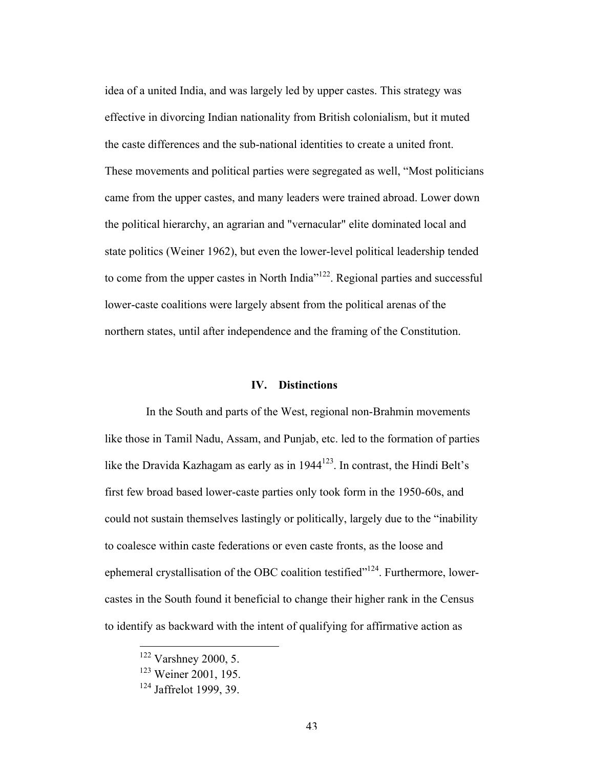idea of a united India, and was largely led by upper castes. This strategy was effective in divorcing Indian nationality from British colonialism, but it muted the caste differences and the sub-national identities to create a united front. These movements and political parties were segregated as well, "Most politicians came from the upper castes, and many leaders were trained abroad. Lower down the political hierarchy, an agrarian and "vernacular" elite dominated local and state politics (Weiner 1962), but even the lower-level political leadership tended to come from the upper castes in North India"[122]. Regional parties and successful lower-caste coalitions were largely absent from the political arenas of the northern states, until after independence and the framing of the Constitution.

## IV. Distinctions

In the South and parts of the West, regional non-Brahmin movements like those in Tamil Nadu, Assam, and Punjab, etc. led to the formation of parties like the Dravida Kazhagam as early as in 1944[123]. In contrast, the Hindi Belt's first few broad based lower-caste parties only took form in the 1950-60s, and could not sustain themselves lastingly or politically, largely due to the "inability to coalesce within caste federations or even caste fronts, as the loose and ephemeral crystallisation of the OBC coalition testified"[124]. Furthermore, lower-castes in the South found it beneficial to change their higher rank in the Census to identify as backward with the intent of qualifying for affirmative action as

---

[122] Varshney 2000, 5.

[123] Weiner 2001, 195.

[124] Jaffrelot 1999, 39.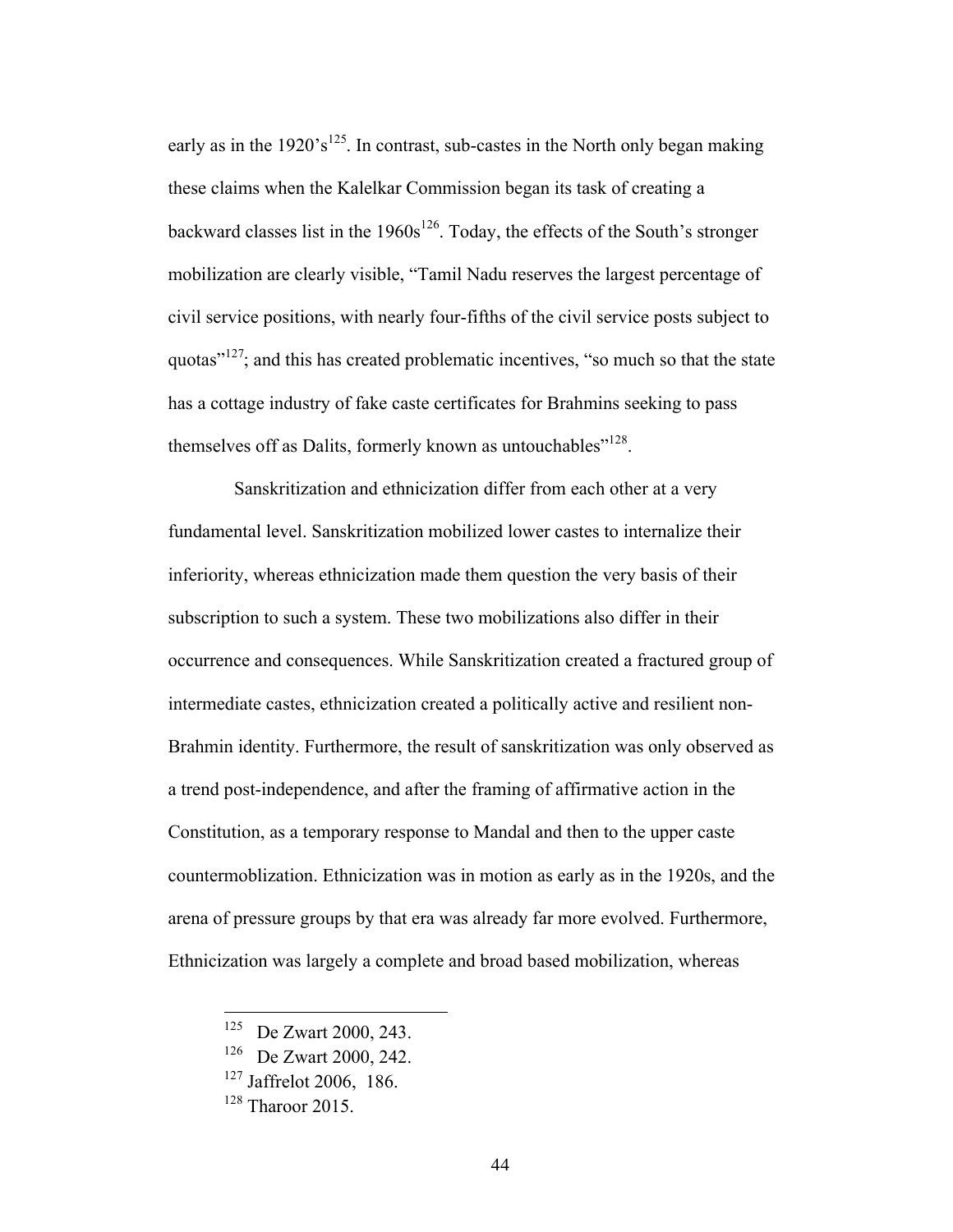early as in the 1920's[125]. In contrast, sub-castes in the North only began making these claims when the Kalelkar Commission began its task of creating a backward classes list in the 1960s[126]. Today, the effects of the South's stronger mobilization are clearly visible, "Tamil Nadu reserves the largest percentage of civil service positions, with nearly four-fifths of the civil service posts subject to quotas"[127]; and this has created problematic incentives, "so much so that the state has a cottage industry of fake caste certificates for Brahmins seeking to pass themselves off as Dalits, formerly known as untouchables"[128].

Sanskritization and ethnicization differ from each other at a very fundamental level. Sanskritization mobilized lower castes to internalize their inferiority, whereas ethnicization made them question the very basis of their subscription to such a system. These two mobilizations also differ in their occurrence and consequences. While Sanskritization created a fractured group of intermediate castes, ethnicization created a politically active and resilient non-Brahmin identity. Furthermore, the result of sanskritization was only observed as a trend post-independence, and after the framing of affirmative action in the Constitution, as a temporary response to Mandal and then to the upper caste countermoblization. Ethnicization was in motion as early as in the 1920s, and the arena of pressure groups by that era was already far more evolved. Furthermore, Ethnicization was largely a complete and broad based mobilization, whereas

---

[125] De Zwart 2000, 243.

[126] De Zwart 2000, 242.

[127] Jaffrelot 2006, 186.

[128] Tharoor 2015.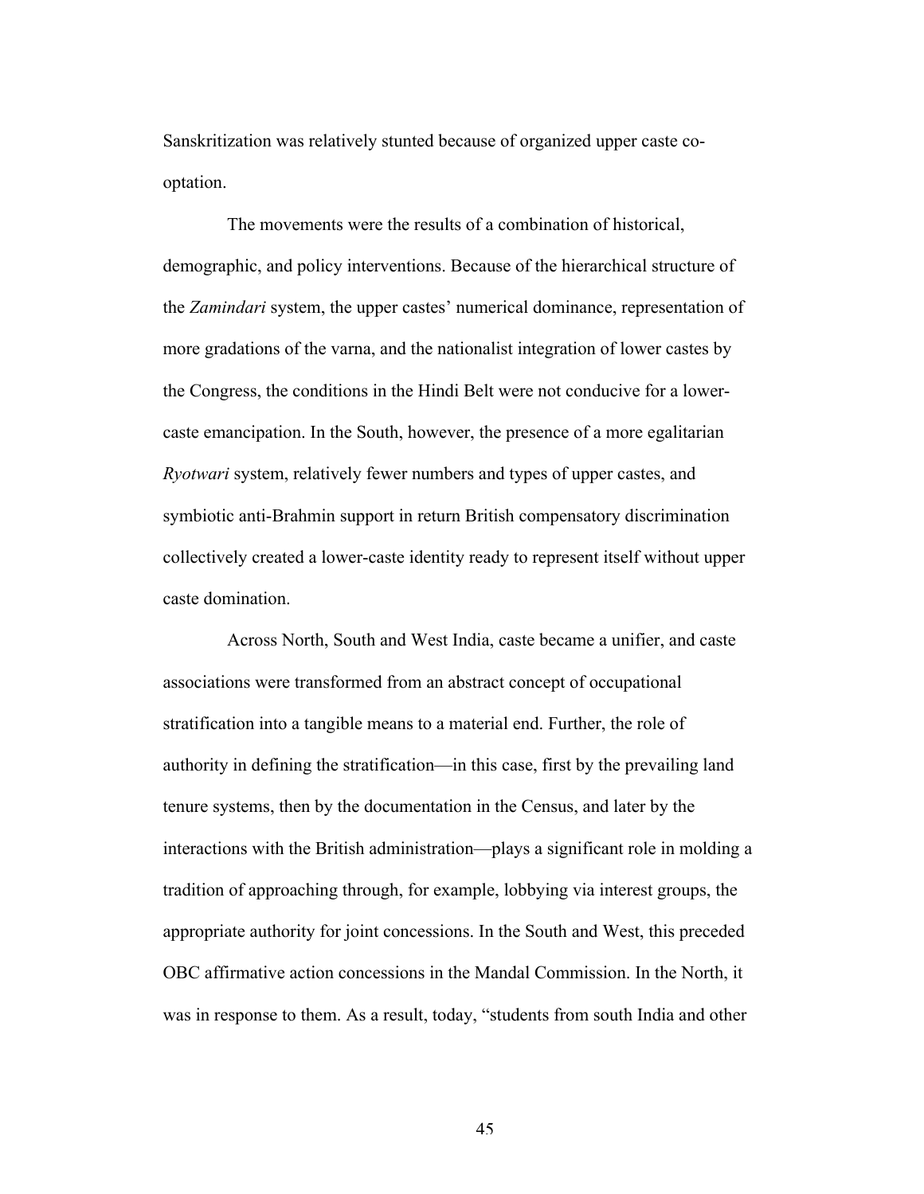Sanskritization was relatively stunted because of organized upper caste co-optation.

The movements were the results of a combination of historical, demographic, and policy interventions. Because of the hierarchical structure of the *Zamindari* system, the upper castes' numerical dominance, representation of more gradations of the varna, and the nationalist integration of lower castes by the Congress, the conditions in the Hindi Belt were not conducive for a lower-caste emancipation. In the South, however, the presence of a more egalitarian *Ryotwari* system, relatively fewer numbers and types of upper castes, and symbiotic anti-Brahmin support in return British compensatory discrimination collectively created a lower-caste identity ready to represent itself without upper caste domination.

Across North, South and West India, caste became a unifier, and caste associations were transformed from an abstract concept of occupational stratification into a tangible means to a material end. Further, the role of authority in defining the stratification—in this case, first by the prevailing land tenure systems, then by the documentation in the Census, and later by the interactions with the British administration—plays a significant role in molding a tradition of approaching through, for example, lobbying via interest groups, the appropriate authority for joint concessions. In the South and West, this preceded OBC affirmative action concessions in the Mandal Commission. In the North, it was in response to them. As a result, today, "students from south India and other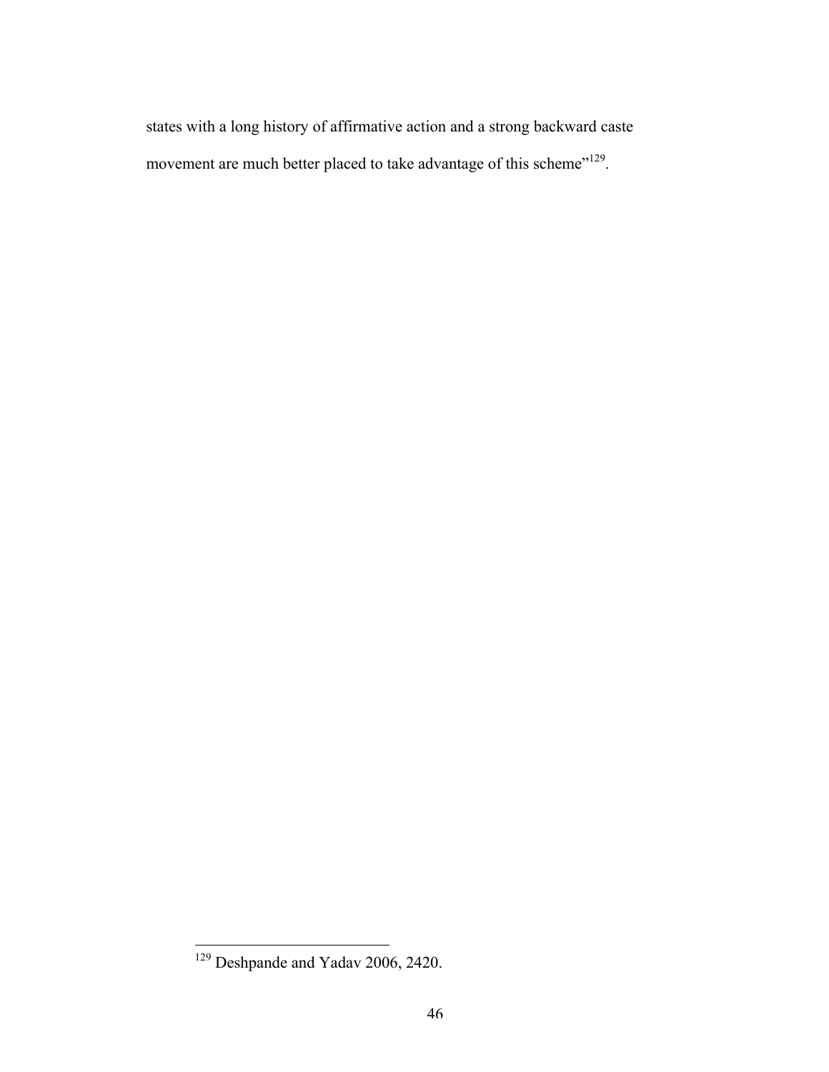states with a long history of affirmative action and a strong backward caste movement are much better placed to take advantage of this scheme”[129].

---

[129] Deshpande and Yadav 2006, 2420.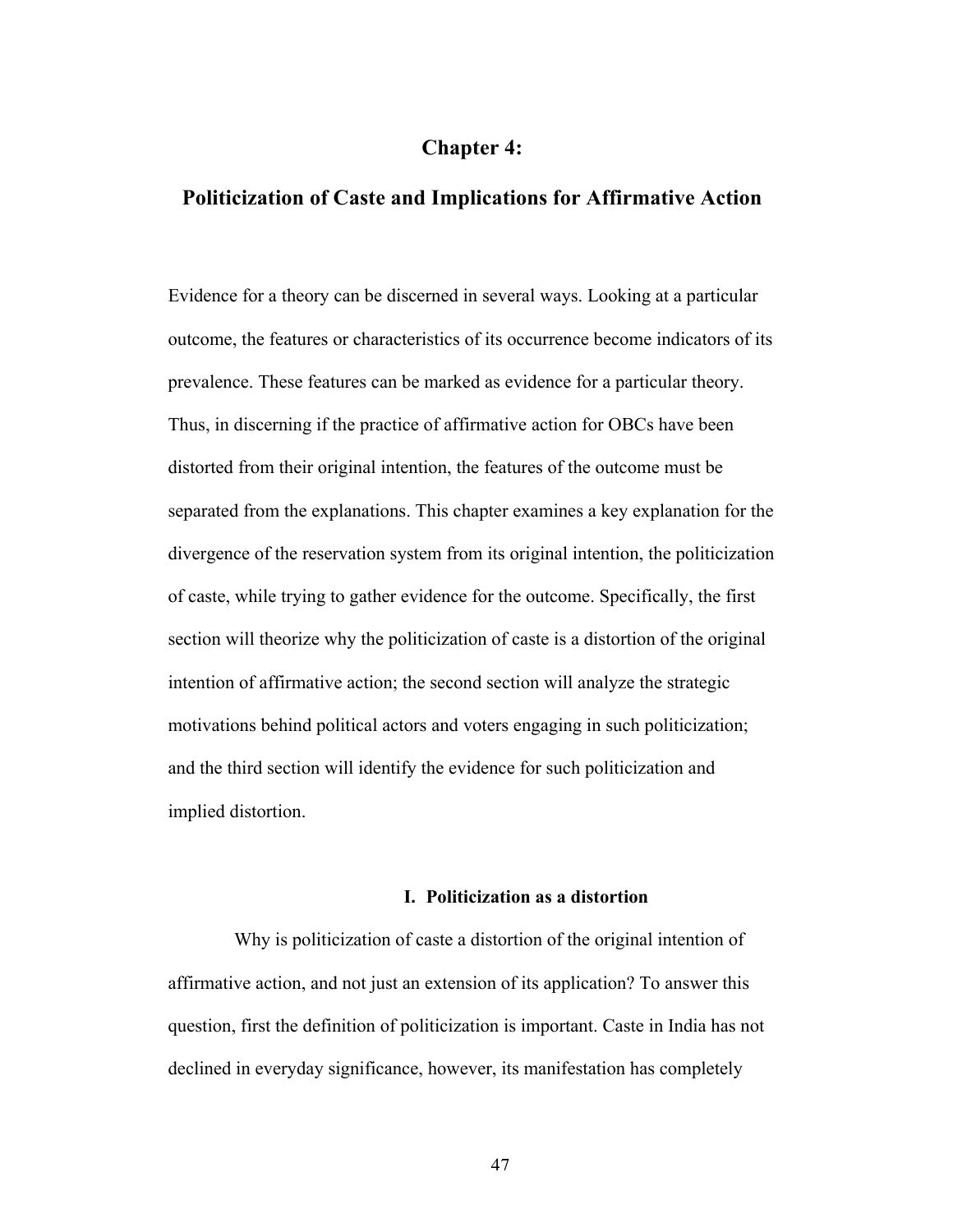# Chapter 4:

# Politicization of Caste and Implications for Affirmative Action

Evidence for a theory can be discerned in several ways. Looking at a particular outcome, the features or characteristics of its occurrence become indicators of its prevalence. These features can be marked as evidence for a particular theory. Thus, in discerning if the practice of affirmative action for OBCs have been distorted from their original intention, the features of the outcome must be separated from the explanations. This chapter examines a key explanation for the divergence of the reservation system from its original intention, the politicization of caste, while trying to gather evidence for the outcome. Specifically, the first section will theorize why the politicization of caste is a distortion of the original intention of affirmative action; the second section will analyze the strategic motivations behind political actors and voters engaging in such politicization; and the third section will identify the evidence for such politicization and implied distortion.

## I. Politicization as a distortion

Why is politicization of caste a distortion of the original intention of affirmative action, and not just an extension of its application? To answer this question, first the definition of politicization is important. Caste in India has not declined in everyday significance, however, its manifestation has completely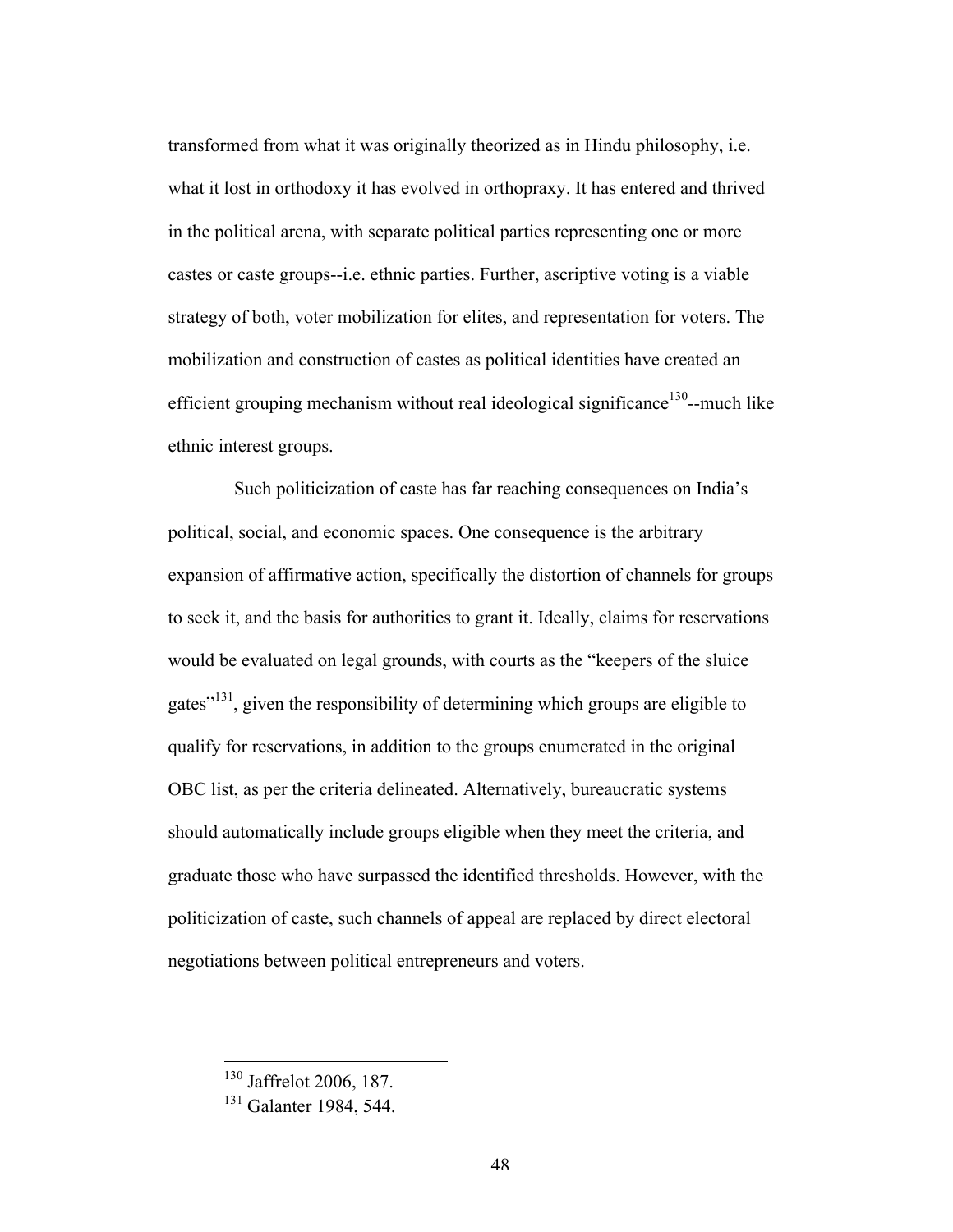transformed from what it was originally theorized as in Hindu philosophy, i.e. what it lost in orthodoxy it has evolved in orthopraxy. It has entered and thrived in the political arena, with separate political parties representing one or more castes or caste groups--i.e. ethnic parties. Further, ascriptive voting is a viable strategy of both, voter mobilization for elites, and representation for voters. The mobilization and construction of castes as political identities have created an efficient grouping mechanism without real ideological significance[130]--much like ethnic interest groups.

Such politicization of caste has far reaching consequences on India's political, social, and economic spaces. One consequence is the arbitrary expansion of affirmative action, specifically the distortion of channels for groups to seek it, and the basis for authorities to grant it. Ideally, claims for reservations would be evaluated on legal grounds, with courts as the "keepers of the sluice gates"[131], given the responsibility of determining which groups are eligible to qualify for reservations, in addition to the groups enumerated in the original OBC list, as per the criteria delineated. Alternatively, bureaucratic systems should automatically include groups eligible when they meet the criteria, and graduate those who have surpassed the identified thresholds. However, with the politicization of caste, such channels of appeal are replaced by direct electoral negotiations between political entrepreneurs and voters.

---

[130] Jaffrelot 2006, 187.

[131] Galanter 1984, 544.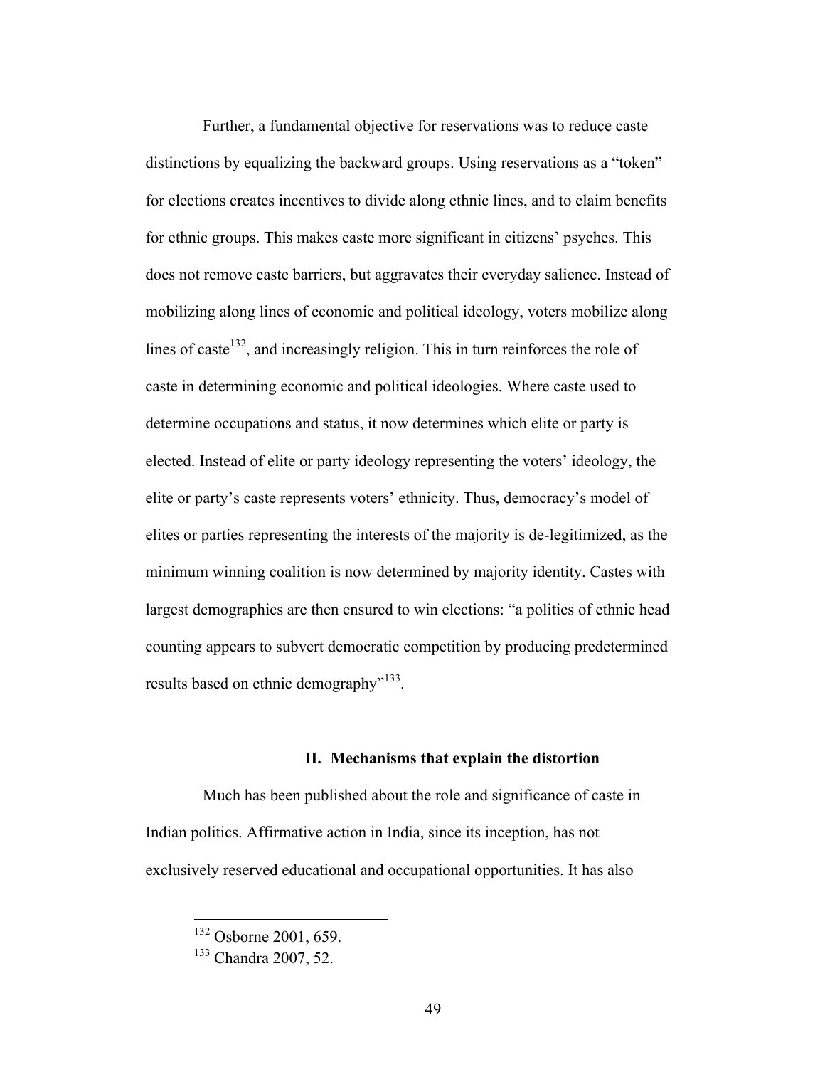Further, a fundamental objective for reservations was to reduce caste distinctions by equalizing the backward groups. Using reservations as a "token" for elections creates incentives to divide along ethnic lines, and to claim benefits for ethnic groups. This makes caste more significant in citizens' psyches. This does not remove caste barriers, but aggravates their everyday salience. Instead of mobilizing along lines of economic and political ideology, voters mobilize along lines of caste[132], and increasingly religion. This in turn reinforces the role of caste in determining economic and political ideologies. Where caste used to determine occupations and status, it now determines which elite or party is elected. Instead of elite or party ideology representing the voters' ideology, the elite or party's caste represents voters' ethnicity. Thus, democracy's model of elites or parties representing the interests of the majority is de-legitimized, as the minimum winning coalition is now determined by majority identity. Castes with largest demographics are then ensured to win elections: "a politics of ethnic head counting appears to subvert democratic competition by producing predetermined results based on ethnic demography"[133].

## II. Mechanisms that explain the distortion

Much has been published about the role and significance of caste in Indian politics. Affirmative action in India, since its inception, has not exclusively reserved educational and occupational opportunities. It has also

---

[132] Osborne 2001, 659.

[133] Chandra 2007, 52.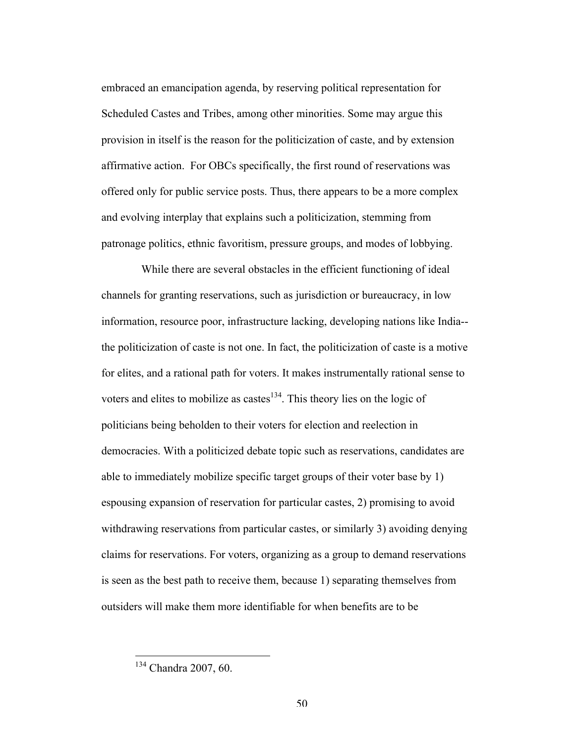embraced an emancipation agenda, by reserving political representation for Scheduled Castes and Tribes, among other minorities. Some may argue this provision in itself is the reason for the politicization of caste, and by extension affirmative action. For OBCs specifically, the first round of reservations was offered only for public service posts. Thus, there appears to be a more complex and evolving interplay that explains such a politicization, stemming from patronage politics, ethnic favoritism, pressure groups, and modes of lobbying.

While there are several obstacles in the efficient functioning of ideal channels for granting reservations, such as jurisdiction or bureaucracy, in low information, resource poor, infrastructure lacking, developing nations like India--the politicization of caste is not one. In fact, the politicization of caste is a motive for elites, and a rational path for voters. It makes instrumentally rational sense to voters and elites to mobilize as castes[134]. This theory lies on the logic of politicians being beholden to their voters for election and reelection in democracies. With a politicized debate topic such as reservations, candidates are able to immediately mobilize specific target groups of their voter base by 1) espousing expansion of reservation for particular castes, 2) promising to avoid withdrawing reservations from particular castes, or similarly 3) avoiding denying claims for reservations. For voters, organizing as a group to demand reservations is seen as the best path to receive them, because 1) separating themselves from outsiders will make them more identifiable for when benefits are to be

[134] Chandra 2007, 60.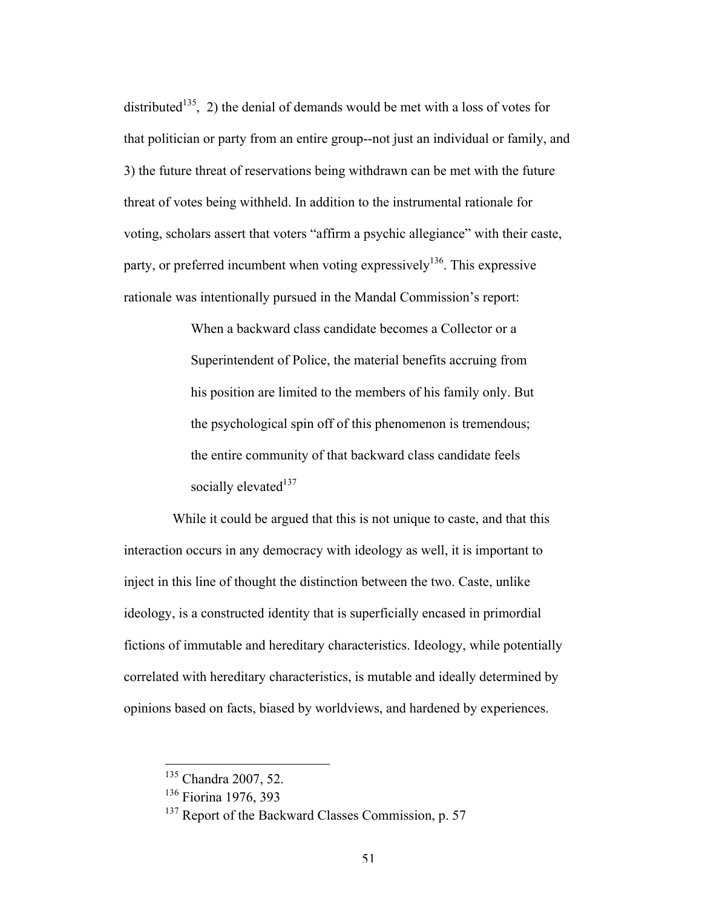distributed[135], 2) the denial of demands would be met with a loss of votes for that politician or party from an entire group--not just an individual or family, and 3) the future threat of reservations being withdrawn can be met with the future threat of votes being withheld. In addition to the instrumental rationale for voting, scholars assert that voters "affirm a psychic allegiance" with their caste, party, or preferred incumbent when voting expressively[136]. This expressive rationale was intentionally pursued in the Mandal Commission's report:

> When a backward class candidate becomes a Collector or a Superintendent of Police, the material benefits accruing from his position are limited to the members of his family only. But the psychological spin off of this phenomenon is tremendous; the entire community of that backward class candidate feels socially elevated[137]

While it could be argued that this is not unique to caste, and that this interaction occurs in any democracy with ideology as well, it is important to inject in this line of thought the distinction between the two. Caste, unlike ideology, is a constructed identity that is superficially encased in primordial fictions of immutable and hereditary characteristics. Ideology, while potentially correlated with hereditary characteristics, is mutable and ideally determined by opinions based on facts, biased by worldviews, and hardened by experiences.

---

[135] Chandra 2007, 52.

[136] Fiorina 1976, 393

[137] Report of the Backward Classes Commission, p. 57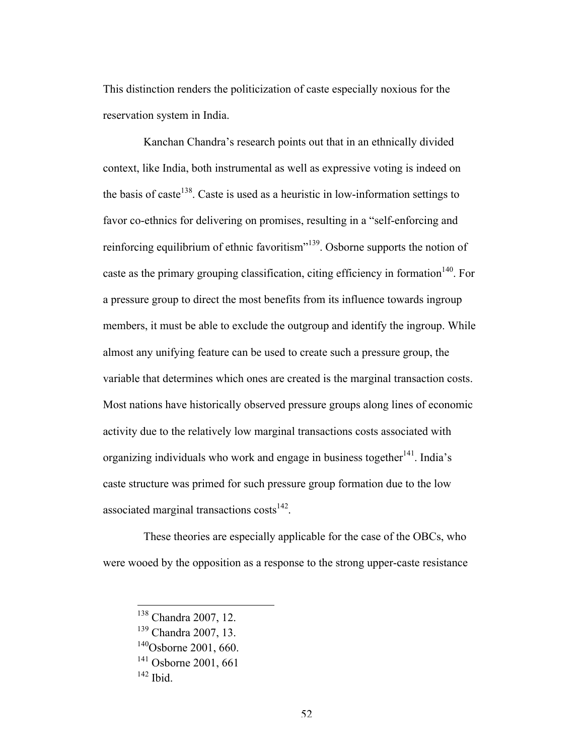This distinction renders the politicization of caste especially noxious for the reservation system in India.

Kanchan Chandra's research points out that in an ethnically divided context, like India, both instrumental as well as expressive voting is indeed on the basis of caste[138]. Caste is used as a heuristic in low-information settings to favor co-ethnics for delivering on promises, resulting in a "self-enforcing and reinforcing equilibrium of ethnic favoritism"[139]. Osborne supports the notion of caste as the primary grouping classification, citing efficiency in formation[140]. For a pressure group to direct the most benefits from its influence towards ingroup members, it must be able to exclude the outgroup and identify the ingroup. While almost any unifying feature can be used to create such a pressure group, the variable that determines which ones are created is the marginal transaction costs. Most nations have historically observed pressure groups along lines of economic activity due to the relatively low marginal transactions costs associated with organizing individuals who work and engage in business together[141]. India's caste structure was primed for such pressure group formation due to the low associated marginal transactions costs[142].

These theories are especially applicable for the case of the OBCs, who were wooed by the opposition as a response to the strong upper-caste resistance

---

[138] Chandra 2007, 12.
[139] Chandra 2007, 13.
[140] Osborne 2001, 660.
[141] Osborne 2001, 661
[142] Ibid.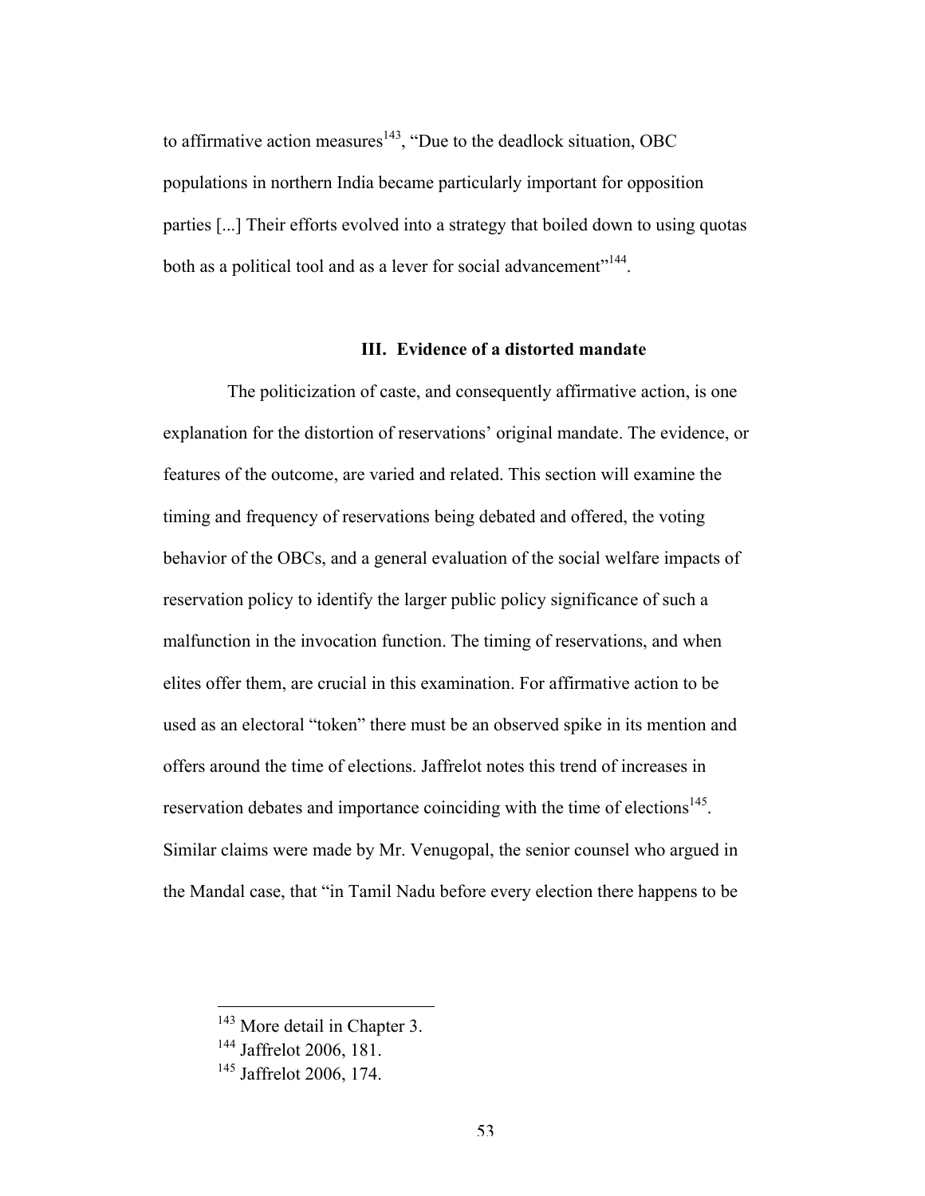to affirmative action measures[143], "Due to the deadlock situation, OBC populations in northern India became particularly important for opposition parties [...] Their efforts evolved into a strategy that boiled down to using quotas both as a political tool and as a lever for social advancement"[144].

### III. Evidence of a distorted mandate

The politicization of caste, and consequently affirmative action, is one explanation for the distortion of reservations' original mandate. The evidence, or features of the outcome, are varied and related. This section will examine the timing and frequency of reservations being debated and offered, the voting behavior of the OBCs, and a general evaluation of the social welfare impacts of reservation policy to identify the larger public policy significance of such a malfunction in the invocation function. The timing of reservations, and when elites offer them, are crucial in this examination. For affirmative action to be used as an electoral "token" there must be an observed spike in its mention and offers around the time of elections. Jaffrelot notes this trend of increases in reservation debates and importance coinciding with the time of elections[145]. Similar claims were made by Mr. Venugopal, the senior counsel who argued in the Mandal case, that "in Tamil Nadu before every election there happens to be

---

[143] More detail in Chapter 3.

[144] Jaffrelot 2006, 181.

[145] Jaffrelot 2006, 174.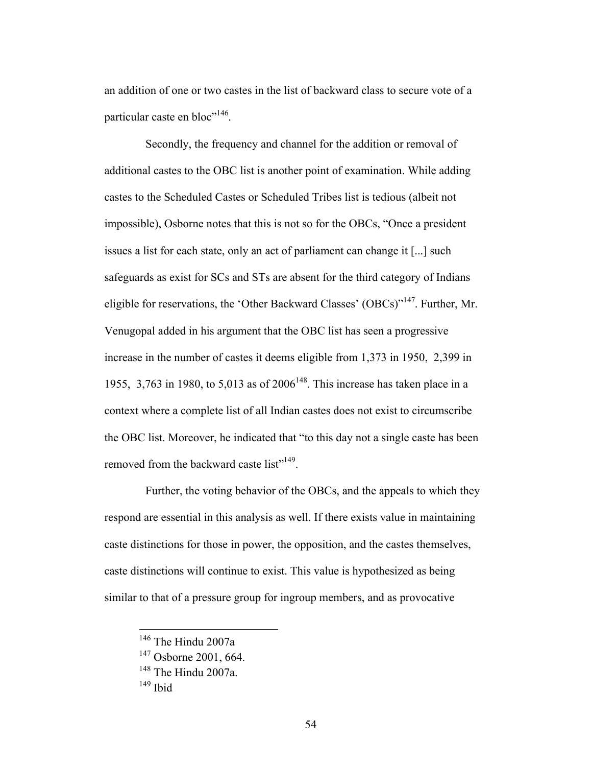an addition of one or two castes in the list of backward class to secure vote of a particular caste en bloc"[146].

Secondly, the frequency and channel for the addition or removal of additional castes to the OBC list is another point of examination. While adding castes to the Scheduled Castes or Scheduled Tribes list is tedious (albeit not impossible), Osborne notes that this is not so for the OBCs, "Once a president issues a list for each state, only an act of parliament can change it [...] such safeguards as exist for SCs and STs are absent for the third category of Indians eligible for reservations, the 'Other Backward Classes' (OBCs)"[147]. Further, Mr. Venugopal added in his argument that the OBC list has seen a progressive increase in the number of castes it deems eligible from 1,373 in 1950, 2,399 in 1955, 3,763 in 1980, to 5,013 as of 2006[148]. This increase has taken place in a context where a complete list of all Indian castes does not exist to circumscribe the OBC list. Moreover, he indicated that "to this day not a single caste has been removed from the backward caste list"[149].

Further, the voting behavior of the OBCs, and the appeals to which they respond are essential in this analysis as well. If there exists value in maintaining caste distinctions for those in power, the opposition, and the castes themselves, caste distinctions will continue to exist. This value is hypothesized as being similar to that of a pressure group for ingroup members, and as provocative

---

[146] The Hindu 2007a

[147] Osborne 2001, 664.

[148] The Hindu 2007a.

[149] Ibid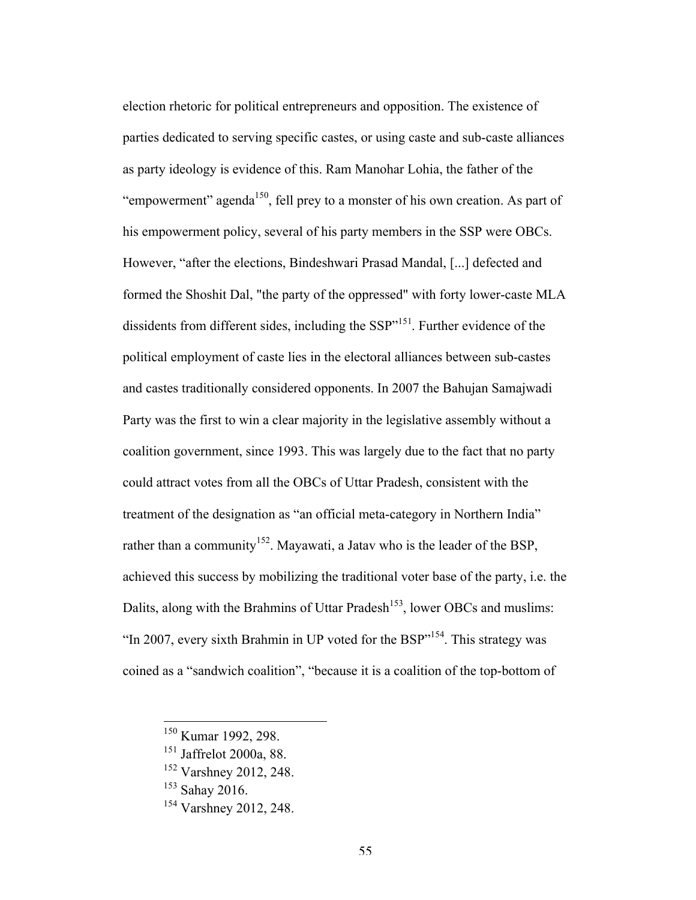election rhetoric for political entrepreneurs and opposition. The existence of parties dedicated to serving specific castes, or using caste and sub-caste alliances as party ideology is evidence of this. Ram Manohar Lohia, the father of the "empowerment" agenda[150], fell prey to a monster of his own creation. As part of his empowerment policy, several of his party members in the SSP were OBCs. However, "after the elections, Bindeshwari Prasad Mandal, [...] defected and formed the Shoshit Dal, "the party of the oppressed" with forty lower-caste MLA dissidents from different sides, including the SSP"[151]. Further evidence of the political employment of caste lies in the electoral alliances between sub-castes and castes traditionally considered opponents. In 2007 the Bahujan Samajwadi Party was the first to win a clear majority in the legislative assembly without a coalition government, since 1993. This was largely due to the fact that no party could attract votes from all the OBCs of Uttar Pradesh, consistent with the treatment of the designation as "an official meta-category in Northern India" rather than a community[152]. Mayawati, a Jatav who is the leader of the BSP, achieved this success by mobilizing the traditional voter base of the party, i.e. the Dalits, along with the Brahmins of Uttar Pradesh[153], lower OBCs and muslims: "In 2007, every sixth Brahmin in UP voted for the BSP"[154]. This strategy was coined as a "sandwich coalition", "because it is a coalition of the top-bottom of

---

[150] Kumar 1992, 298.

[151] Jaffrelot 2000a, 88.

[152] Varshney 2012, 248.

[153] Sahay 2016.

[154] Varshney 2012, 248.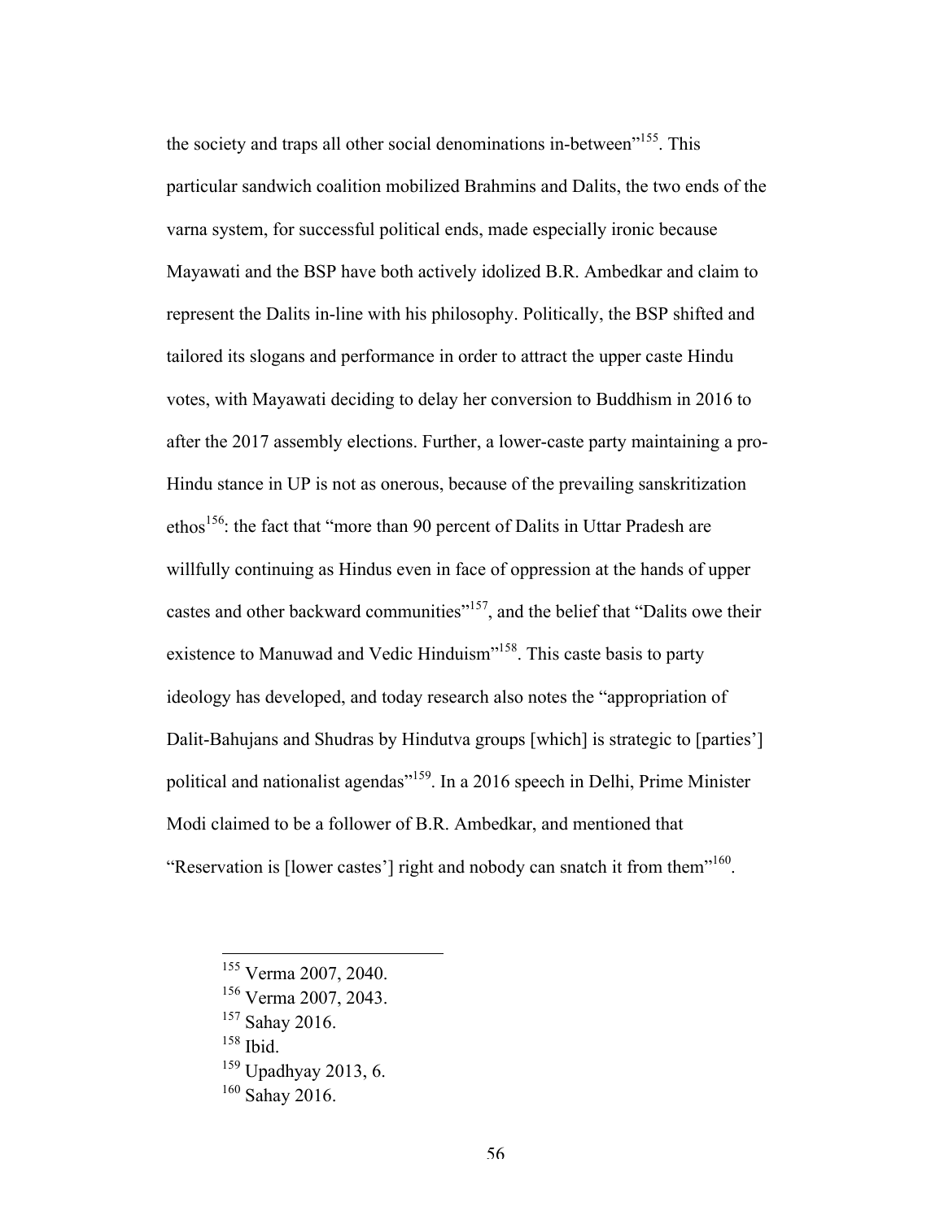the society and traps all other social denominations in-between"[155]. This particular sandwich coalition mobilized Brahmins and Dalits, the two ends of the varna system, for successful political ends, made especially ironic because Mayawati and the BSP have both actively idolized B.R. Ambedkar and claim to represent the Dalits in-line with his philosophy. Politically, the BSP shifted and tailored its slogans and performance in order to attract the upper caste Hindu votes, with Mayawati deciding to delay her conversion to Buddhism in 2016 to after the 2017 assembly elections. Further, a lower-caste party maintaining a pro-Hindu stance in UP is not as onerous, because of the prevailing sanskritization ethos[156]: the fact that "more than 90 percent of Dalits in Uttar Pradesh are willfully continuing as Hindus even in face of oppression at the hands of upper castes and other backward communities"[157], and the belief that "Dalits owe their existence to Manuwad and Vedic Hinduism"[158]. This caste basis to party ideology has developed, and today research also notes the "appropriation of Dalit-Bahujans and Shudras by Hindutva groups [which] is strategic to [parties'] political and nationalist agendas"[159]. In a 2016 speech in Delhi, Prime Minister Modi claimed to be a follower of B.R. Ambedkar, and mentioned that "Reservation is [lower castes'] right and nobody can snatch it from them"[160].

---

[155] Verma 2007, 2040.
[156] Verma 2007, 2043.
[157] Sahay 2016.
[158] Ibid.
[159] Upadhyay 2013, 6.
[160] Sahay 2016.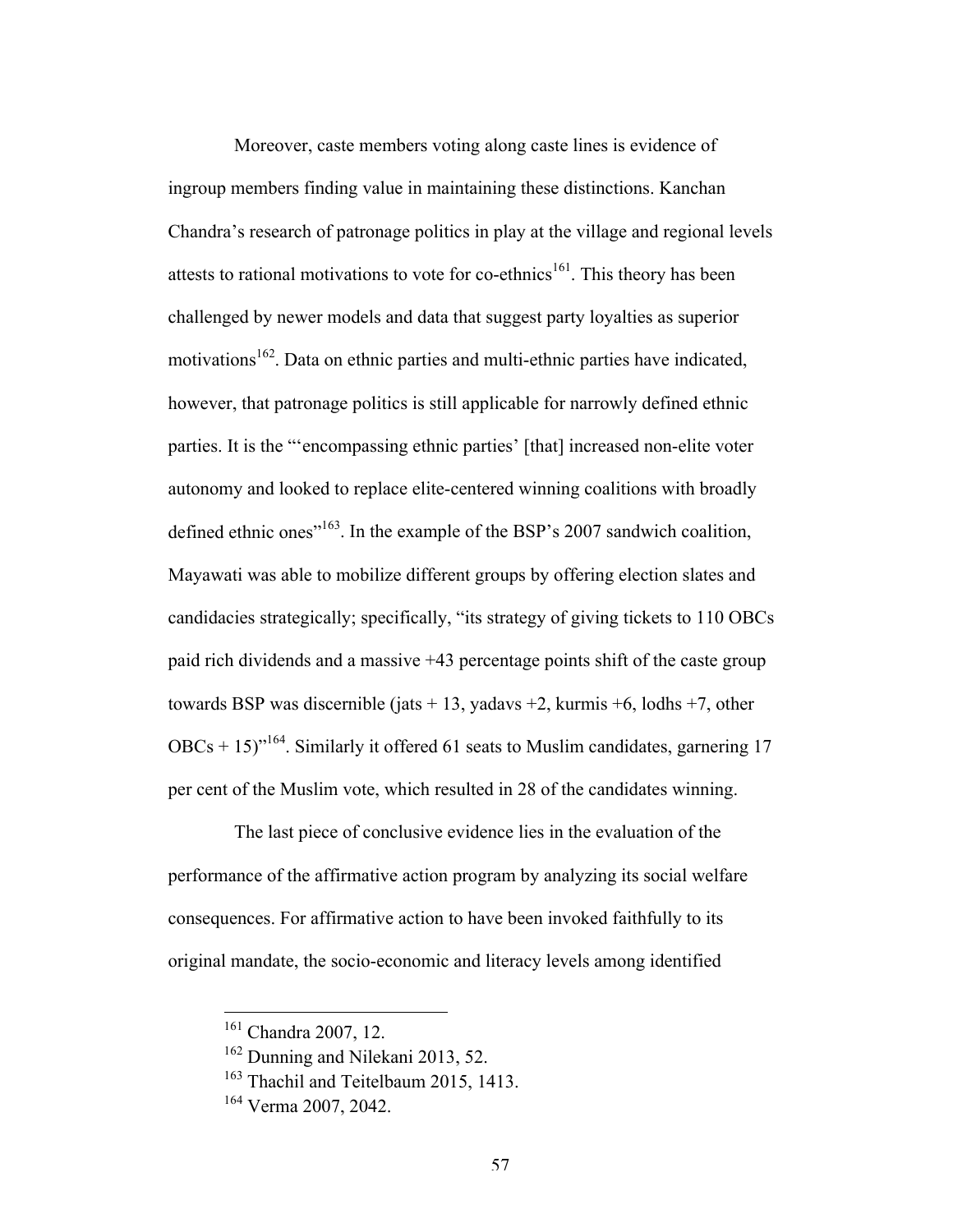Moreover, caste members voting along caste lines is evidence of ingroup members finding value in maintaining these distinctions. Kanchan Chandra's research of patronage politics in play at the village and regional levels attests to rational motivations to vote for co-ethnics[161]. This theory has been challenged by newer models and data that suggest party loyalties as superior motivations[162]. Data on ethnic parties and multi-ethnic parties have indicated, however, that patronage politics is still applicable for narrowly defined ethnic parties. It is the "'encompassing ethnic parties' [that] increased non-elite voter autonomy and looked to replace elite-centered winning coalitions with broadly defined ethnic ones"[163]. In the example of the BSP's 2007 sandwich coalition, Mayawati was able to mobilize different groups by offering election slates and candidacies strategically; specifically, "its strategy of giving tickets to 110 OBCs paid rich dividends and a massive +43 percentage points shift of the caste group towards BSP was discernible (jats + 13, yadavs +2, kurmis +6, lodhs +7, other OBCs + 15)"[164]. Similarly it offered 61 seats to Muslim candidates, garnering 17 per cent of the Muslim vote, which resulted in 28 of the candidates winning.

The last piece of conclusive evidence lies in the evaluation of the performance of the affirmative action program by analyzing its social welfare consequences. For affirmative action to have been invoked faithfully to its original mandate, the socio-economic and literacy levels among identified

---

[161] Chandra 2007, 12.

[162] Dunning and Nilekani 2013, 52.

[163] Thachil and Teitelbaum 2015, 1413.

[164] Verma 2007, 2042.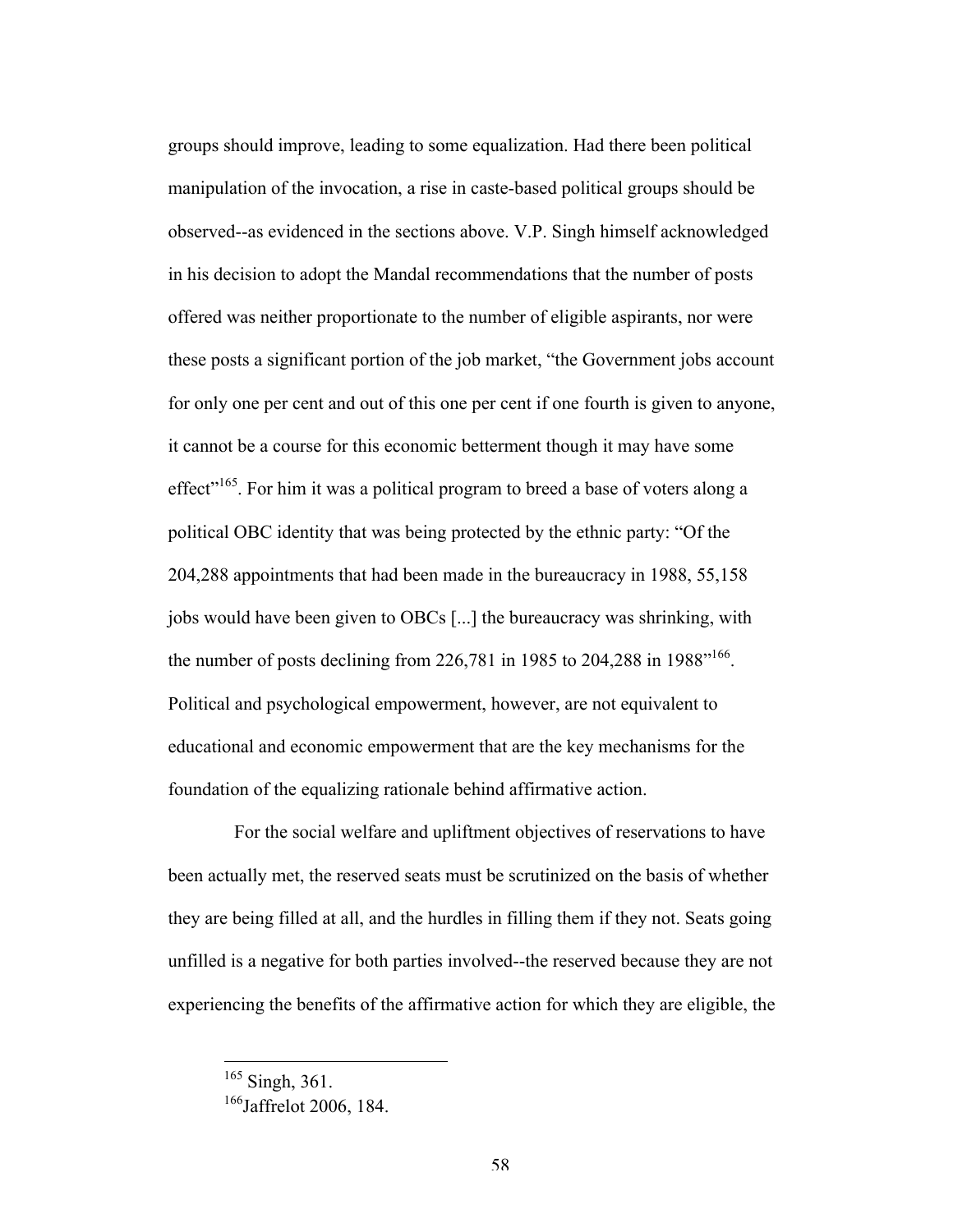groups should improve, leading to some equalization. Had there been political manipulation of the invocation, a rise in caste-based political groups should be observed--as evidenced in the sections above. V.P. Singh himself acknowledged in his decision to adopt the Mandal recommendations that the number of posts offered was neither proportionate to the number of eligible aspirants, nor were these posts a significant portion of the job market, "the Government jobs account for only one per cent and out of this one per cent if one fourth is given to anyone, it cannot be a course for this economic betterment though it may have some effect"[165]. For him it was a political program to breed a base of voters along a political OBC identity that was being protected by the ethnic party: "Of the 204,288 appointments that had been made in the bureaucracy in 1988, 55,158 jobs would have been given to OBCs [...] the bureaucracy was shrinking, with the number of posts declining from 226,781 in 1985 to 204,288 in 1988"[166]. Political and psychological empowerment, however, are not equivalent to educational and economic empowerment that are the key mechanisms for the foundation of the equalizing rationale behind affirmative action.

For the social welfare and upliftment objectives of reservations to have been actually met, the reserved seats must be scrutinized on the basis of whether they are being filled at all, and the hurdles in filling them if they not. Seats going unfilled is a negative for both parties involved--the reserved because they are not experiencing the benefits of the affirmative action for which they are eligible, the

[165] Singh, 361.

[166] Jaffrelot 2006, 184.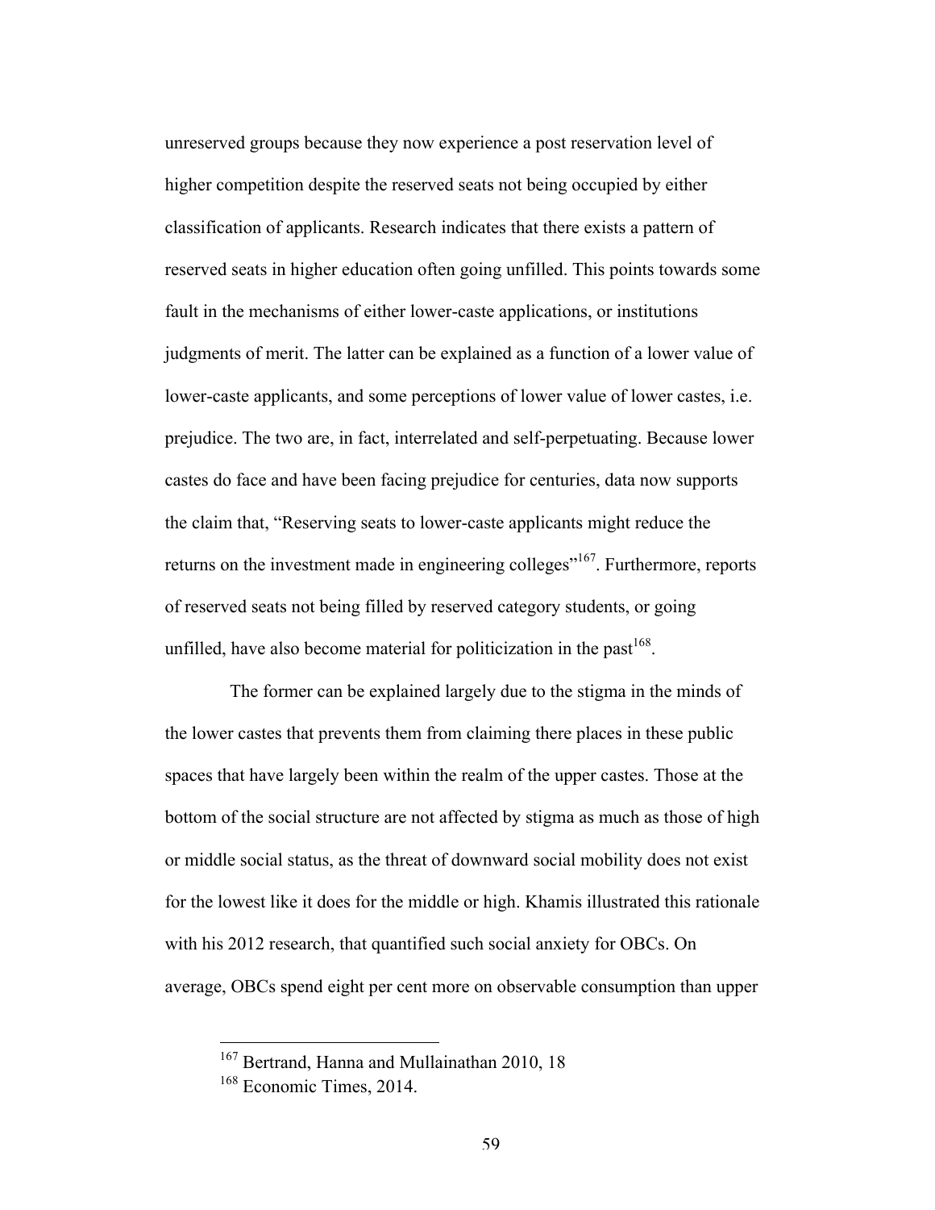unreserved groups because they now experience a post reservation level of higher competition despite the reserved seats not being occupied by either classification of applicants. Research indicates that there exists a pattern of reserved seats in higher education often going unfilled. This points towards some fault in the mechanisms of either lower-caste applications, or institutions judgments of merit. The latter can be explained as a function of a lower value of lower-caste applicants, and some perceptions of lower value of lower castes, i.e. prejudice. The two are, in fact, interrelated and self-perpetuating. Because lower castes do face and have been facing prejudice for centuries, data now supports the claim that, "Reserving seats to lower-caste applicants might reduce the returns on the investment made in engineering colleges"[167]. Furthermore, reports of reserved seats not being filled by reserved category students, or going unfilled, have also become material for politicization in the past[168].

The former can be explained largely due to the stigma in the minds of the lower castes that prevents them from claiming there places in these public spaces that have largely been within the realm of the upper castes. Those at the bottom of the social structure are not affected by stigma as much as those of high or middle social status, as the threat of downward social mobility does not exist for the lowest like it does for the middle or high. Khamis illustrated this rationale with his 2012 research, that quantified such social anxiety for OBCs. On average, OBCs spend eight per cent more on observable consumption than upper

---

[167] Bertrand, Hanna and Mullainathan 2010, 18

[168] Economic Times, 2014.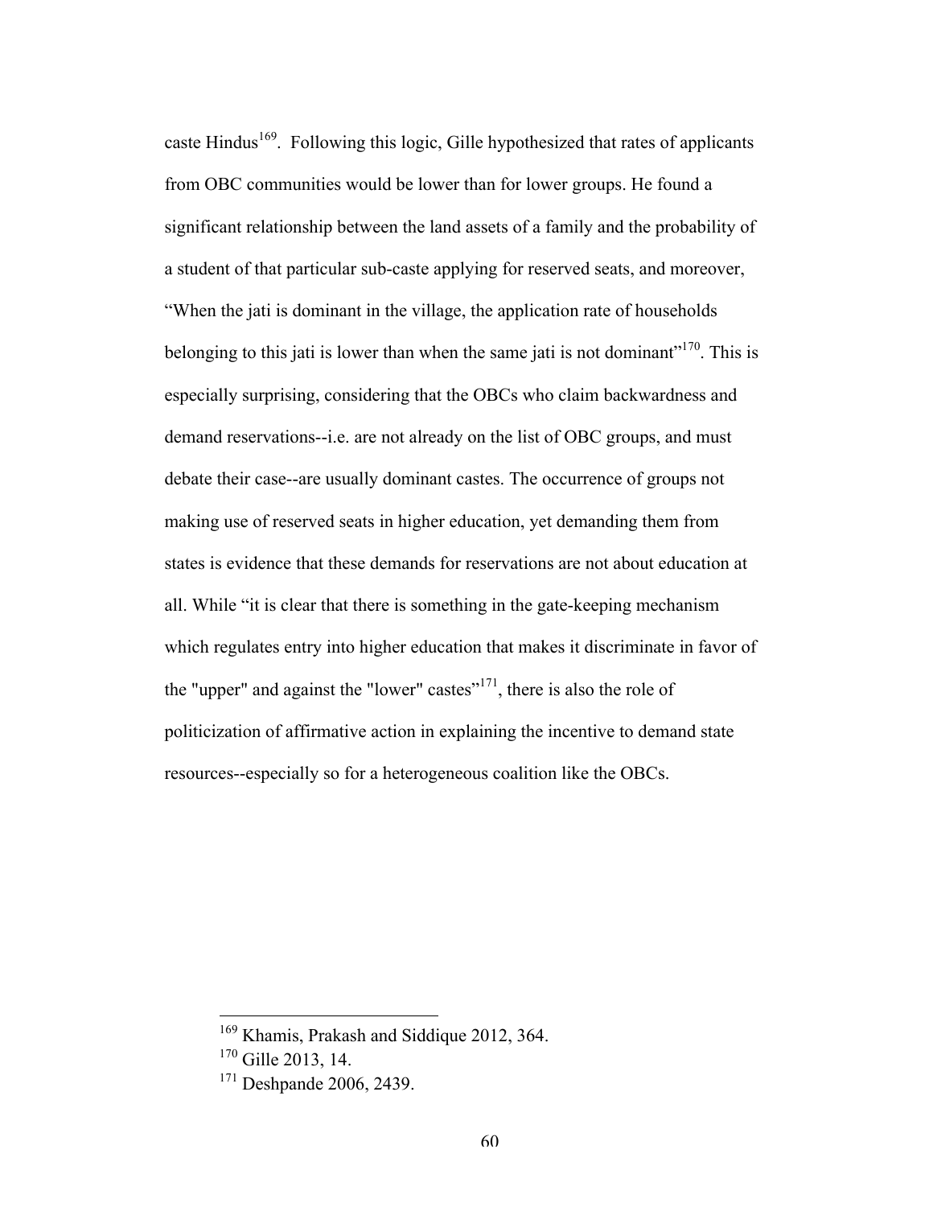caste Hindus[169]. Following this logic, Gille hypothesized that rates of applicants from OBC communities would be lower than for lower groups. He found a significant relationship between the land assets of a family and the probability of a student of that particular sub-caste applying for reserved seats, and moreover, "When the jati is dominant in the village, the application rate of households belonging to this jati is lower than when the same jati is not dominant"[170]. This is especially surprising, considering that the OBCs who claim backwardness and demand reservations--i.e. are not already on the list of OBC groups, and must debate their case--are usually dominant castes. The occurrence of groups not making use of reserved seats in higher education, yet demanding them from states is evidence that these demands for reservations are not about education at all. While "it is clear that there is something in the gate-keeping mechanism which regulates entry into higher education that makes it discriminate in favor of the "upper" and against the "lower" castes"[171], there is also the role of politicization of affirmative action in explaining the incentive to demand state resources--especially so for a heterogeneous coalition like the OBCs.

---

[169] Khamis, Prakash and Siddique 2012, 364.

[170] Gille 2013, 14.

[171] Deshpande 2006, 2439.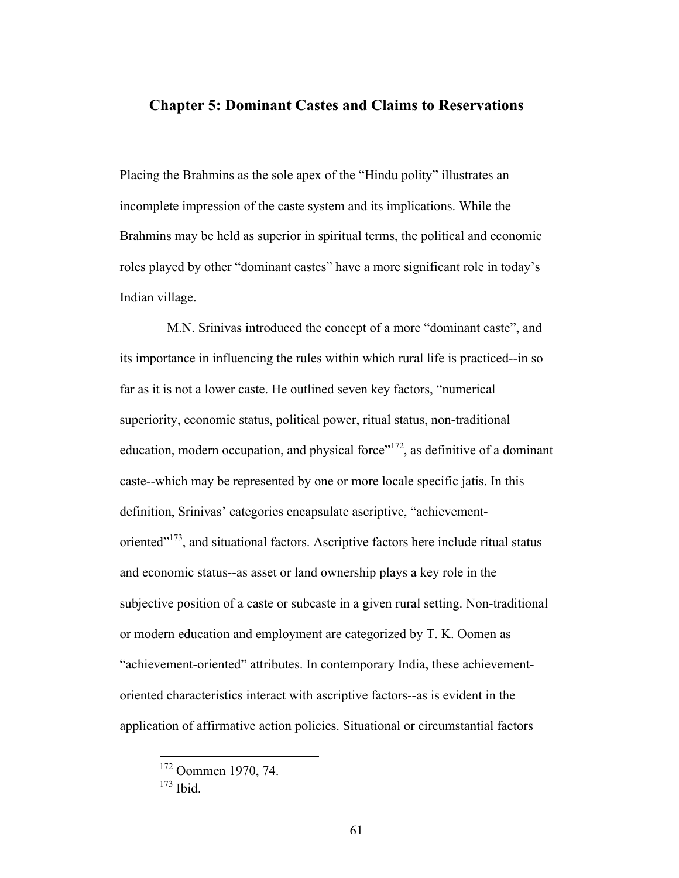## Chapter 5: Dominant Castes and Claims to Reservations

Placing the Brahmins as the sole apex of the "Hindu polity" illustrates an incomplete impression of the caste system and its implications. While the Brahmins may be held as superior in spiritual terms, the political and economic roles played by other "dominant castes" have a more significant role in today's Indian village.

M.N. Srinivas introduced the concept of a more "dominant caste", and its importance in influencing the rules within which rural life is practiced--in so far as it is not a lower caste. He outlined seven key factors, "numerical superiority, economic status, political power, ritual status, non-traditional education, modern occupation, and physical force"[172], as definitive of a dominant caste--which may be represented by one or more locale specific jatis. In this definition, Srinivas' categories encapsulate ascriptive, "achievement-oriented"[173], and situational factors. Ascriptive factors here include ritual status and economic status--as asset or land ownership plays a key role in the subjective position of a caste or subcaste in a given rural setting. Non-traditional or modern education and employment are categorized by T. K. Oomen as "achievement-oriented" attributes. In contemporary India, these achievement-oriented characteristics interact with ascriptive factors--as is evident in the application of affirmative action policies. Situational or circumstantial factors

---

[172] Oommen 1970, 74.

[173] Ibid.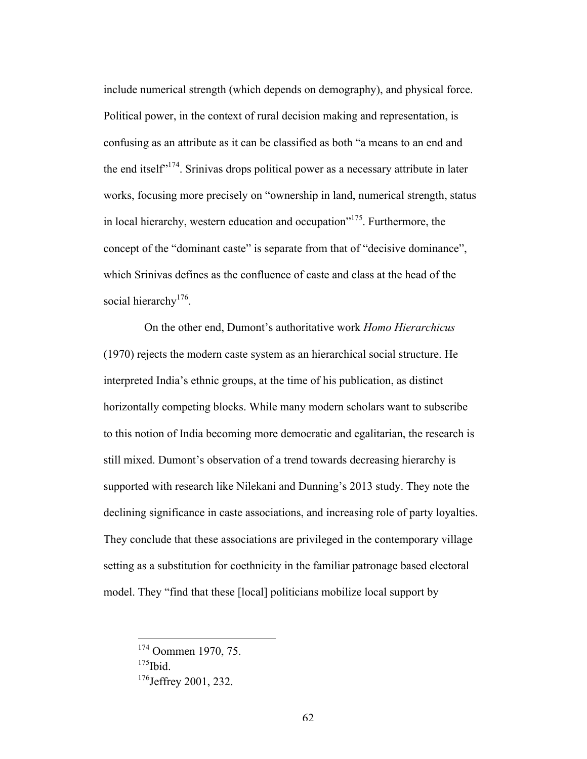include numerical strength (which depends on demography), and physical force. Political power, in the context of rural decision making and representation, is confusing as an attribute as it can be classified as both "a means to an end and the end itself"[174]. Srinivas drops political power as a necessary attribute in later works, focusing more precisely on "ownership in land, numerical strength, status in local hierarchy, western education and occupation"[175]. Furthermore, the concept of the "dominant caste" is separate from that of "decisive dominance", which Srinivas defines as the confluence of caste and class at the head of the social hierarchy[176].

On the other end, Dumont's authoritative work *Homo Hierarchicus* (1970) rejects the modern caste system as an hierarchical social structure. He interpreted India's ethnic groups, at the time of his publication, as distinct horizontally competing blocks. While many modern scholars want to subscribe to this notion of India becoming more democratic and egalitarian, the research is still mixed. Dumont's observation of a trend towards decreasing hierarchy is supported with research like Nilekani and Dunning's 2013 study. They note the declining significance in caste associations, and increasing role of party loyalties. They conclude that these associations are privileged in the contemporary village setting as a substitution for coethnicity in the familiar patronage based electoral model. They "find that these [local] politicians mobilize local support by

---

[174] Oommen 1970, 75.

[175] Ibid.

[176] Jeffrey 2001, 232.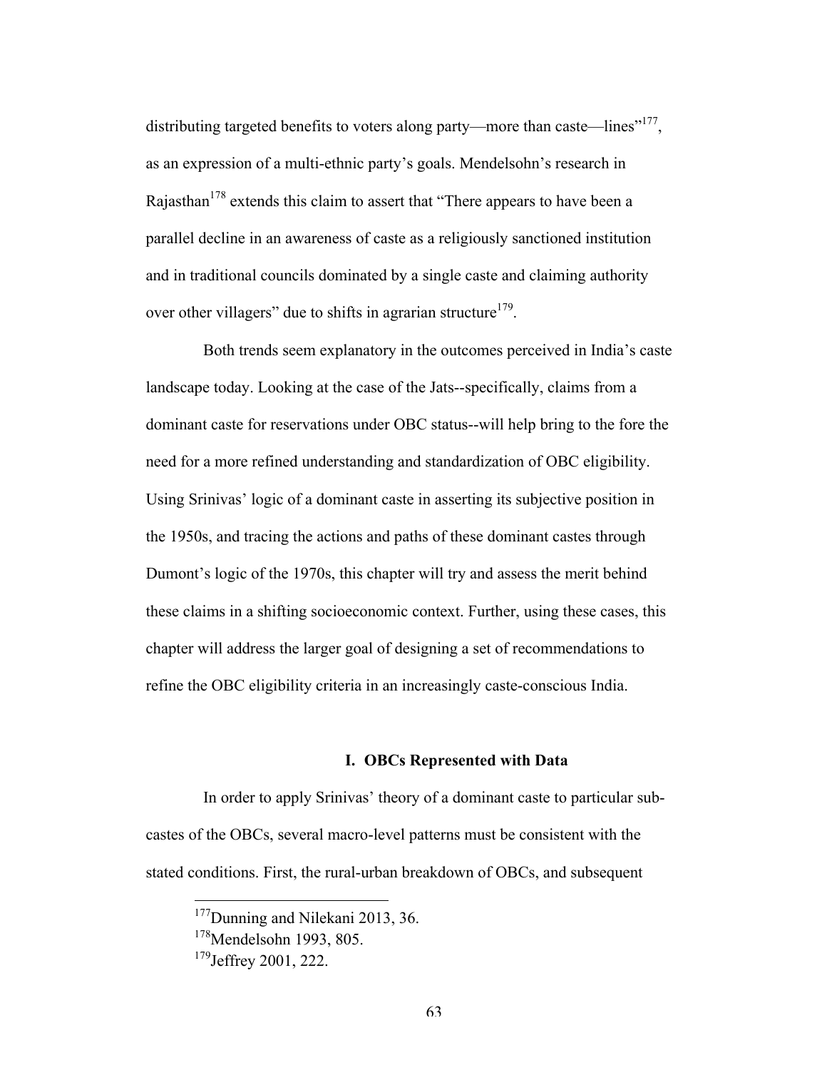distributing targeted benefits to voters along party—more than caste—lines"[177], as an expression of a multi-ethnic party's goals. Mendelsohn's research in Rajasthan[178] extends this claim to assert that "There appears to have been a parallel decline in an awareness of caste as a religiously sanctioned institution and in traditional councils dominated by a single caste and claiming authority over other villagers" due to shifts in agrarian structure[179].

Both trends seem explanatory in the outcomes perceived in India's caste landscape today. Looking at the case of the Jats--specifically, claims from a dominant caste for reservations under OBC status--will help bring to the fore the need for a more refined understanding and standardization of OBC eligibility. Using Srinivas' logic of a dominant caste in asserting its subjective position in the 1950s, and tracing the actions and paths of these dominant castes through Dumont's logic of the 1970s, this chapter will try and assess the merit behind these claims in a shifting socioeconomic context. Further, using these cases, this chapter will address the larger goal of designing a set of recommendations to refine the OBC eligibility criteria in an increasingly caste-conscious India.

## I. OBCs Represented with Data

In order to apply Srinivas' theory of a dominant caste to particular sub-castes of the OBCs, several macro-level patterns must be consistent with the stated conditions. First, the rural-urban breakdown of OBCs, and subsequent

---

[177] Dunning and Nilekani 2013, 36.

[178] Mendelsohn 1993, 805.

[179] Jeffrey 2001, 222.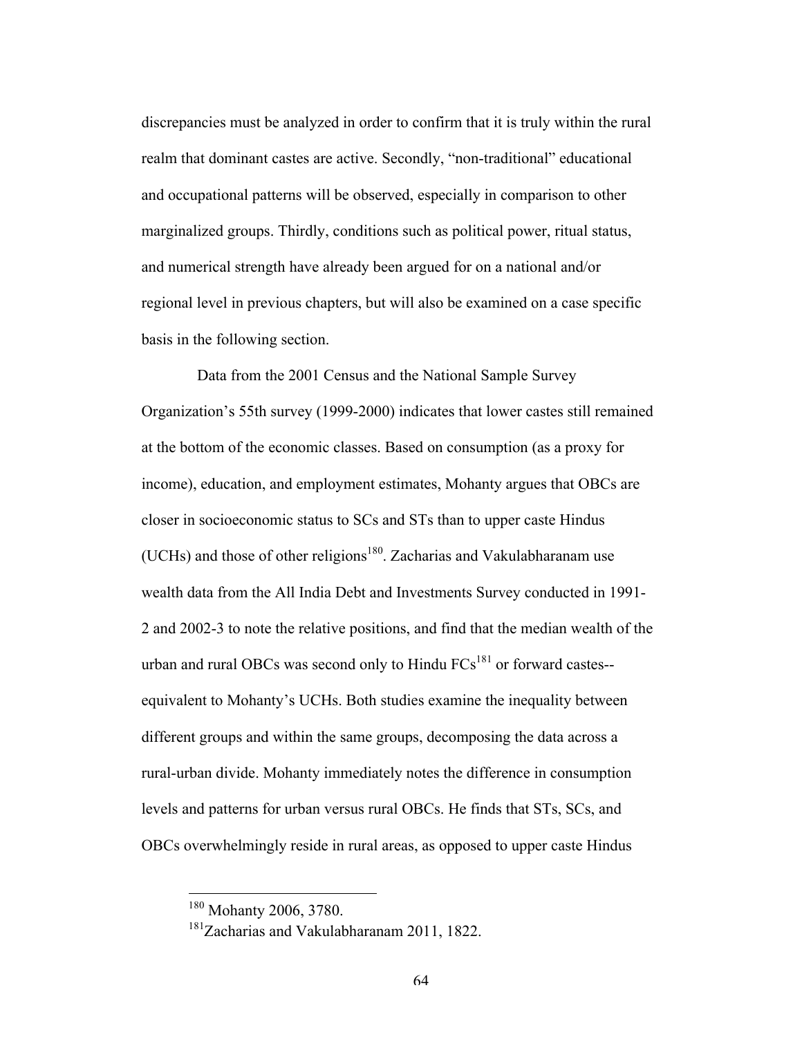discrepancies must be analyzed in order to confirm that it is truly within the rural realm that dominant castes are active. Secondly, "non-traditional" educational and occupational patterns will be observed, especially in comparison to other marginalized groups. Thirdly, conditions such as political power, ritual status, and numerical strength have already been argued for on a national and/or regional level in previous chapters, but will also be examined on a case specific basis in the following section.

Data from the 2001 Census and the National Sample Survey Organization's 55th survey (1999-2000) indicates that lower castes still remained at the bottom of the economic classes. Based on consumption (as a proxy for income), education, and employment estimates, Mohanty argues that OBCs are closer in socioeconomic status to SCs and STs than to upper caste Hindus (UCHs) and those of other religions[180]. Zacharias and Vakulabharanam use wealth data from the All India Debt and Investments Survey conducted in 1991-2 and 2002-3 to note the relative positions, and find that the median wealth of the urban and rural OBCs was second only to Hindu FCs[181] or forward castes--equivalent to Mohanty's UCHs. Both studies examine the inequality between different groups and within the same groups, decomposing the data across a rural-urban divide. Mohanty immediately notes the difference in consumption levels and patterns for urban versus rural OBCs. He finds that STs, SCs, and OBCs overwhelmingly reside in rural areas, as opposed to upper caste Hindus

---

[180] Mohanty 2006, 3780.

[181] Zacharias and Vakulabharanam 2011, 1822.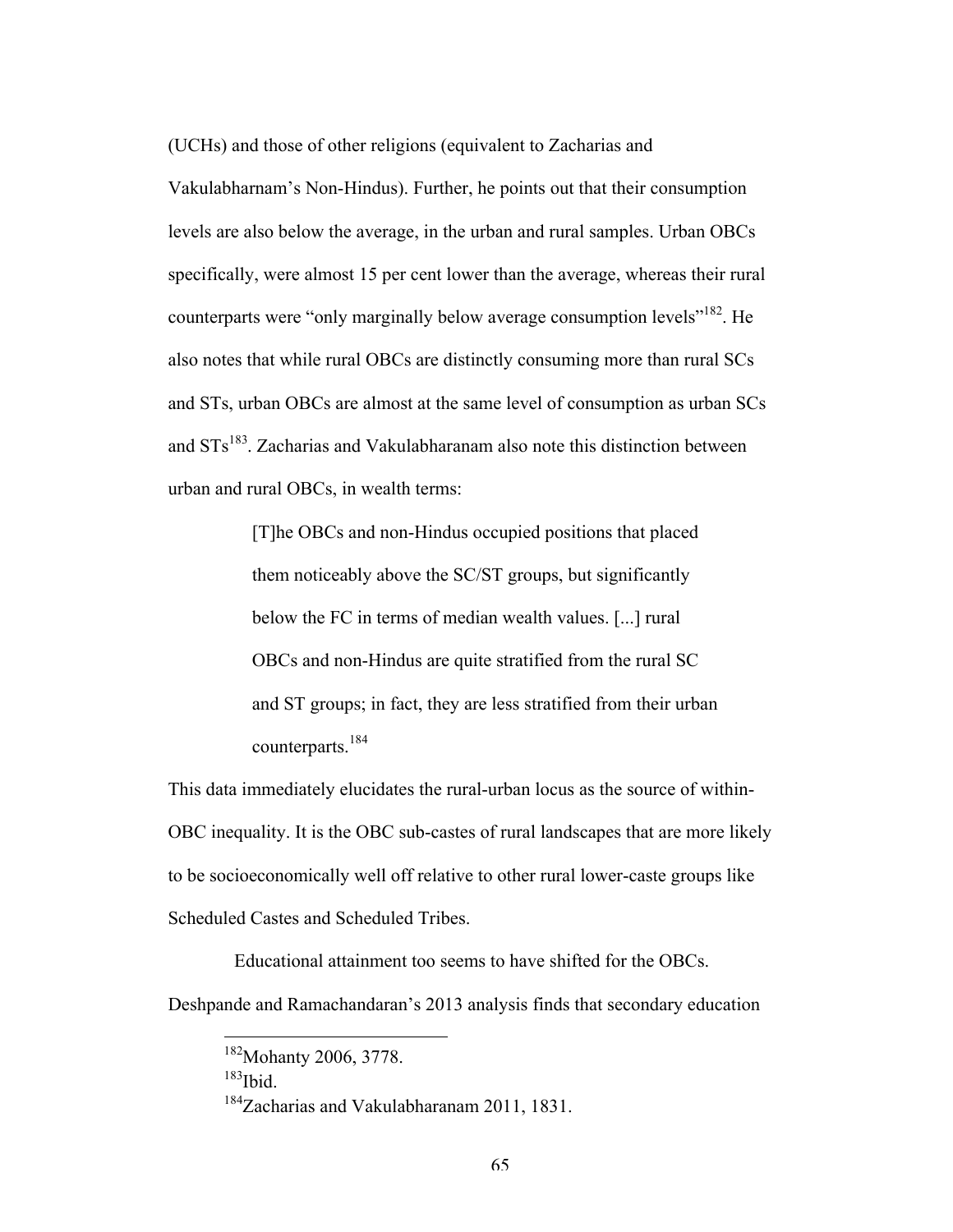(UCHs) and those of other religions (equivalent to Zacharias and Vakulabharnam's Non-Hindus). Further, he points out that their consumption levels are also below the average, in the urban and rural samples. Urban OBCs specifically, were almost 15 per cent lower than the average, whereas their rural counterparts were "only marginally below average consumption levels"[182]. He also notes that while rural OBCs are distinctly consuming more than rural SCs and STs, urban OBCs are almost at the same level of consumption as urban SCs and STs[183]. Zacharias and Vakulabharanam also note this distinction between urban and rural OBCs, in wealth terms:

> [T]he OBCs and non-Hindus occupied positions that placed them noticeably above the SC/ST groups, but significantly below the FC in terms of median wealth values. [...] rural OBCs and non-Hindus are quite stratified from the rural SC and ST groups; in fact, they are less stratified from their urban counterparts.[184]

This data immediately elucidates the rural-urban locus as the source of within-OBC inequality. It is the OBC sub-castes of rural landscapes that are more likely to be socioeconomically well off relative to other rural lower-caste groups like Scheduled Castes and Scheduled Tribes.

Educational attainment too seems to have shifted for the OBCs. Deshpande and Ramachandaran's 2013 analysis finds that secondary education

---

[182] Mohanty 2006, 3778.

[183] Ibid.

[184] Zacharias and Vakulabharanam 2011, 1831.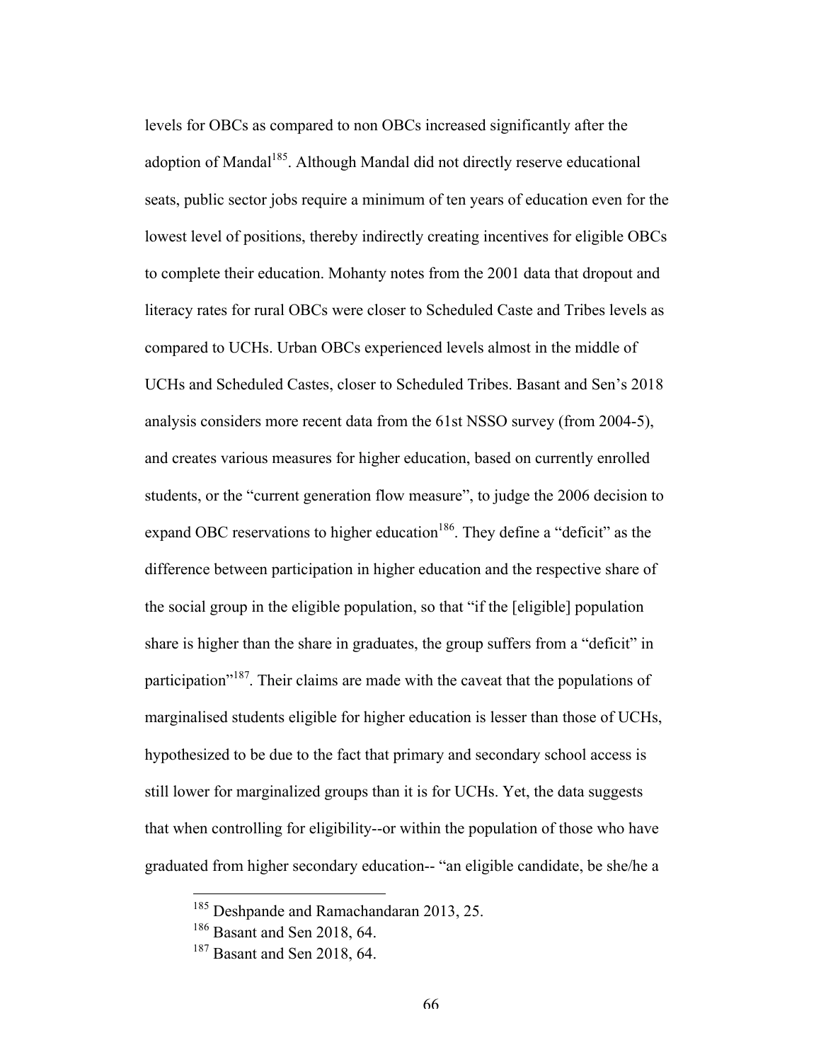levels for OBCs as compared to non OBCs increased significantly after the adoption of Mandal[185]. Although Mandal did not directly reserve educational seats, public sector jobs require a minimum of ten years of education even for the lowest level of positions, thereby indirectly creating incentives for eligible OBCs to complete their education. Mohanty notes from the 2001 data that dropout and literacy rates for rural OBCs were closer to Scheduled Caste and Tribes levels as compared to UCHs. Urban OBCs experienced levels almost in the middle of UCHs and Scheduled Castes, closer to Scheduled Tribes. Basant and Sen's 2018 analysis considers more recent data from the 61st NSSO survey (from 2004-5), and creates various measures for higher education, based on currently enrolled students, or the "current generation flow measure", to judge the 2006 decision to expand OBC reservations to higher education[186]. They define a "deficit" as the difference between participation in higher education and the respective share of the social group in the eligible population, so that "if the [eligible] population share is higher than the share in graduates, the group suffers from a "deficit" in participation"[187]. Their claims are made with the caveat that the populations of marginalised students eligible for higher education is lesser than those of UCHs, hypothesized to be due to the fact that primary and secondary school access is still lower for marginalized groups than it is for UCHs. Yet, the data suggests that when controlling for eligibility--or within the population of those who have graduated from higher secondary education-- "an eligible candidate, be she/he a

[185] Deshpande and Ramachandaran 2013, 25.

[186] Basant and Sen 2018, 64.

[187] Basant and Sen 2018, 64.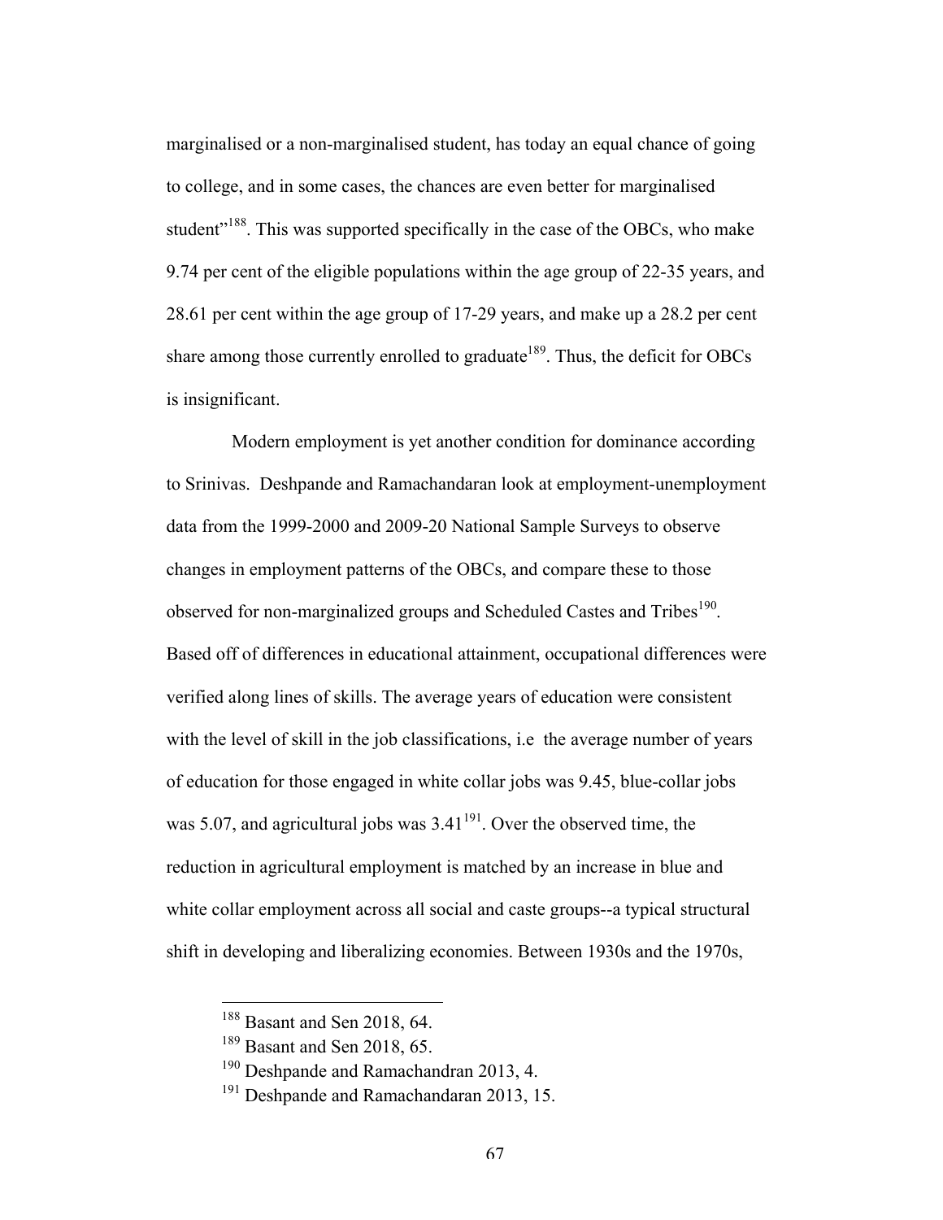marginalised or a non-marginalised student, has today an equal chance of going to college, and in some cases, the chances are even better for marginalised student"[188]. This was supported specifically in the case of the OBCs, who make 9.74 per cent of the eligible populations within the age group of 22-35 years, and 28.61 per cent within the age group of 17-29 years, and make up a 28.2 per cent share among those currently enrolled to graduate[189]. Thus, the deficit for OBCs is insignificant.

Modern employment is yet another condition for dominance according to Srinivas. Deshpande and Ramachandaran look at employment-unemployment data from the 1999-2000 and 2009-20 National Sample Surveys to observe changes in employment patterns of the OBCs, and compare these to those observed for non-marginalized groups and Scheduled Castes and Tribes[190]. Based off of differences in educational attainment, occupational differences were verified along lines of skills. The average years of education were consistent with the level of skill in the job classifications, i.e the average number of years of education for those engaged in white collar jobs was 9.45, blue-collar jobs was 5.07, and agricultural jobs was 3.41[191]. Over the observed time, the reduction in agricultural employment is matched by an increase in blue and white collar employment across all social and caste groups--a typical structural shift in developing and liberalizing economies. Between 1930s and the 1970s,

---

[188] Basant and Sen 2018, 64.

[189] Basant and Sen 2018, 65.

[190] Deshpande and Ramachandran 2013, 4.

[191] Deshpande and Ramachandaran 2013, 15.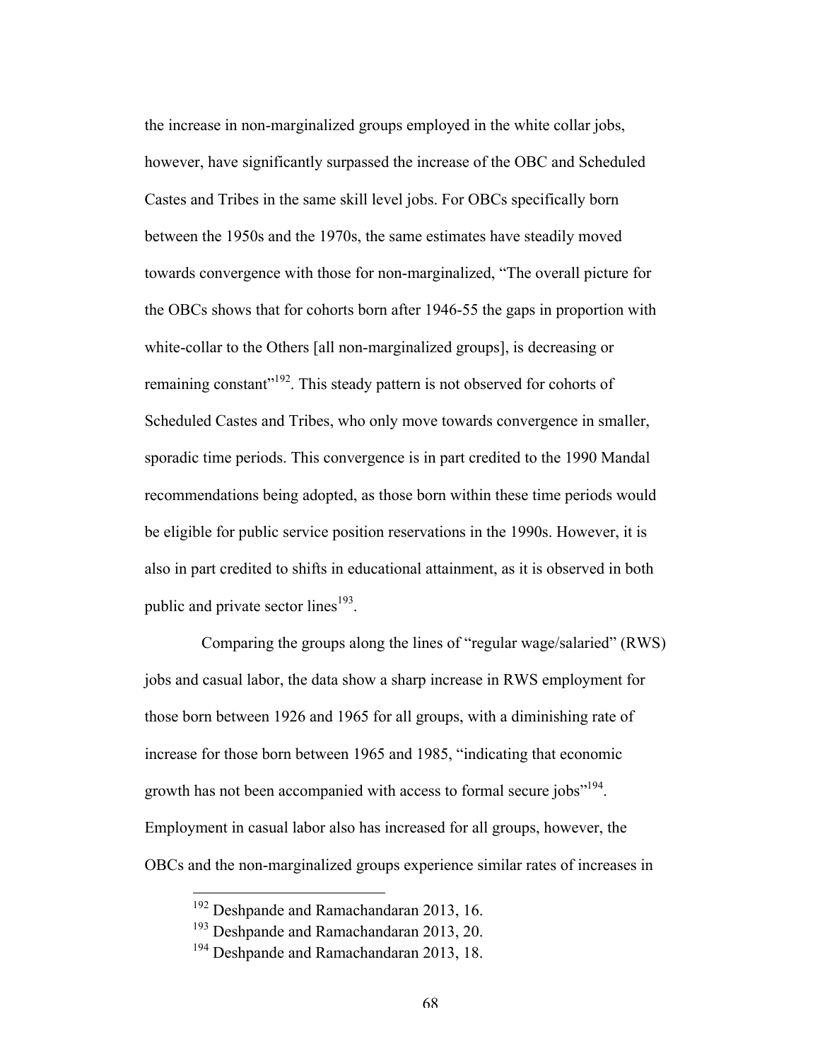the increase in non-marginalized groups employed in the white collar jobs, however, have significantly surpassed the increase of the OBC and Scheduled Castes and Tribes in the same skill level jobs. For OBCs specifically born between the 1950s and the 1970s, the same estimates have steadily moved towards convergence with those for non-marginalized, "The overall picture for the OBCs shows that for cohorts born after 1946-55 the gaps in proportion with white-collar to the Others [all non-marginalized groups], is decreasing or remaining constant"[192]. This steady pattern is not observed for cohorts of Scheduled Castes and Tribes, who only move towards convergence in smaller, sporadic time periods. This convergence is in part credited to the 1990 Mandal recommendations being adopted, as those born within these time periods would be eligible for public service position reservations in the 1990s. However, it is also in part credited to shifts in educational attainment, as it is observed in both public and private sector lines[193].

Comparing the groups along the lines of "regular wage/salaried" (RWS) jobs and casual labor, the data show a sharp increase in RWS employment for those born between 1926 and 1965 for all groups, with a diminishing rate of increase for those born between 1965 and 1985, "indicating that economic growth has not been accompanied with access to formal secure jobs"[194]. Employment in casual labor also has increased for all groups, however, the OBCs and the non-marginalized groups experience similar rates of increases in

---

[192] Deshpande and Ramachandaran 2013, 16.

[193] Deshpande and Ramachandaran 2013, 20.

[194] Deshpande and Ramachandaran 2013, 18.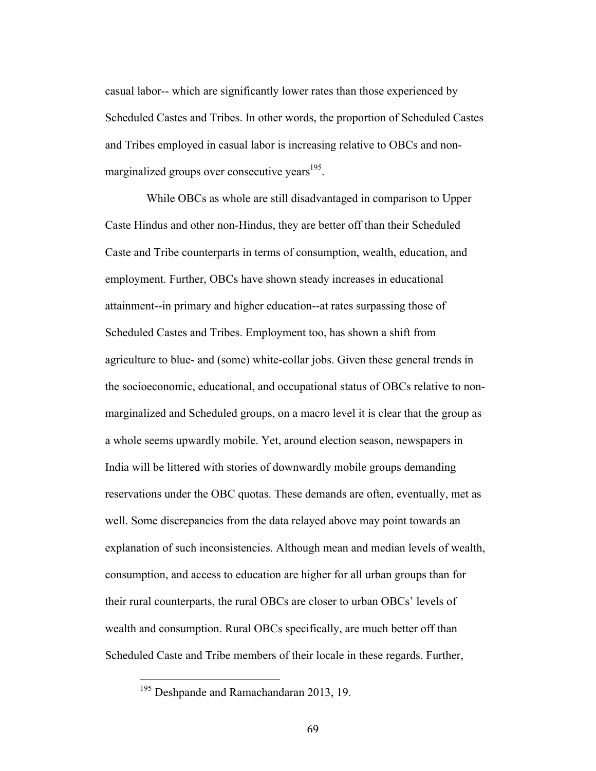casual labor-- which are significantly lower rates than those experienced by Scheduled Castes and Tribes. In other words, the proportion of Scheduled Castes and Tribes employed in casual labor is increasing relative to OBCs and non-marginalized groups over consecutive years[195].

While OBCs as whole are still disadvantaged in comparison to Upper Caste Hindus and other non-Hindus, they are better off than their Scheduled Caste and Tribe counterparts in terms of consumption, wealth, education, and employment. Further, OBCs have shown steady increases in educational attainment--in primary and higher education--at rates surpassing those of Scheduled Castes and Tribes. Employment too, has shown a shift from agriculture to blue- and (some) white-collar jobs. Given these general trends in the socioeconomic, educational, and occupational status of OBCs relative to non-marginalized and Scheduled groups, on a macro level it is clear that the group as a whole seems upwardly mobile. Yet, around election season, newspapers in India will be littered with stories of downwardly mobile groups demanding reservations under the OBC quotas. These demands are often, eventually, met as well. Some discrepancies from the data relayed above may point towards an explanation of such inconsistencies. Although mean and median levels of wealth, consumption, and access to education are higher for all urban groups than for their rural counterparts, the rural OBCs are closer to urban OBCs' levels of wealth and consumption. Rural OBCs specifically, are much better off than Scheduled Caste and Tribe members of their locale in these regards. Further,

---

[195] Deshpande and Ramachandaran 2013, 19.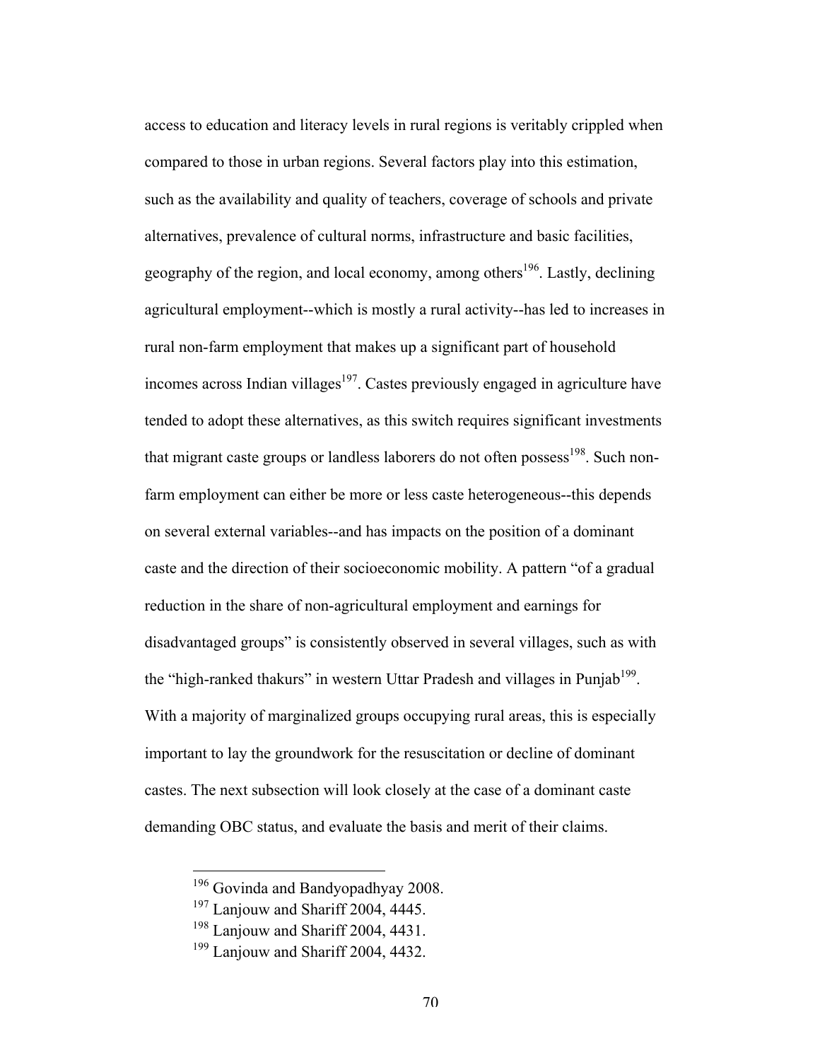access to education and literacy levels in rural regions is veritably crippled when compared to those in urban regions. Several factors play into this estimation, such as the availability and quality of teachers, coverage of schools and private alternatives, prevalence of cultural norms, infrastructure and basic facilities, geography of the region, and local economy, among others[196]. Lastly, declining agricultural employment--which is mostly a rural activity--has led to increases in rural non-farm employment that makes up a significant part of household incomes across Indian villages[197]. Castes previously engaged in agriculture have tended to adopt these alternatives, as this switch requires significant investments that migrant caste groups or landless laborers do not often possess[198]. Such non-farm employment can either be more or less caste heterogeneous--this depends on several external variables--and has impacts on the position of a dominant caste and the direction of their socioeconomic mobility. A pattern "of a gradual reduction in the share of non-agricultural employment and earnings for disadvantaged groups" is consistently observed in several villages, such as with the "high-ranked thakurs" in western Uttar Pradesh and villages in Punjab[199]. With a majority of marginalized groups occupying rural areas, this is especially important to lay the groundwork for the resuscitation or decline of dominant castes. The next subsection will look closely at the case of a dominant caste demanding OBC status, and evaluate the basis and merit of their claims.

[196] Govinda and Bandyopadhyay 2008.

[197] Lanjouw and Shariff 2004, 4445.

[198] Lanjouw and Shariff 2004, 4431.

[199] Lanjouw and Shariff 2004, 4432.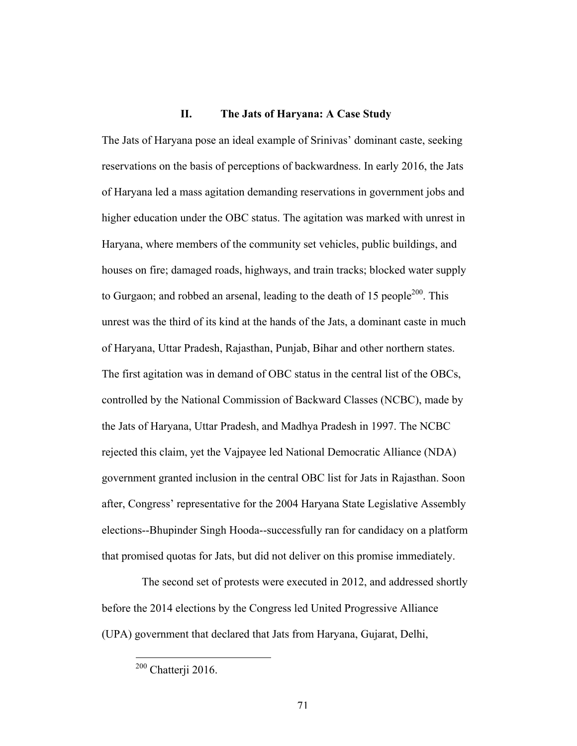## II. The Jats of Haryana: A Case Study

The Jats of Haryana pose an ideal example of Srinivas' dominant caste, seeking reservations on the basis of perceptions of backwardness. In early 2016, the Jats of Haryana led a mass agitation demanding reservations in government jobs and higher education under the OBC status. The agitation was marked with unrest in Haryana, where members of the community set vehicles, public buildings, and houses on fire; damaged roads, highways, and train tracks; blocked water supply to Gurgaon; and robbed an arsenal, leading to the death of 15 people[200]. This unrest was the third of its kind at the hands of the Jats, a dominant caste in much of Haryana, Uttar Pradesh, Rajasthan, Punjab, Bihar and other northern states. The first agitation was in demand of OBC status in the central list of the OBCs, controlled by the National Commission of Backward Classes (NCBC), made by the Jats of Haryana, Uttar Pradesh, and Madhya Pradesh in 1997. The NCBC rejected this claim, yet the Vajpayee led National Democratic Alliance (NDA) government granted inclusion in the central OBC list for Jats in Rajasthan. Soon after, Congress' representative for the 2004 Haryana State Legislative Assembly elections--Bhupinder Singh Hooda--successfully ran for candidacy on a platform that promised quotas for Jats, but did not deliver on this promise immediately.

The second set of protests were executed in 2012, and addressed shortly before the 2014 elections by the Congress led United Progressive Alliance (UPA) government that declared that Jats from Haryana, Gujarat, Delhi,

---

[200] Chatterji 2016.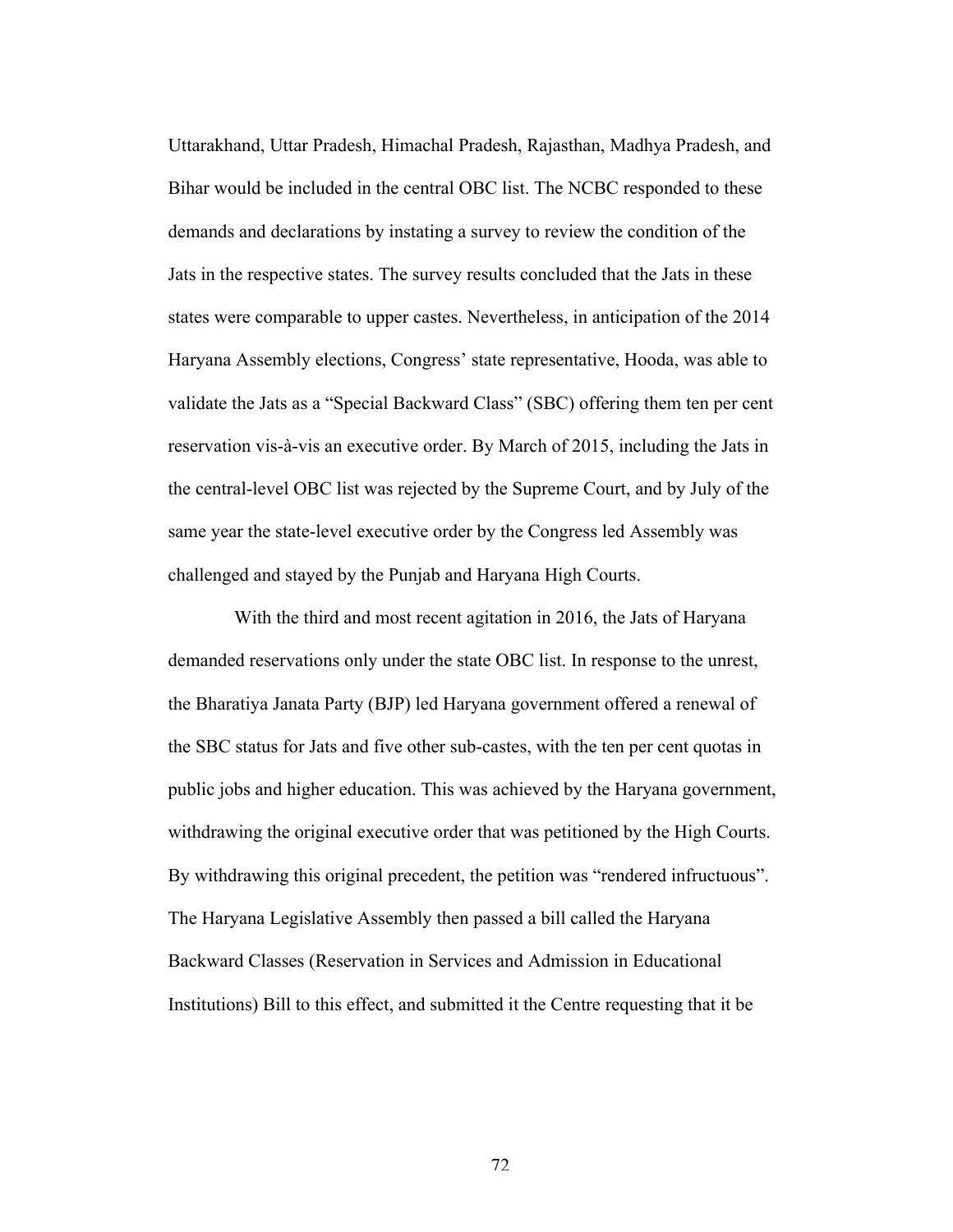Uttarakhand, Uttar Pradesh, Himachal Pradesh, Rajasthan, Madhya Pradesh, and Bihar would be included in the central OBC list. The NCBC responded to these demands and declarations by instating a survey to review the condition of the Jats in the respective states. The survey results concluded that the Jats in these states were comparable to upper castes. Nevertheless, in anticipation of the 2014 Haryana Assembly elections, Congress' state representative, Hooda, was able to validate the Jats as a "Special Backward Class" (SBC) offering them ten per cent reservation vis-à-vis an executive order. By March of 2015, including the Jats in the central-level OBC list was rejected by the Supreme Court, and by July of the same year the state-level executive order by the Congress led Assembly was challenged and stayed by the Punjab and Haryana High Courts.

With the third and most recent agitation in 2016, the Jats of Haryana demanded reservations only under the state OBC list. In response to the unrest, the Bharatiya Janata Party (BJP) led Haryana government offered a renewal of the SBC status for Jats and five other sub-castes, with the ten per cent quotas in public jobs and higher education. This was achieved by the Haryana government, withdrawing the original executive order that was petitioned by the High Courts. By withdrawing this original precedent, the petition was "rendered infructuous". The Haryana Legislative Assembly then passed a bill called the Haryana Backward Classes (Reservation in Services and Admission in Educational Institutions) Bill to this effect, and submitted it the Centre requesting that it be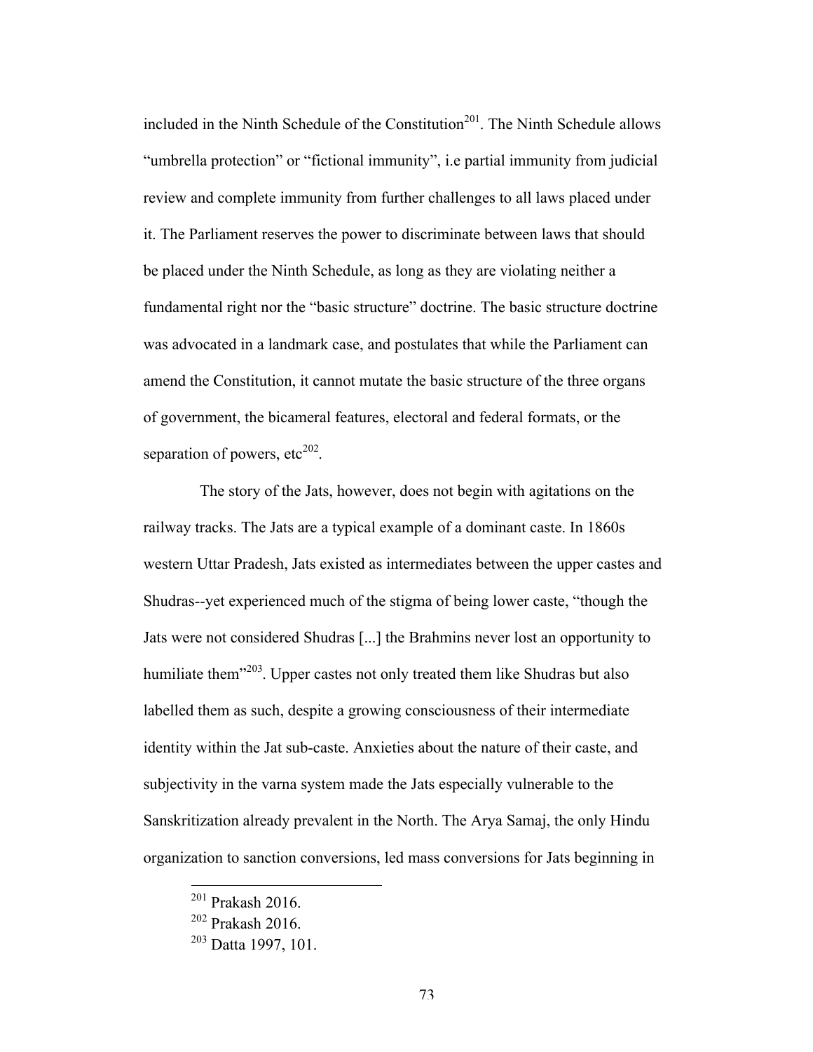included in the Ninth Schedule of the Constitution[201]. The Ninth Schedule allows "umbrella protection" or "fictional immunity", i.e partial immunity from judicial review and complete immunity from further challenges to all laws placed under it. The Parliament reserves the power to discriminate between laws that should be placed under the Ninth Schedule, as long as they are violating neither a fundamental right nor the "basic structure" doctrine. The basic structure doctrine was advocated in a landmark case, and postulates that while the Parliament can amend the Constitution, it cannot mutate the basic structure of the three organs of government, the bicameral features, electoral and federal formats, or the separation of powers, etc[202].

The story of the Jats, however, does not begin with agitations on the railway tracks. The Jats are a typical example of a dominant caste. In 1860s western Uttar Pradesh, Jats existed as intermediates between the upper castes and Shudras--yet experienced much of the stigma of being lower caste, "though the Jats were not considered Shudras [...] the Brahmins never lost an opportunity to humiliate them"[203]. Upper castes not only treated them like Shudras but also labelled them as such, despite a growing consciousness of their intermediate identity within the Jat sub-caste. Anxieties about the nature of their caste, and subjectivity in the varna system made the Jats especially vulnerable to the Sanskritization already prevalent in the North. The Arya Samaj, the only Hindu organization to sanction conversions, led mass conversions for Jats beginning in

[201] Prakash 2016.

[202] Prakash 2016.

[203] Datta 1997, 101.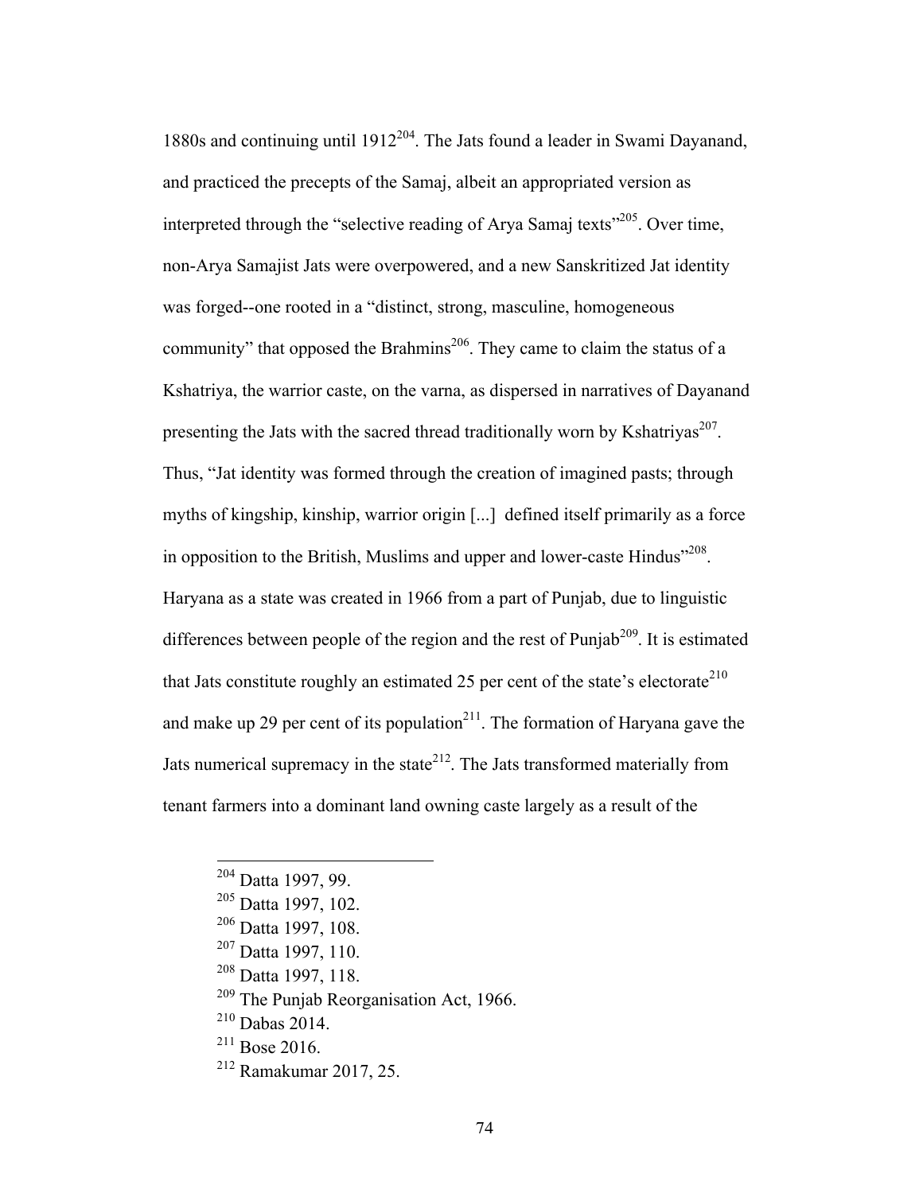1880s and continuing until 1912[204]. The Jats found a leader in Swami Dayanand, and practiced the precepts of the Samaj, albeit an appropriated version as interpreted through the "selective reading of Arya Samaj texts"[205]. Over time, non-Arya Samajist Jats were overpowered, and a new Sanskritized Jat identity was forged--one rooted in a "distinct, strong, masculine, homogeneous community" that opposed the Brahmins[206]. They came to claim the status of a Kshatriya, the warrior caste, on the varna, as dispersed in narratives of Dayanand presenting the Jats with the sacred thread traditionally worn by Kshatriyas[207]. Thus, "Jat identity was formed through the creation of imagined pasts; through myths of kingship, kinship, warrior origin [...] defined itself primarily as a force in opposition to the British, Muslims and upper and lower-caste Hindus"[208]. Haryana as a state was created in 1966 from a part of Punjab, due to linguistic differences between people of the region and the rest of Punjab[209]. It is estimated that Jats constitute roughly an estimated 25 per cent of the state's electorate[210] and make up 29 per cent of its population[211]. The formation of Haryana gave the Jats numerical supremacy in the state[212]. The Jats transformed materially from tenant farmers into a dominant land owning caste largely as a result of the

[204] Datta 1997, 99.
[205] Datta 1997, 102.
[206] Datta 1997, 108.
[207] Datta 1997, 110.
[208] Datta 1997, 118.
[209] The Punjab Reorganisation Act, 1966.
[210] Dabas 2014.
[211] Bose 2016.
[212] Ramakumar 2017, 25.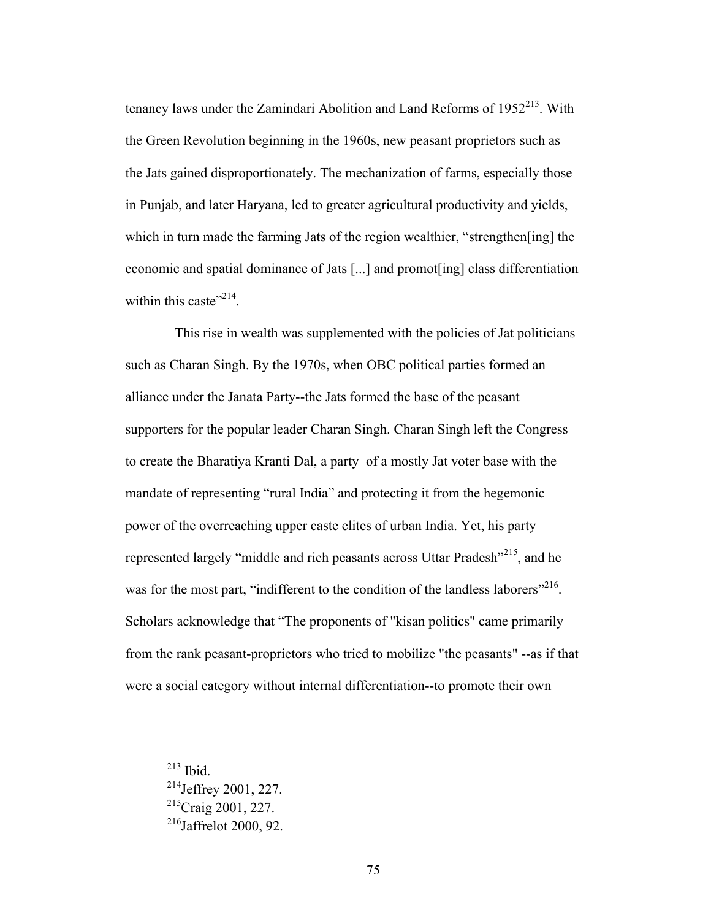tenancy laws under the Zamindari Abolition and Land Reforms of 1952[213]. With the Green Revolution beginning in the 1960s, new peasant proprietors such as the Jats gained disproportionately. The mechanization of farms, especially those in Punjab, and later Haryana, led to greater agricultural productivity and yields, which in turn made the farming Jats of the region wealthier, "strengthen[ing] the economic and spatial dominance of Jats [...] and promot[ing] class differentiation within this caste"[214].

This rise in wealth was supplemented with the policies of Jat politicians such as Charan Singh. By the 1970s, when OBC political parties formed an alliance under the Janata Party--the Jats formed the base of the peasant supporters for the popular leader Charan Singh. Charan Singh left the Congress to create the Bharatiya Kranti Dal, a party of a mostly Jat voter base with the mandate of representing "rural India" and protecting it from the hegemonic power of the overreaching upper caste elites of urban India. Yet, his party represented largely "middle and rich peasants across Uttar Pradesh"[215], and he was for the most part, "indifferent to the condition of the landless laborers"[216]. Scholars acknowledge that "The proponents of "kisan politics" came primarily from the rank peasant-proprietors who tried to mobilize "the peasants" --as if that were a social category without internal differentiation--to promote their own

[213] Ibid.

[214] Jeffrey 2001, 227.

[215] Craig 2001, 227.

[216] Jaffrelot 2000, 92.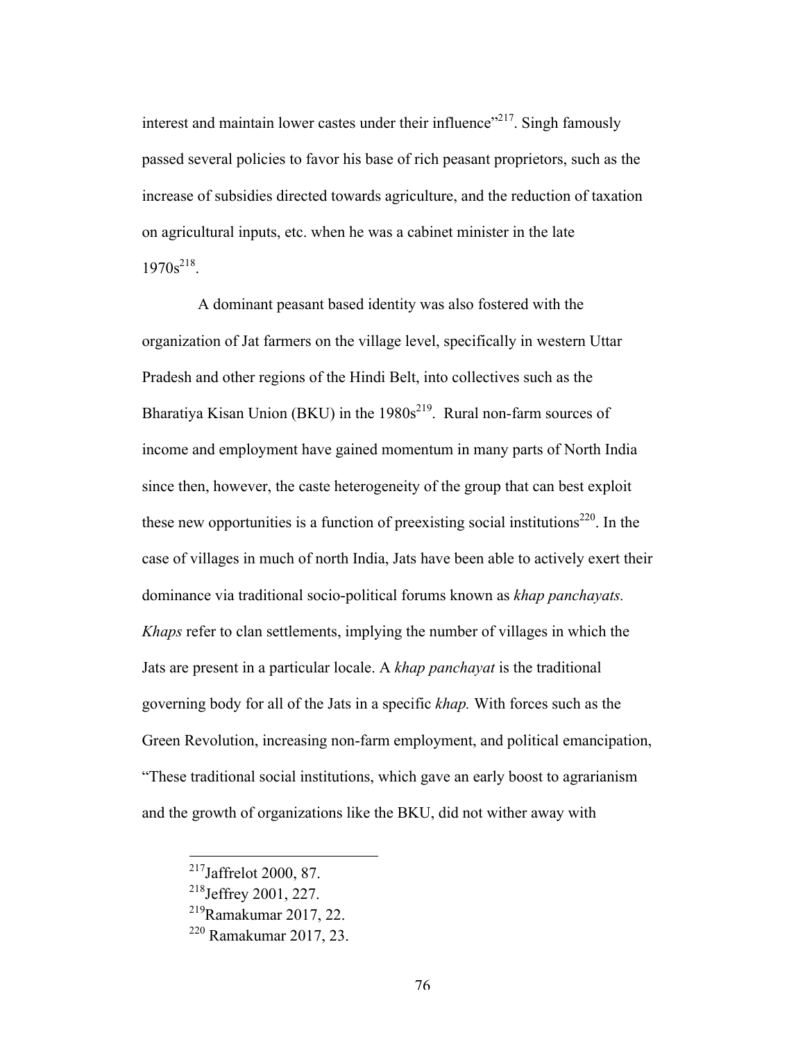interest and maintain lower castes under their influence"[217]. Singh famously passed several policies to favor his base of rich peasant proprietors, such as the increase of subsidies directed towards agriculture, and the reduction of taxation on agricultural inputs, etc. when he was a cabinet minister in the late 1970s[218].

A dominant peasant based identity was also fostered with the organization of Jat farmers on the village level, specifically in western Uttar Pradesh and other regions of the Hindi Belt, into collectives such as the Bharatiya Kisan Union (BKU) in the 1980s[219]. Rural non-farm sources of income and employment have gained momentum in many parts of North India since then, however, the caste heterogeneity of the group that can best exploit these new opportunities is a function of preexisting social institutions[220]. In the case of villages in much of north India, Jats have been able to actively exert their dominance via traditional socio-political forums known as *khap panchayats. Khaps* refer to clan settlements, implying the number of villages in which the Jats are present in a particular locale. A *khap panchayat* is the traditional governing body for all of the Jats in a specific *khap.* With forces such as the Green Revolution, increasing non-farm employment, and political emancipation, "These traditional social institutions, which gave an early boost to agrarianism and the growth of organizations like the BKU, did not wither away with

[217] Jaffrelot 2000, 87.
[218] Jeffrey 2001, 227.
[219] Ramakumar 2017, 22.
[220] Ramakumar 2017, 23.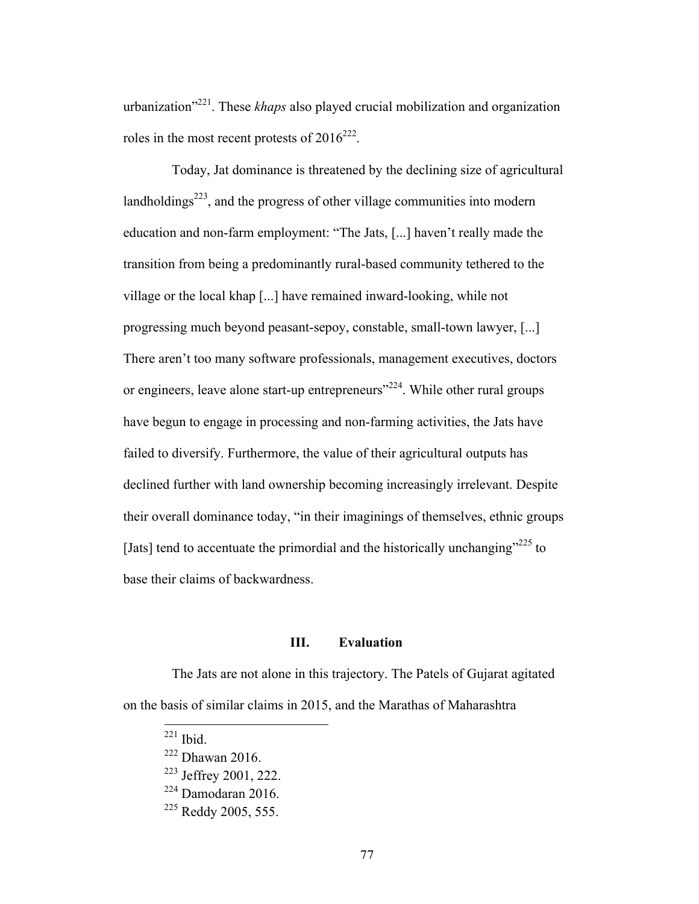urbanization"[221]. These *khaps* also played crucial mobilization and organization roles in the most recent protests of 2016[222].

Today, Jat dominance is threatened by the declining size of agricultural landholdings[223], and the progress of other village communities into modern education and non-farm employment: "The Jats, [...] haven't really made the transition from being a predominantly rural-based community tethered to the village or the local khap [...] have remained inward-looking, while not progressing much beyond peasant-sepoy, constable, small-town lawyer, [...] There aren't too many software professionals, management executives, doctors or engineers, leave alone start-up entrepreneurs"[224]. While other rural groups have begun to engage in processing and non-farming activities, the Jats have failed to diversify. Furthermore, the value of their agricultural outputs has declined further with land ownership becoming increasingly irrelevant. Despite their overall dominance today, "in their imaginings of themselves, ethnic groups [Jats] tend to accentuate the primordial and the historically unchanging"[225] to base their claims of backwardness.

## III. Evaluation

The Jats are not alone in this trajectory. The Patels of Gujarat agitated on the basis of similar claims in 2015, and the Marathas of Maharashtra

---

[221] Ibid.

[222] Dhawan 2016.

[223] Jeffrey 2001, 222.

[224] Damodaran 2016.

[225] Reddy 2005, 555.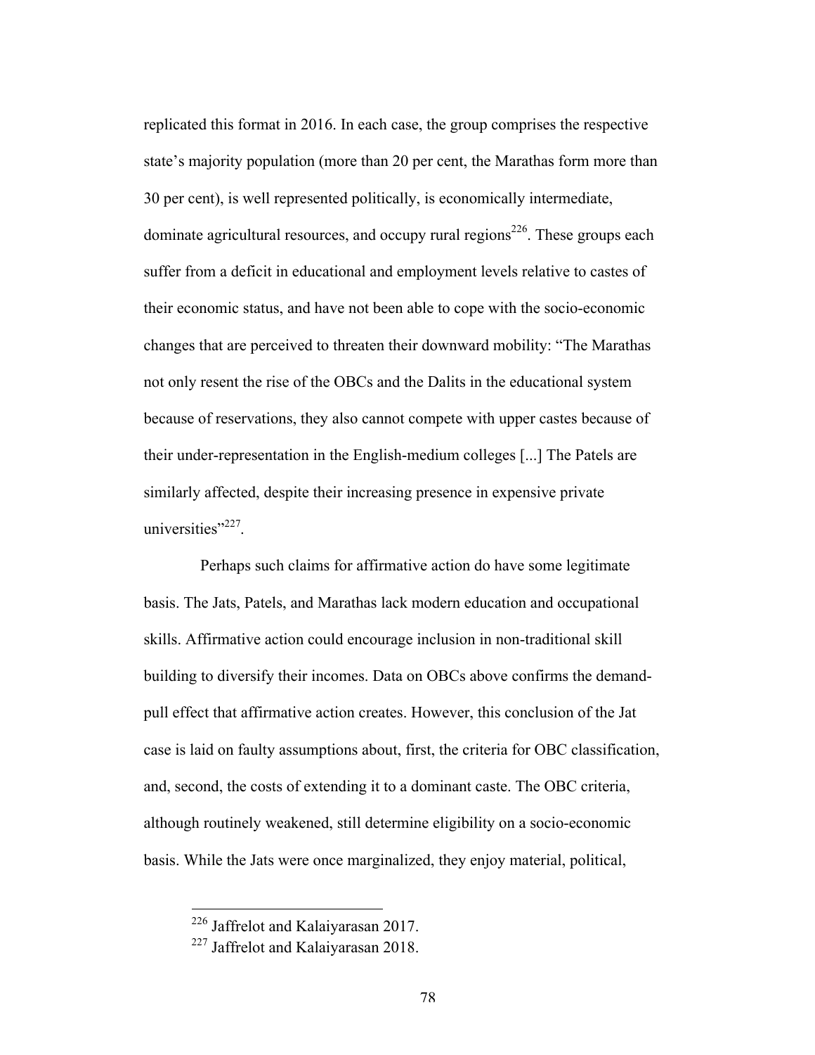replicated this format in 2016. In each case, the group comprises the respective state's majority population (more than 20 per cent, the Marathas form more than 30 per cent), is well represented politically, is economically intermediate, dominate agricultural resources, and occupy rural regions[226]. These groups each suffer from a deficit in educational and employment levels relative to castes of their economic status, and have not been able to cope with the socio-economic changes that are perceived to threaten their downward mobility: "The Marathas not only resent the rise of the OBCs and the Dalits in the educational system because of reservations, they also cannot compete with upper castes because of their under-representation in the English-medium colleges [...] The Patels are similarly affected, despite their increasing presence in expensive private universities"[227].

Perhaps such claims for affirmative action do have some legitimate basis. The Jats, Patels, and Marathas lack modern education and occupational skills. Affirmative action could encourage inclusion in non-traditional skill building to diversify their incomes. Data on OBCs above confirms the demand-pull effect that affirmative action creates. However, this conclusion of the Jat case is laid on faulty assumptions about, first, the criteria for OBC classification, and, second, the costs of extending it to a dominant caste. The OBC criteria, although routinely weakened, still determine eligibility on a socio-economic basis. While the Jats were once marginalized, they enjoy material, political,

[226] Jaffrelot and Kalaiyarasan 2017.

[227] Jaffrelot and Kalaiyarasan 2018.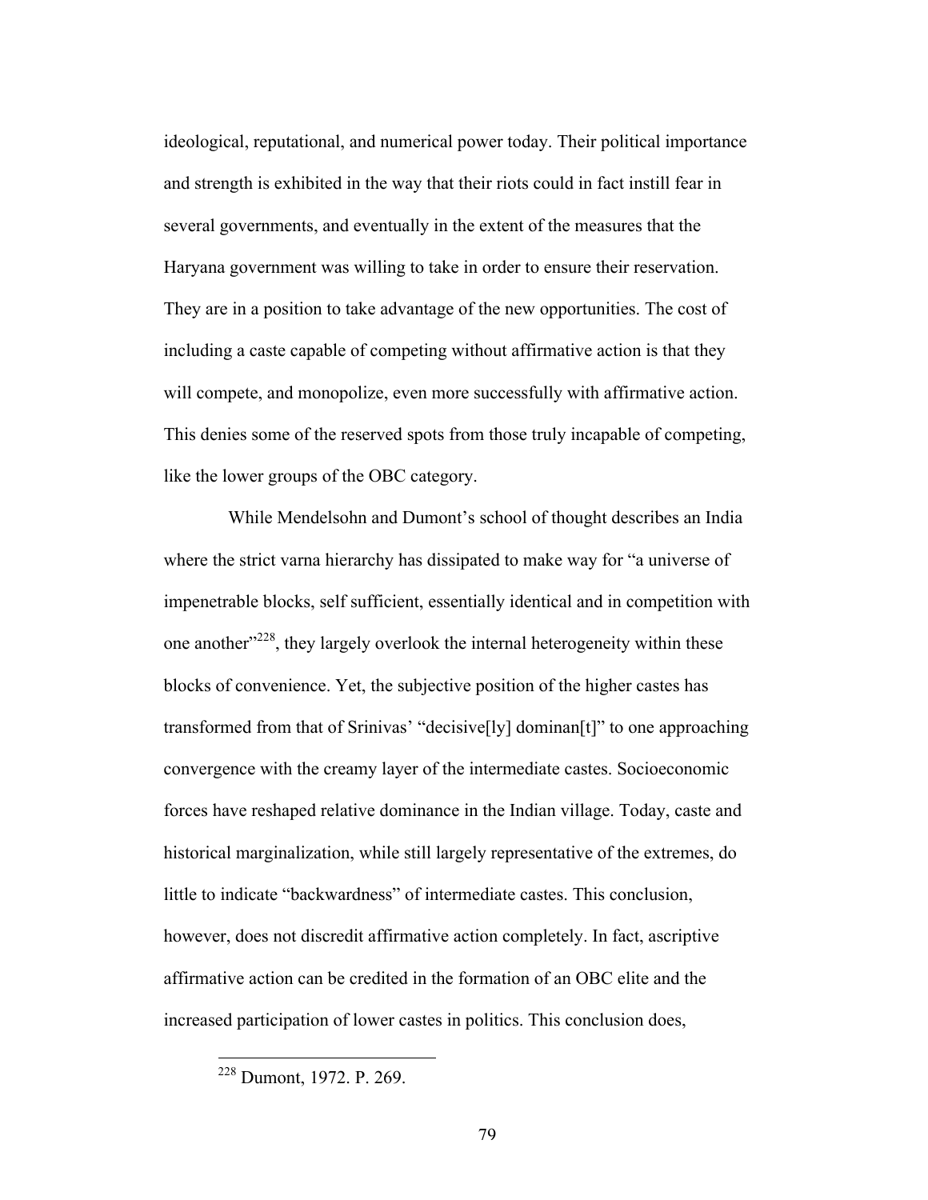ideological, reputational, and numerical power today. Their political importance and strength is exhibited in the way that their riots could in fact instill fear in several governments, and eventually in the extent of the measures that the Haryana government was willing to take in order to ensure their reservation. They are in a position to take advantage of the new opportunities. The cost of including a caste capable of competing without affirmative action is that they will compete, and monopolize, even more successfully with affirmative action. This denies some of the reserved spots from those truly incapable of competing, like the lower groups of the OBC category.

While Mendelsohn and Dumont's school of thought describes an India where the strict varna hierarchy has dissipated to make way for "a universe of impenetrable blocks, self sufficient, essentially identical and in competition with one another"[228], they largely overlook the internal heterogeneity within these blocks of convenience. Yet, the subjective position of the higher castes has transformed from that of Srinivas' "decisive[ly] dominan[t]" to one approaching convergence with the creamy layer of the intermediate castes. Socioeconomic forces have reshaped relative dominance in the Indian village. Today, caste and historical marginalization, while still largely representative of the extremes, do little to indicate "backwardness" of intermediate castes. This conclusion, however, does not discredit affirmative action completely. In fact, ascriptive affirmative action can be credited in the formation of an OBC elite and the increased participation of lower castes in politics. This conclusion does,

[228] Dumont, 1972. P. 269.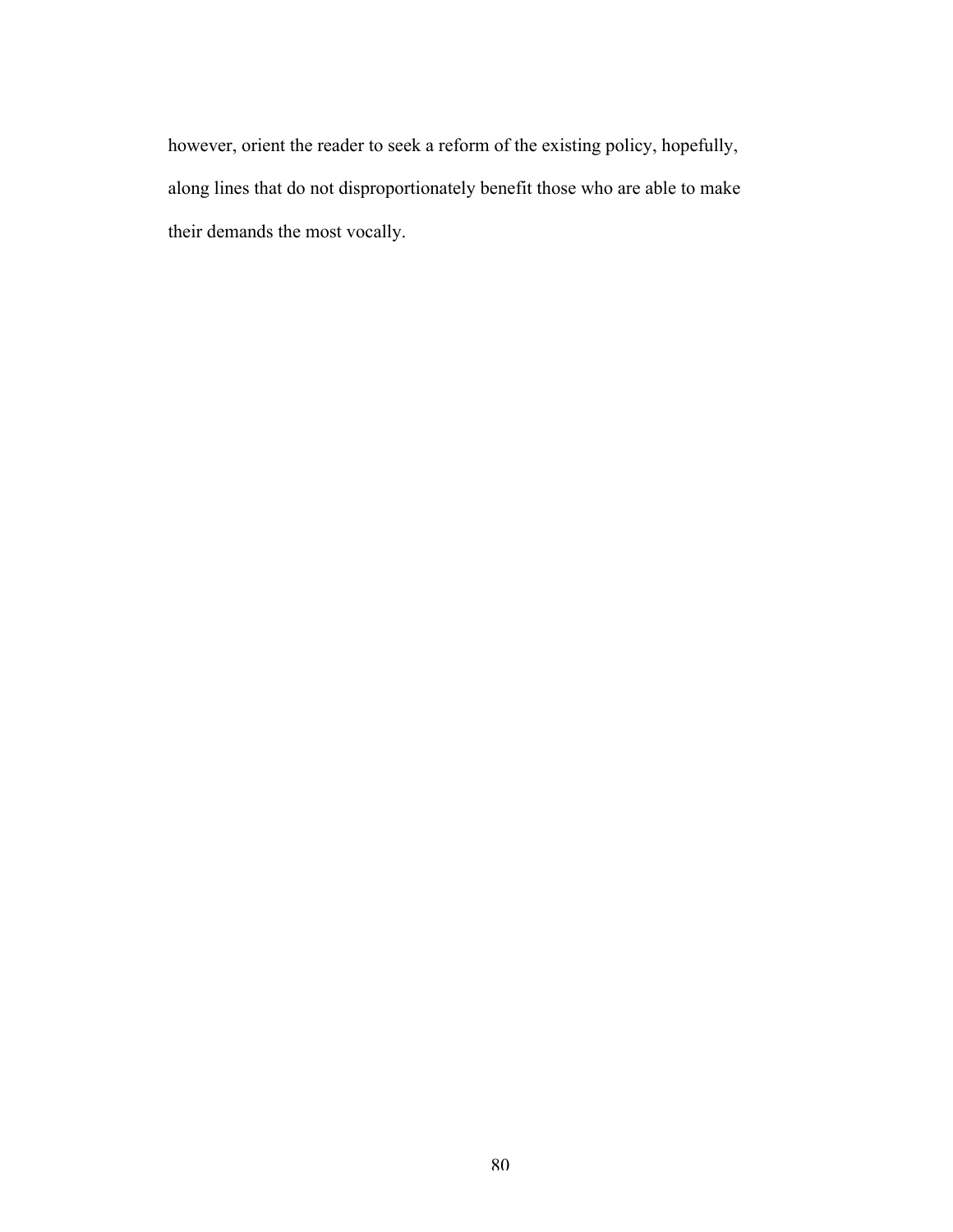however, orient the reader to seek a reform of the existing policy, hopefully, along lines that do not disproportionately benefit those who are able to make their demands the most vocally.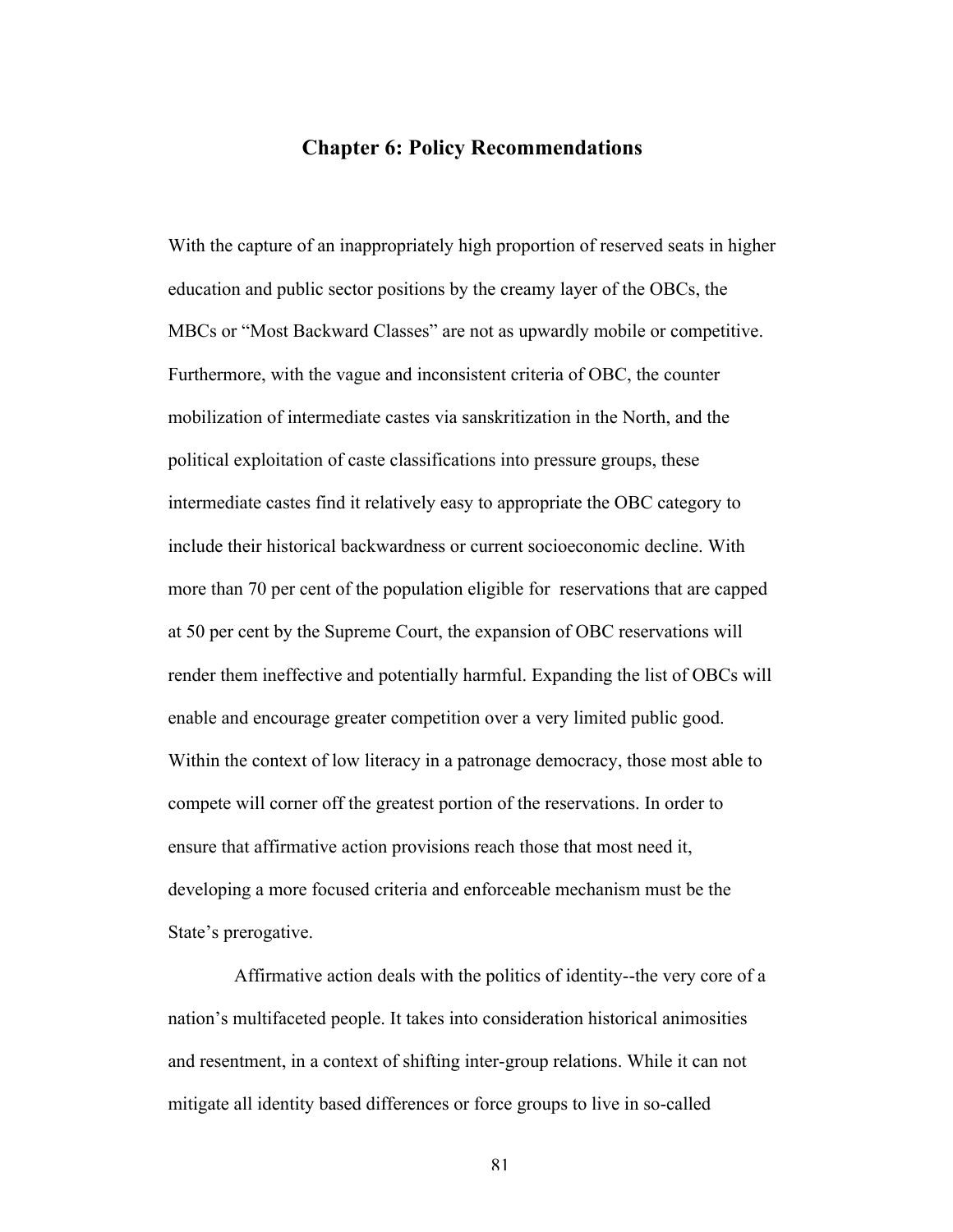# Chapter 6: Policy Recommendations

With the capture of an inappropriately high proportion of reserved seats in higher education and public sector positions by the creamy layer of the OBCs, the MBCs or "Most Backward Classes" are not as upwardly mobile or competitive. Furthermore, with the vague and inconsistent criteria of OBC, the counter mobilization of intermediate castes via sanskritization in the North, and the political exploitation of caste classifications into pressure groups, these intermediate castes find it relatively easy to appropriate the OBC category to include their historical backwardness or current socioeconomic decline. With more than 70 per cent of the population eligible for reservations that are capped at 50 per cent by the Supreme Court, the expansion of OBC reservations will render them ineffective and potentially harmful. Expanding the list of OBCs will enable and encourage greater competition over a very limited public good. Within the context of low literacy in a patronage democracy, those most able to compete will corner off the greatest portion of the reservations. In order to ensure that affirmative action provisions reach those that most need it, developing a more focused criteria and enforceable mechanism must be the State's prerogative.

Affirmative action deals with the politics of identity--the very core of a nation's multifaceted people. It takes into consideration historical animosities and resentment, in a context of shifting inter-group relations. While it can not mitigate all identity based differences or force groups to live in so-called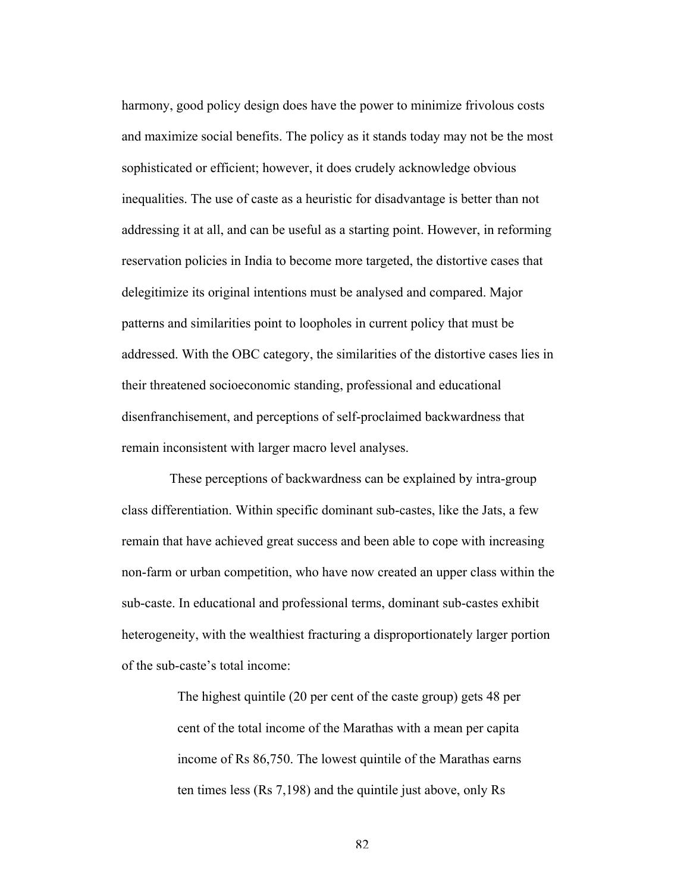harmony, good policy design does have the power to minimize frivolous costs and maximize social benefits. The policy as it stands today may not be the most sophisticated or efficient; however, it does crudely acknowledge obvious inequalities. The use of caste as a heuristic for disadvantage is better than not addressing it at all, and can be useful as a starting point. However, in reforming reservation policies in India to become more targeted, the distortive cases that delegitimize its original intentions must be analysed and compared. Major patterns and similarities point to loopholes in current policy that must be addressed. With the OBC category, the similarities of the distortive cases lies in their threatened socioeconomic standing, professional and educational disenfranchisement, and perceptions of self-proclaimed backwardness that remain inconsistent with larger macro level analyses.

These perceptions of backwardness can be explained by intra-group class differentiation. Within specific dominant sub-castes, like the Jats, a few remain that have achieved great success and been able to cope with increasing non-farm or urban competition, who have now created an upper class within the sub-caste. In educational and professional terms, dominant sub-castes exhibit heterogeneity, with the wealthiest fracturing a disproportionately larger portion of the sub-caste's total income:

> The highest quintile (20 per cent of the caste group) gets 48 per cent of the total income of the Marathas with a mean per capita income of Rs 86,750. The lowest quintile of the Marathas earns ten times less (Rs 7,198) and the quintile just above, only Rs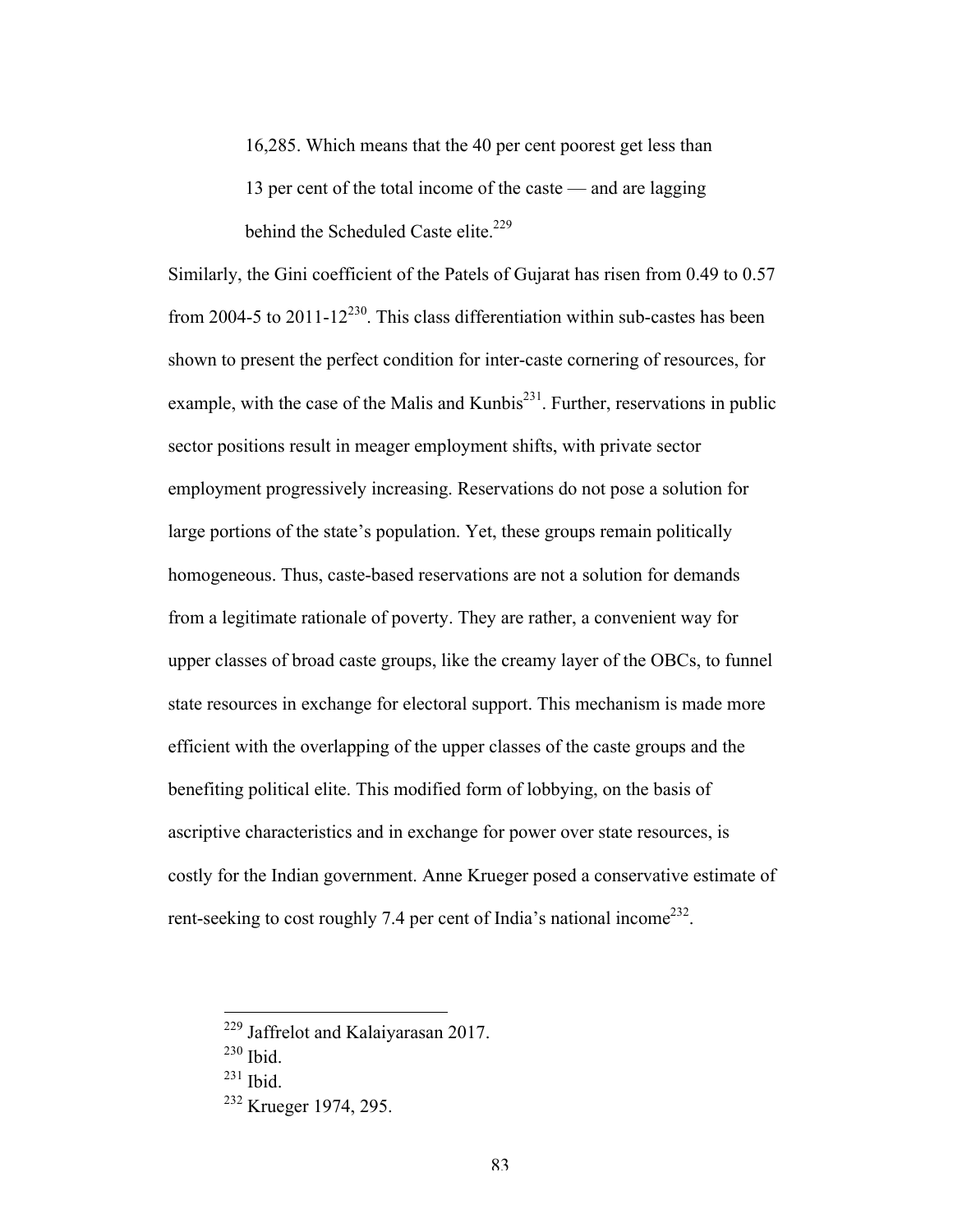> 16,285. Which means that the 40 per cent poorest get less than 13 per cent of the total income of the caste — and are lagging behind the Scheduled Caste elite.[229]

Similarly, the Gini coefficient of the Patels of Gujarat has risen from 0.49 to 0.57 from 2004-5 to 2011-12[230]. This class differentiation within sub-castes has been shown to present the perfect condition for inter-caste cornering of resources, for example, with the case of the Malis and Kunbis[231]. Further, reservations in public sector positions result in meager employment shifts, with private sector employment progressively increasing. Reservations do not pose a solution for large portions of the state's population. Yet, these groups remain politically homogeneous. Thus, caste-based reservations are not a solution for demands from a legitimate rationale of poverty. They are rather, a convenient way for upper classes of broad caste groups, like the creamy layer of the OBCs, to funnel state resources in exchange for electoral support. This mechanism is made more efficient with the overlapping of the upper classes of the caste groups and the benefiting political elite. This modified form of lobbying, on the basis of ascriptive characteristics and in exchange for power over state resources, is costly for the Indian government. Anne Krueger posed a conservative estimate of rent-seeking to cost roughly 7.4 per cent of India's national income[232].

---

[229] Jaffrelot and Kalaiyarasan 2017.

[230] Ibid.

[231] Ibid.

[232] Krueger 1974, 295.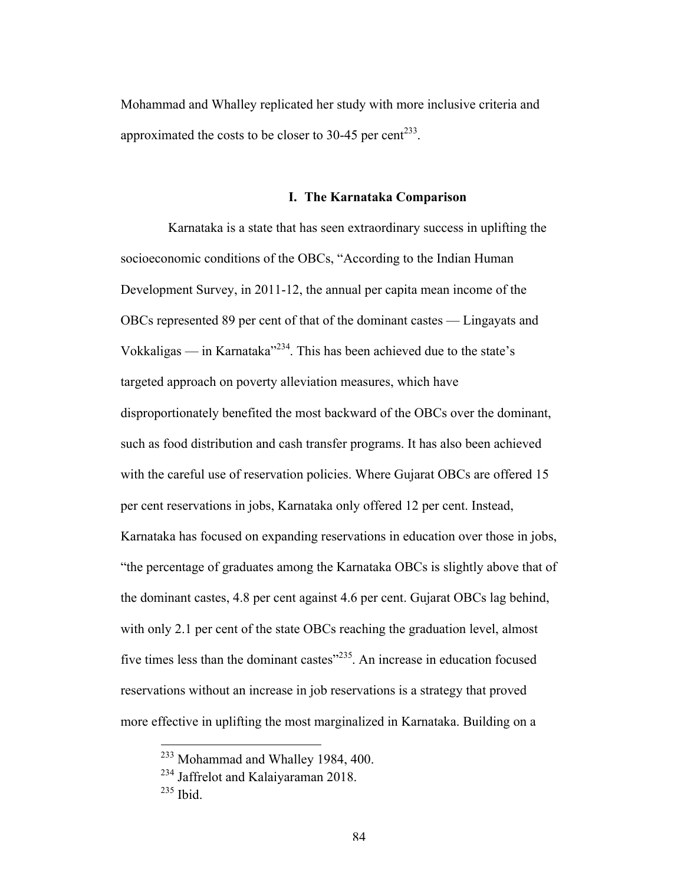Mohammad and Whalley replicated her study with more inclusive criteria and approximated the costs to be closer to 30-45 per cent[233].

### I. The Karnataka Comparison

Karnataka is a state that has seen extraordinary success in uplifting the socioeconomic conditions of the OBCs, "According to the Indian Human Development Survey, in 2011-12, the annual per capita mean income of the OBCs represented 89 per cent of that of the dominant castes — Lingayats and Vokkaligas — in Karnataka"[234]. This has been achieved due to the state's targeted approach on poverty alleviation measures, which have disproportionately benefited the most backward of the OBCs over the dominant, such as food distribution and cash transfer programs. It has also been achieved with the careful use of reservation policies. Where Gujarat OBCs are offered 15 per cent reservations in jobs, Karnataka only offered 12 per cent. Instead, Karnataka has focused on expanding reservations in education over those in jobs, "the percentage of graduates among the Karnataka OBCs is slightly above that of the dominant castes, 4.8 per cent against 4.6 per cent. Gujarat OBCs lag behind, with only 2.1 per cent of the state OBCs reaching the graduation level, almost five times less than the dominant castes"[235]. An increase in education focused reservations without an increase in job reservations is a strategy that proved more effective in uplifting the most marginalized in Karnataka. Building on a

---

[233] Mohammad and Whalley 1984, 400.

[234] Jaffrelot and Kalaiyaraman 2018.

[235] Ibid.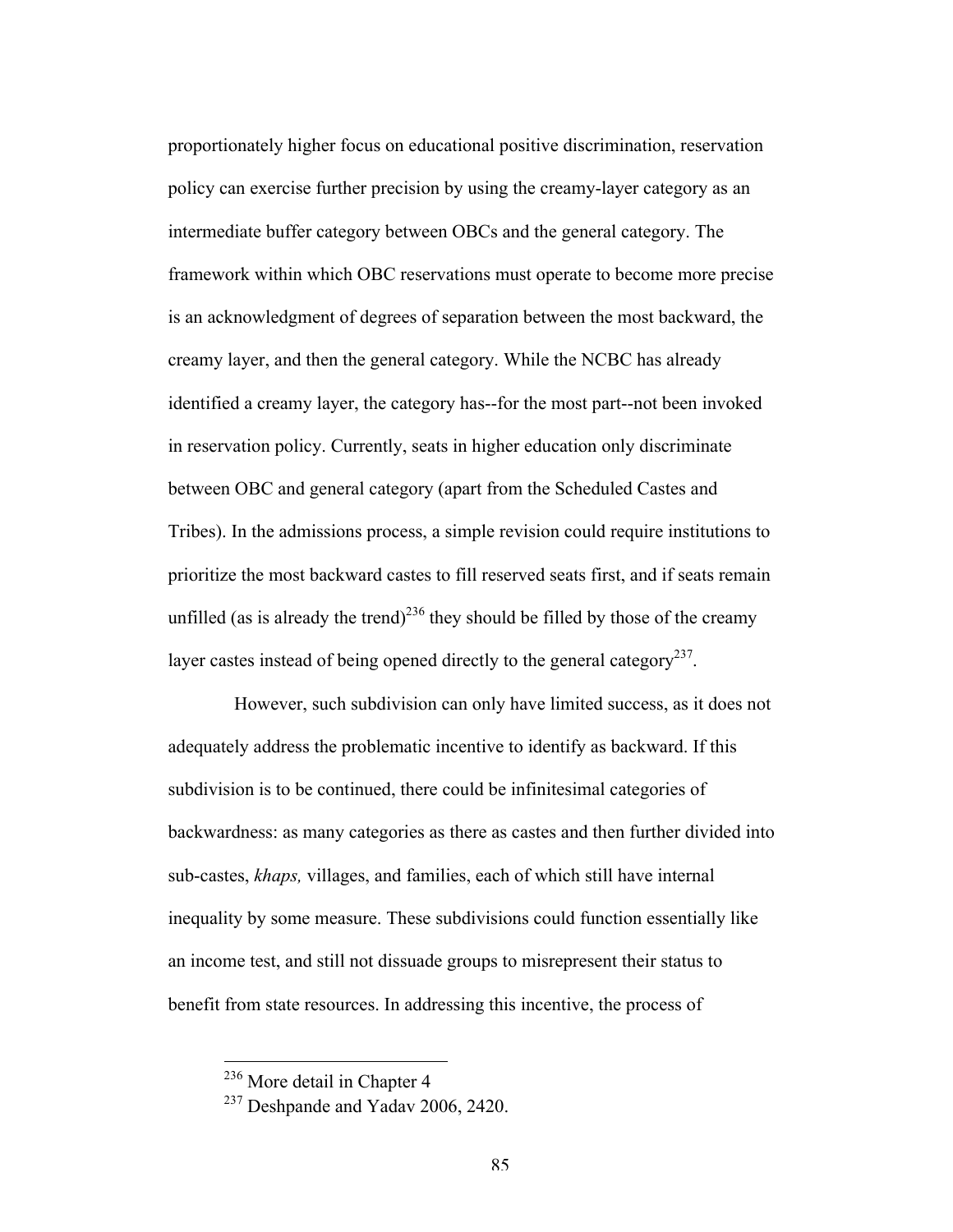proportionately higher focus on educational positive discrimination, reservation policy can exercise further precision by using the creamy-layer category as an intermediate buffer category between OBCs and the general category. The framework within which OBC reservations must operate to become more precise is an acknowledgment of degrees of separation between the most backward, the creamy layer, and then the general category. While the NCBC has already identified a creamy layer, the category has--for the most part--not been invoked in reservation policy. Currently, seats in higher education only discriminate between OBC and general category (apart from the Scheduled Castes and Tribes). In the admissions process, a simple revision could require institutions to prioritize the most backward castes to fill reserved seats first, and if seats remain unfilled (as is already the trend)[236] they should be filled by those of the creamy layer castes instead of being opened directly to the general category[237].

However, such subdivision can only have limited success, as it does not adequately address the problematic incentive to identify as backward. If this subdivision is to be continued, there could be infinitesimal categories of backwardness: as many categories as there as castes and then further divided into sub-castes, *khaps,* villages, and families, each of which still have internal inequality by some measure. These subdivisions could function essentially like an income test, and still not dissuade groups to misrepresent their status to benefit from state resources. In addressing this incentive, the process of

[236] More detail in Chapter 4

[237] Deshpande and Yadav 2006, 2420.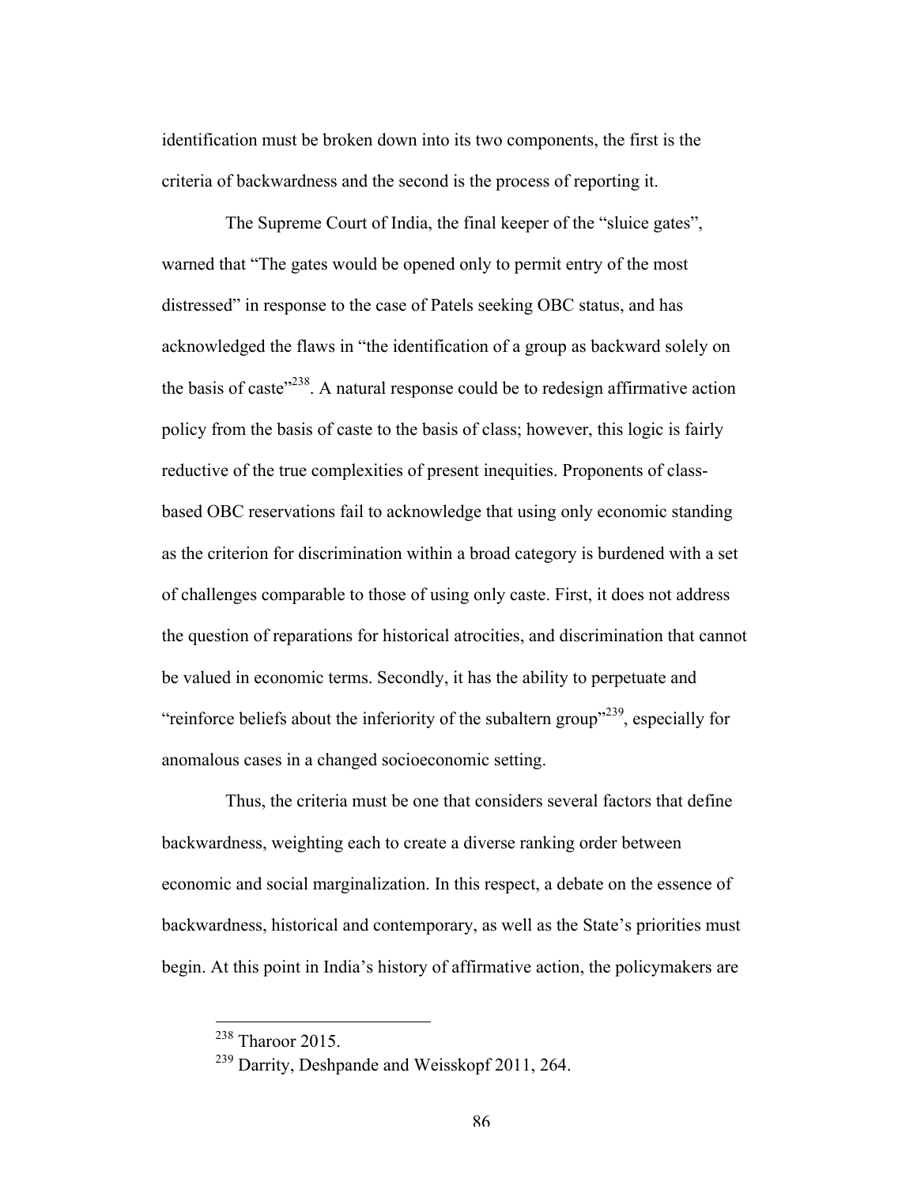identification must be broken down into its two components, the first is the criteria of backwardness and the second is the process of reporting it.

The Supreme Court of India, the final keeper of the "sluice gates", warned that "The gates would be opened only to permit entry of the most distressed" in response to the case of Patels seeking OBC status, and has acknowledged the flaws in "the identification of a group as backward solely on the basis of caste"[238]. A natural response could be to redesign affirmative action policy from the basis of caste to the basis of class; however, this logic is fairly reductive of the true complexities of present inequities. Proponents of class-based OBC reservations fail to acknowledge that using only economic standing as the criterion for discrimination within a broad category is burdened with a set of challenges comparable to those of using only caste. First, it does not address the question of reparations for historical atrocities, and discrimination that cannot be valued in economic terms. Secondly, it has the ability to perpetuate and "reinforce beliefs about the inferiority of the subaltern group"[239], especially for anomalous cases in a changed socioeconomic setting.

Thus, the criteria must be one that considers several factors that define backwardness, weighting each to create a diverse ranking order between economic and social marginalization. In this respect, a debate on the essence of backwardness, historical and contemporary, as well as the State's priorities must begin. At this point in India's history of affirmative action, the policymakers are

---

[238] Tharoor 2015.

[239] Darrity, Deshpande and Weisskopf 2011, 264.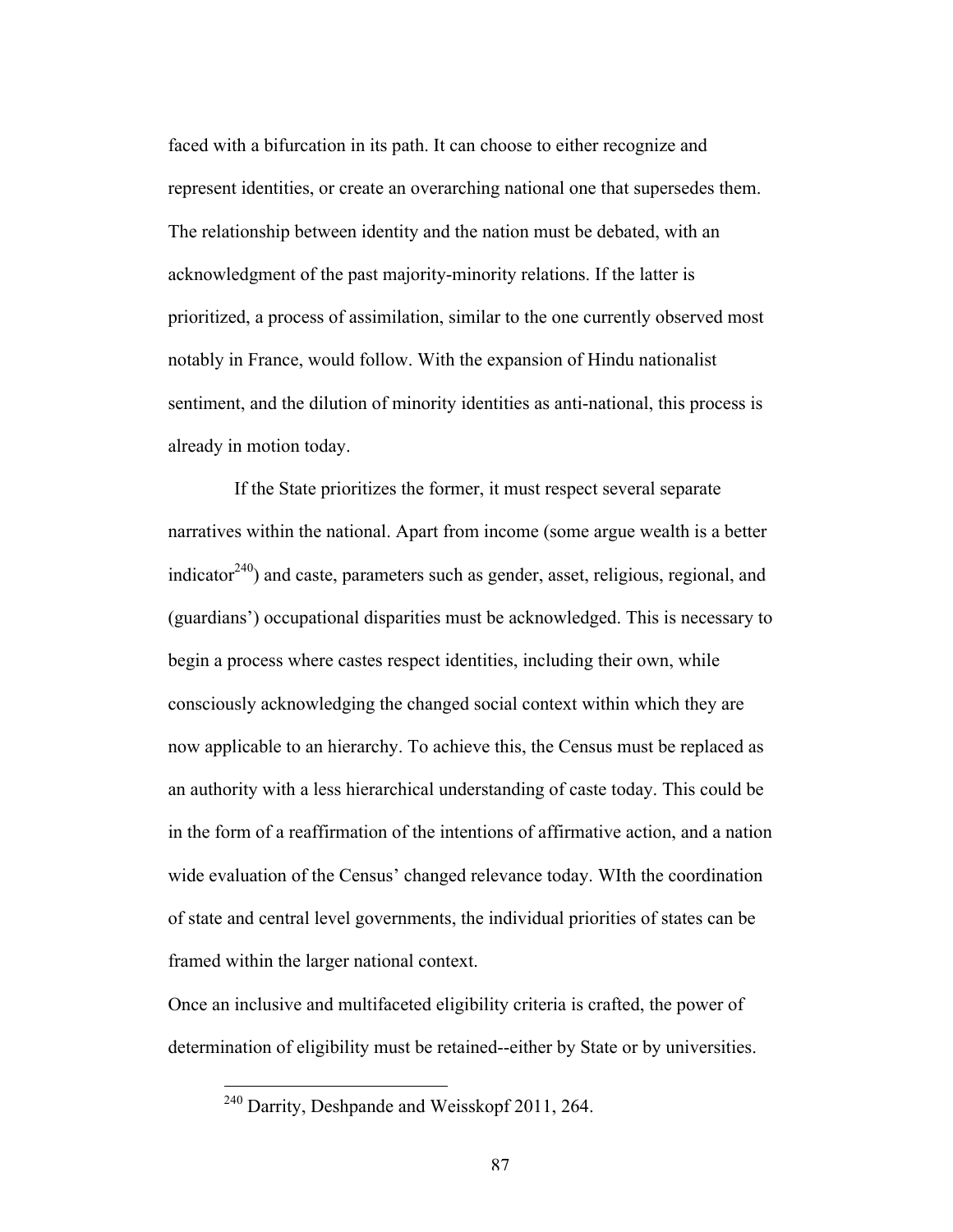faced with a bifurcation in its path. It can choose to either recognize and represent identities, or create an overarching national one that supersedes them. The relationship between identity and the nation must be debated, with an acknowledgment of the past majority-minority relations. If the latter is prioritized, a process of assimilation, similar to the one currently observed most notably in France, would follow. With the expansion of Hindu nationalist sentiment, and the dilution of minority identities as anti-national, this process is already in motion today.

If the State prioritizes the former, it must respect several separate narratives within the national. Apart from income (some argue wealth is a better indicator[240]) and caste, parameters such as gender, asset, religious, regional, and (guardians') occupational disparities must be acknowledged. This is necessary to begin a process where castes respect identities, including their own, while consciously acknowledging the changed social context within which they are now applicable to an hierarchy. To achieve this, the Census must be replaced as an authority with a less hierarchical understanding of caste today. This could be in the form of a reaffirmation of the intentions of affirmative action, and a nation wide evaluation of the Census' changed relevance today. WIth the coordination of state and central level governments, the individual priorities of states can be framed within the larger national context.

Once an inclusive and multifaceted eligibility criteria is crafted, the power of determination of eligibility must be retained--either by State or by universities.

---

[240] Darrity, Deshpande and Weisskopf 2011, 264.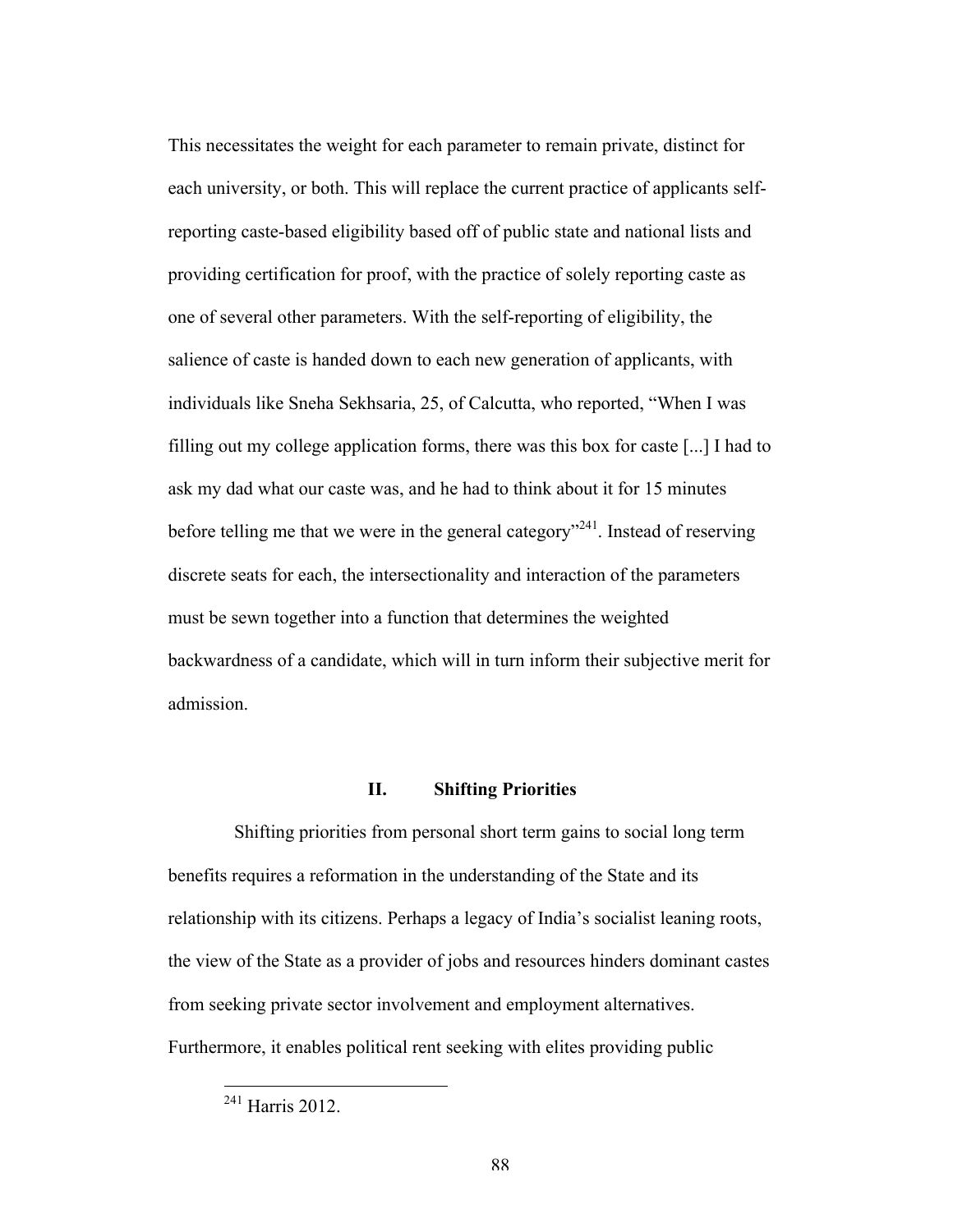This necessitates the weight for each parameter to remain private, distinct for each university, or both. This will replace the current practice of applicants self-reporting caste-based eligibility based off of public state and national lists and providing certification for proof, with the practice of solely reporting caste as one of several other parameters. With the self-reporting of eligibility, the salience of caste is handed down to each new generation of applicants, with individuals like Sneha Sekhsaria, 25, of Calcutta, who reported, "When I was filling out my college application forms, there was this box for caste [...] I had to ask my dad what our caste was, and he had to think about it for 15 minutes before telling me that we were in the general category"[241]. Instead of reserving discrete seats for each, the intersectionality and interaction of the parameters must be sewn together into a function that determines the weighted backwardness of a candidate, which will in turn inform their subjective merit for admission.

## II. Shifting Priorities

Shifting priorities from personal short term gains to social long term benefits requires a reformation in the understanding of the State and its relationship with its citizens. Perhaps a legacy of India's socialist leaning roots, the view of the State as a provider of jobs and resources hinders dominant castes from seeking private sector involvement and employment alternatives. Furthermore, it enables political rent seeking with elites providing public

[241] Harris 2012.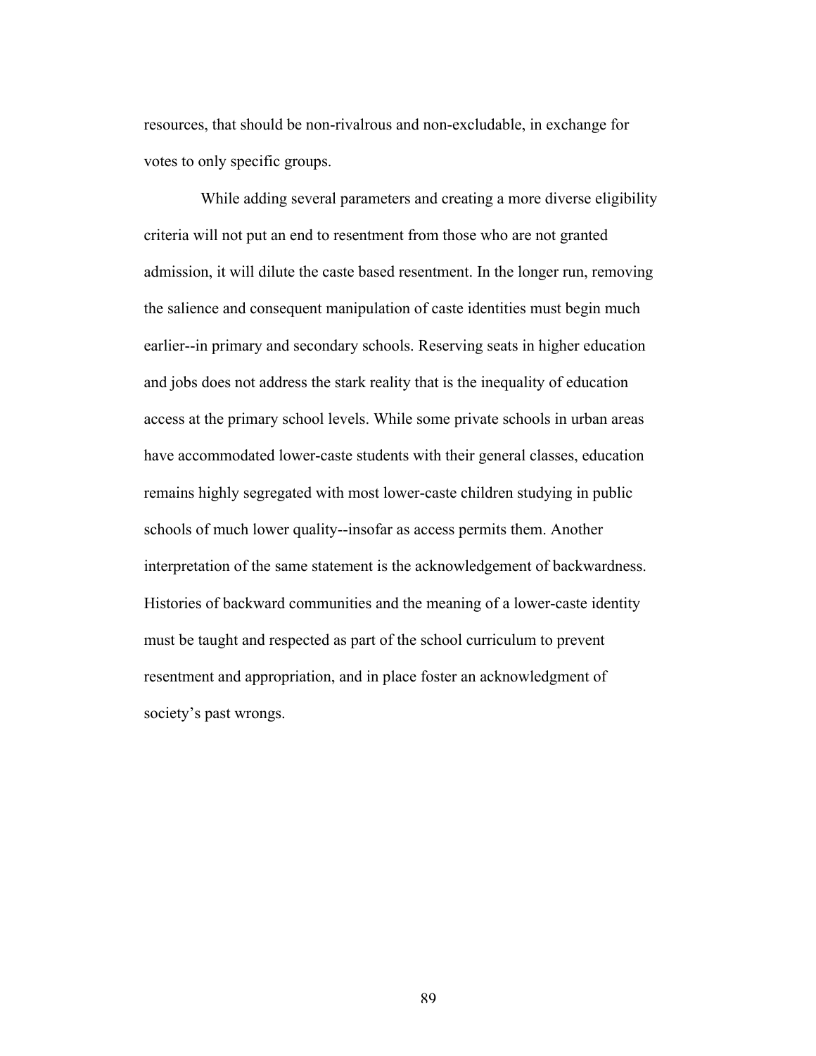resources, that should be non-rivalrous and non-excludable, in exchange for votes to only specific groups.

While adding several parameters and creating a more diverse eligibility criteria will not put an end to resentment from those who are not granted admission, it will dilute the caste based resentment. In the longer run, removing the salience and consequent manipulation of caste identities must begin much earlier--in primary and secondary schools. Reserving seats in higher education and jobs does not address the stark reality that is the inequality of education access at the primary school levels. While some private schools in urban areas have accommodated lower-caste students with their general classes, education remains highly segregated with most lower-caste children studying in public schools of much lower quality--insofar as access permits them. Another interpretation of the same statement is the acknowledgement of backwardness. Histories of backward communities and the meaning of a lower-caste identity must be taught and respected as part of the school curriculum to prevent resentment and appropriation, and in place foster an acknowledgment of society's past wrongs.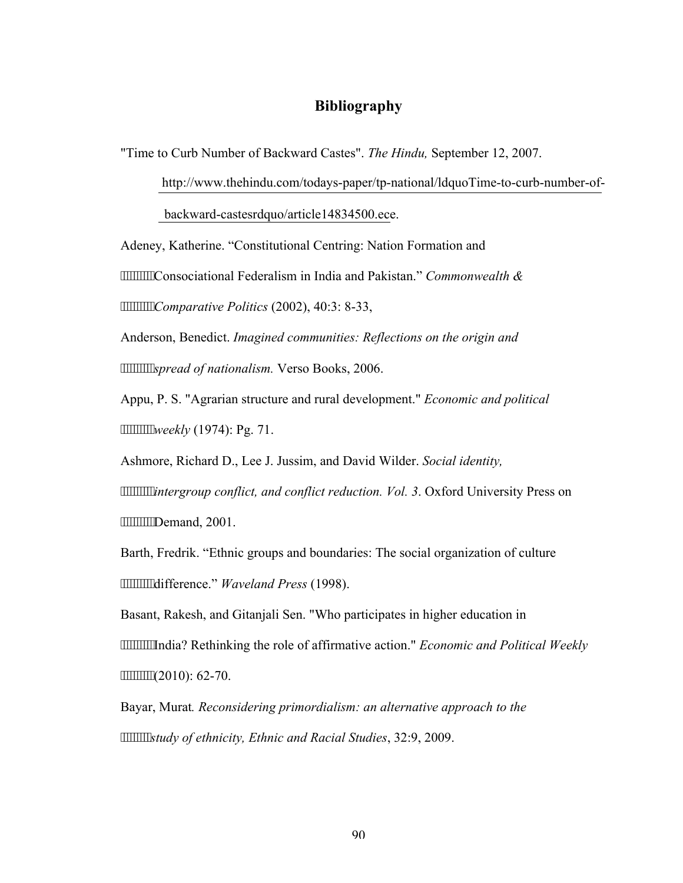# Bibliography

"Time to Curb Number of Backward Castes". *The Hindu,* September 12, 2007. http://www.thehindu.com/todays-paper/tp-national/ldquoTime-to-curb-number-of-backward-castesrdquo/article14834500.ece.

Adeney, Katherine. "Constitutional Centring: Nation Formation and Consociational Federalism in India and Pakistan." *Commonwealth & Comparative Politics* (2002), 40:3: 8-33,

Anderson, Benedict. *Imagined communities: Reflections on the origin and spread of nationalism.* Verso Books, 2006.

Appu, P. S. "Agrarian structure and rural development." *Economic and political weekly* (1974): Pg. 71.

Ashmore, Richard D., Lee J. Jussim, and David Wilder. *Social identity, intergroup conflict, and conflict reduction. Vol. 3*. Oxford University Press on Demand, 2001.

Barth, Fredrik. "Ethnic groups and boundaries: The social organization of culture difference." *Waveland Press* (1998).

Basant, Rakesh, and Gitanjali Sen. "Who participates in higher education in India? Rethinking the role of affirmative action." *Economic and Political Weekly* (2010): 62-70.

Bayar, Murat*. Reconsidering primordialism: an alternative approach to the study of ethnicity, Ethnic and Racial Studies*, 32:9, 2009.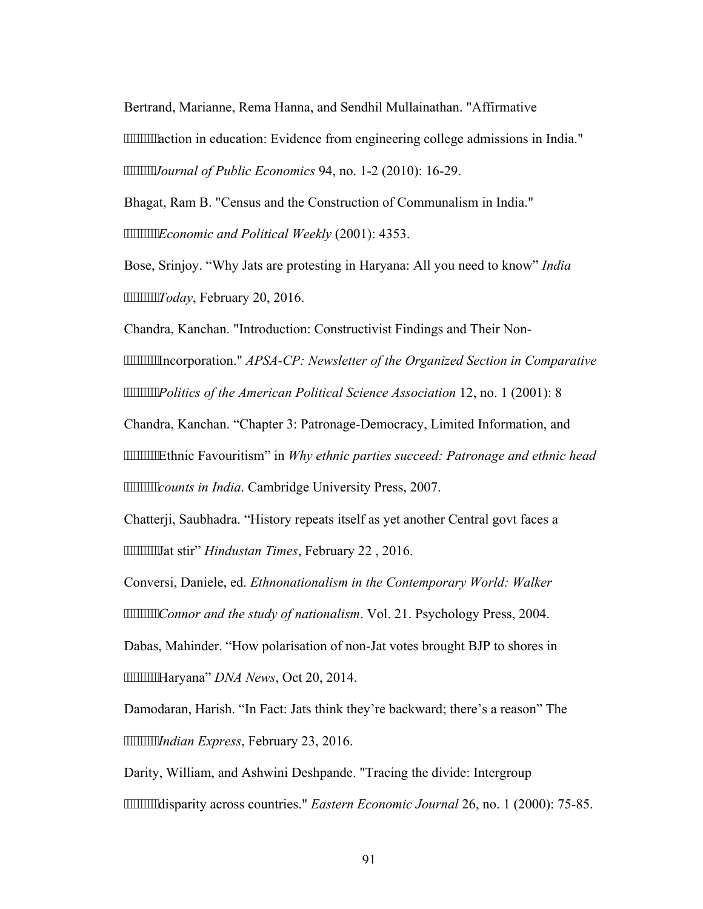Bertrand, Marianne, Rema Hanna, and Sendhil Mullainathan. "Affirmative action in education: Evidence from engineering college admissions in India." *Journal of Public Economics* 94, no. 1-2 (2010): 16-29.

Bhagat, Ram B. "Census and the Construction of Communalism in India." *Economic and Political Weekly* (2001): 4353.

Bose, Srinjoy. “Why Jats are protesting in Haryana: All you need to know” *India Today*, February 20, 2016.

Chandra, Kanchan. "Introduction: Constructivist Findings and Their Non-Incorporation." *APSA-CP: Newsletter of the Organized Section in Comparative Politics of the American Political Science Association* 12, no. 1 (2001): 8

Chandra, Kanchan. “Chapter 3: Patronage-Democracy, Limited Information, and Ethnic Favouritism” in *Why ethnic parties succeed: Patronage and ethnic head counts in India*. Cambridge University Press, 2007.

Chatterji, Saubhadra. “History repeats itself as yet another Central govt faces a Jat stir” *Hindustan Times*, February 22 , 2016.

Conversi, Daniele, ed. *Ethnonationalism in the Contemporary World: Walker Connor and the study of nationalism*. Vol. 21. Psychology Press, 2004.

Dabas, Mahinder. “How polarisation of non-Jat votes brought BJP to shores in Haryana” *DNA News*, Oct 20, 2014.

Damodaran, Harish. “In Fact: Jats think they’re backward; there’s a reason” The *Indian Express*, February 23, 2016.

Darity, William, and Ashwini Deshpande. "Tracing the divide: Intergroup disparity across countries." *Eastern Economic Journal* 26, no. 1 (2000): 75-85.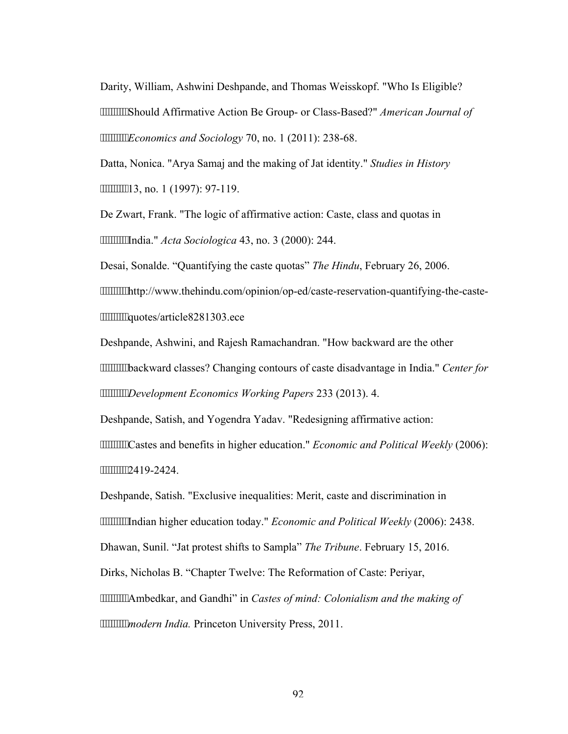Darity, William, Ashwini Deshpande, and Thomas Weisskopf. "Who Is Eligible? Should Affirmative Action Be Group- or Class-Based?" *American Journal of Economics and Sociology* 70, no. 1 (2011): 238-68.

Datta, Nonica. "Arya Samaj and the making of Jat identity." *Studies in History* 13, no. 1 (1997): 97-119.

De Zwart, Frank. "The logic of affirmative action: Caste, class and quotas in India." *Acta Sociologica* 43, no. 3 (2000): 244.

Desai, Sonalde. "Quantifying the caste quotas" *The Hindu*, February 26, 2006. http://www.thehindu.com/opinion/op-ed/caste-reservation-quantifying-the-caste-quotes/article8281303.ece

Deshpande, Ashwini, and Rajesh Ramachandran. "How backward are the other backward classes? Changing contours of caste disadvantage in India." *Center for Development Economics Working Papers* 233 (2013). 4.

Deshpande, Satish, and Yogendra Yadav. "Redesigning affirmative action: Castes and benefits in higher education." *Economic and Political Weekly* (2006): 2419-2424.

Deshpande, Satish. "Exclusive inequalities: Merit, caste and discrimination in Indian higher education today." *Economic and Political Weekly* (2006): 2438.

Dhawan, Sunil. "Jat protest shifts to Sampla" *The Tribune*. February 15, 2016.

Dirks, Nicholas B. "Chapter Twelve: The Reformation of Caste: Periyar, Ambedkar, and Gandhi" in *Castes of mind: Colonialism and the making of modern India.* Princeton University Press, 2011.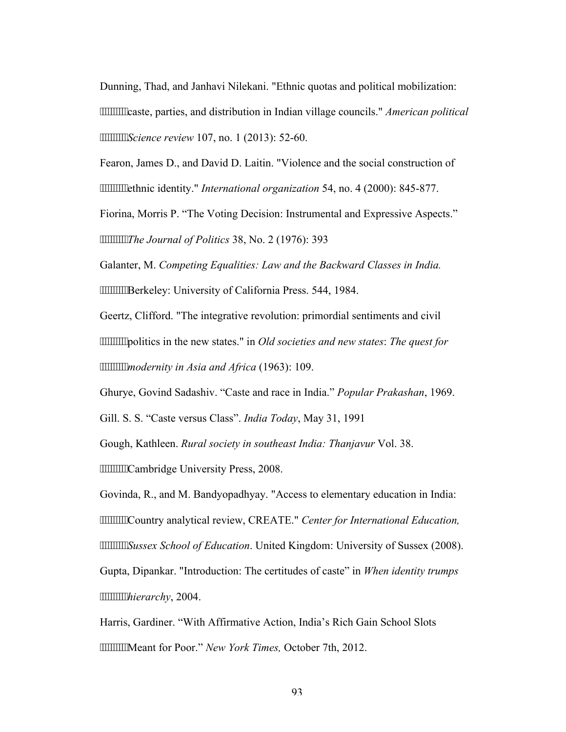Dunning, Thad, and Janhavi Nilekani. "Ethnic quotas and political mobilization: caste, parties, and distribution in Indian village councils." *American political Science review* 107, no. 1 (2013): 52-60.

Fearon, James D., and David D. Laitin. "Violence and the social construction of ethnic identity." *International organization* 54, no. 4 (2000): 845-877.

Fiorina, Morris P. "The Voting Decision: Instrumental and Expressive Aspects." *The Journal of Politics* 38, No. 2 (1976): 393

Galanter, M. *Competing Equalities: Law and the Backward Classes in India.* Berkeley: University of California Press. 544, 1984.

Geertz, Clifford. "The integrative revolution: primordial sentiments and civil politics in the new states." in *Old societies and new states*: *The quest for modernity in Asia and Africa* (1963): 109.

Ghurye, Govind Sadashiv. "Caste and race in India." *Popular Prakashan*, 1969.

Gill. S. S. "Caste versus Class". *India Today*, May 31, 1991

Gough, Kathleen. *Rural society in southeast India: Thanjavur* Vol. 38. Cambridge University Press, 2008.

Govinda, R., and M. Bandyopadhyay. "Access to elementary education in India: Country analytical review, CREATE." *Center for International Education, Sussex School of Education*. United Kingdom: University of Sussex (2008).

Gupta, Dipankar. "Introduction: The certitudes of caste" in *When identity trumps hierarchy*, 2004.

Harris, Gardiner. "With Affirmative Action, India's Rich Gain School Slots Meant for Poor." *New York Times,* October 7th, 2012.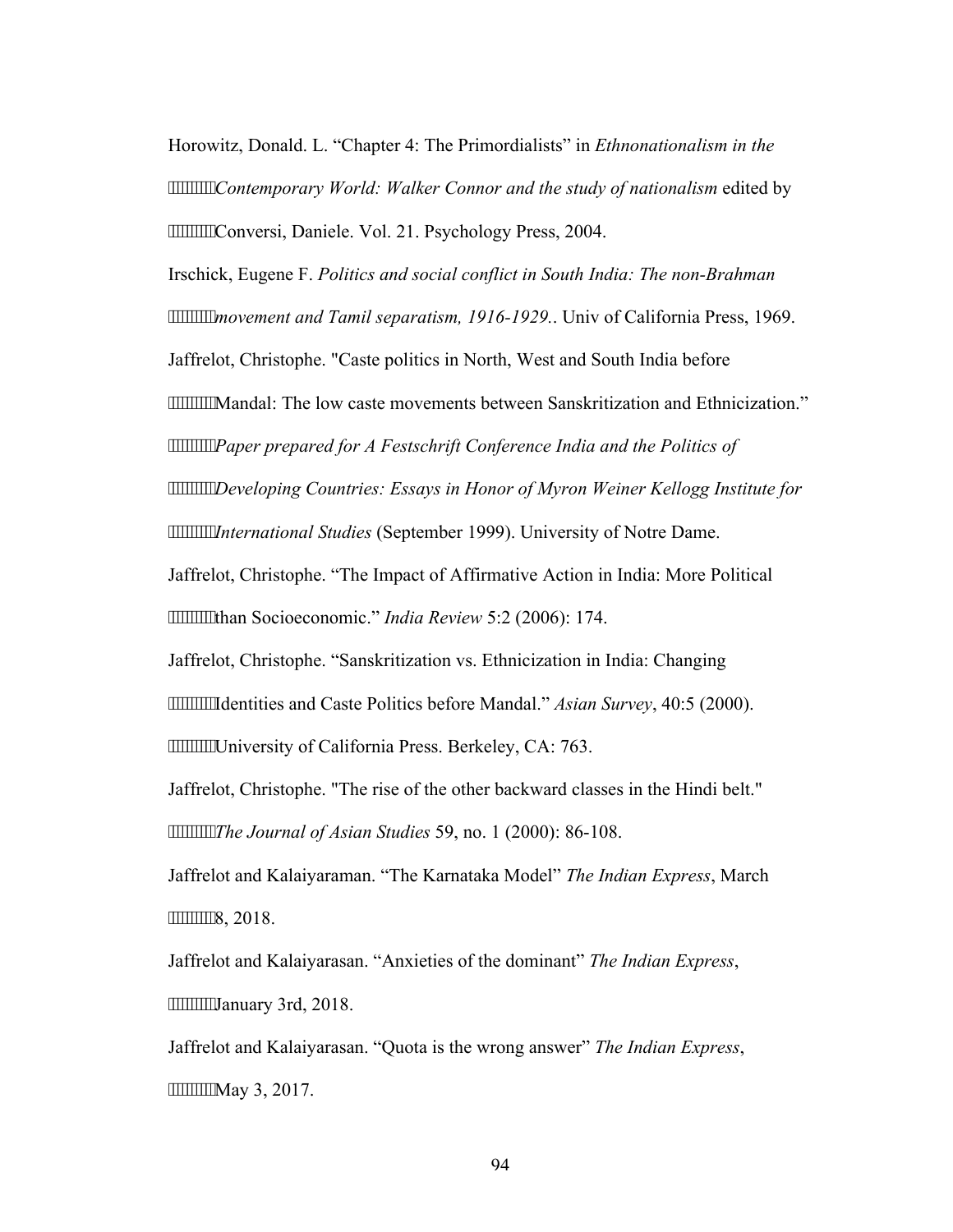Horowitz, Donald. L. “Chapter 4: The Primordialists” in *Ethnonationalism in the Contemporary World: Walker Connor and the study of nationalism* edited by Conversi, Daniele. Vol. 21. Psychology Press, 2004.

Irschick, Eugene F. *Politics and social conflict in South India: The non-Brahman movement and Tamil separatism, 1916-1929.*. Univ of California Press, 1969.

Jaffrelot, Christophe. "Caste politics in North, West and South India before Mandal: The low caste movements between Sanskritization and Ethnicization.” *Paper prepared for A Festschrift Conference India and the Politics of Developing Countries: Essays in Honor of Myron Weiner Kellogg Institute for International Studies* (September 1999). University of Notre Dame.

Jaffrelot, Christophe. “The Impact of Affirmative Action in India: More Political than Socioeconomic.” *India Review* 5:2 (2006): 174.

Jaffrelot, Christophe. “Sanskritization vs. Ethnicization in India: Changing Identities and Caste Politics before Mandal.” *Asian Survey*, 40:5 (2000). University of California Press. Berkeley, CA: 763.

Jaffrelot, Christophe. "The rise of the other backward classes in the Hindi belt." *The Journal of Asian Studies* 59, no. 1 (2000): 86-108.

Jaffrelot and Kalaiyaraman. “The Karnataka Model” *The Indian Express*, March 8, 2018.

Jaffrelot and Kalaiyarasan. “Anxieties of the dominant” *The Indian Express*, January 3rd, 2018.

Jaffrelot and Kalaiyarasan. “Quota is the wrong answer” *The Indian Express*, May 3, 2017.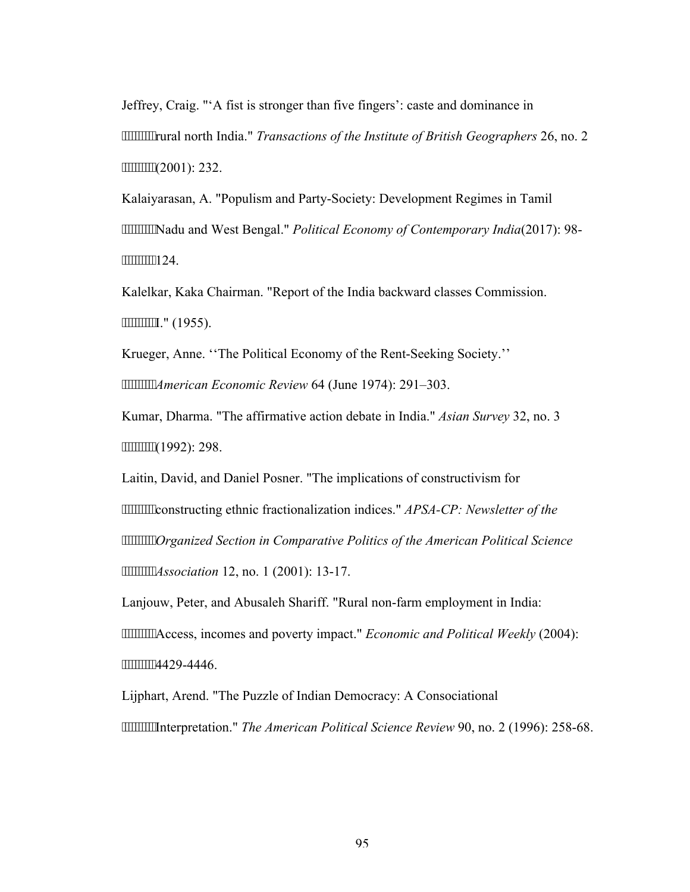Jeffrey, Craig. "'A fist is stronger than five fingers': caste and dominance in rural north India." *Transactions of the Institute of British Geographers* 26, no. 2 (2001): 232.

Kalaiyarasan, A. "Populism and Party-Society: Development Regimes in Tamil Nadu and West Bengal." *Political Economy of Contemporary India*(2017): 98-124.

Kalelkar, Kaka Chairman. "Report of the India backward classes Commission. I." (1955).

Krueger, Anne. ''The Political Economy of the Rent-Seeking Society.'' *American Economic Review* 64 (June 1974): 291–303.

Kumar, Dharma. "The affirmative action debate in India." *Asian Survey* 32, no. 3 (1992): 298.

Laitin, David, and Daniel Posner. "The implications of constructivism for constructing ethnic fractionalization indices." *APSA-CP: Newsletter of the Organized Section in Comparative Politics of the American Political Science Association* 12, no. 1 (2001): 13-17.

Lanjouw, Peter, and Abusaleh Shariff. "Rural non-farm employment in India: Access, incomes and poverty impact." *Economic and Political Weekly* (2004): 4429-4446.

Lijphart, Arend. "The Puzzle of Indian Democracy: A Consociational Interpretation." *The American Political Science Review* 90, no. 2 (1996): 258-68.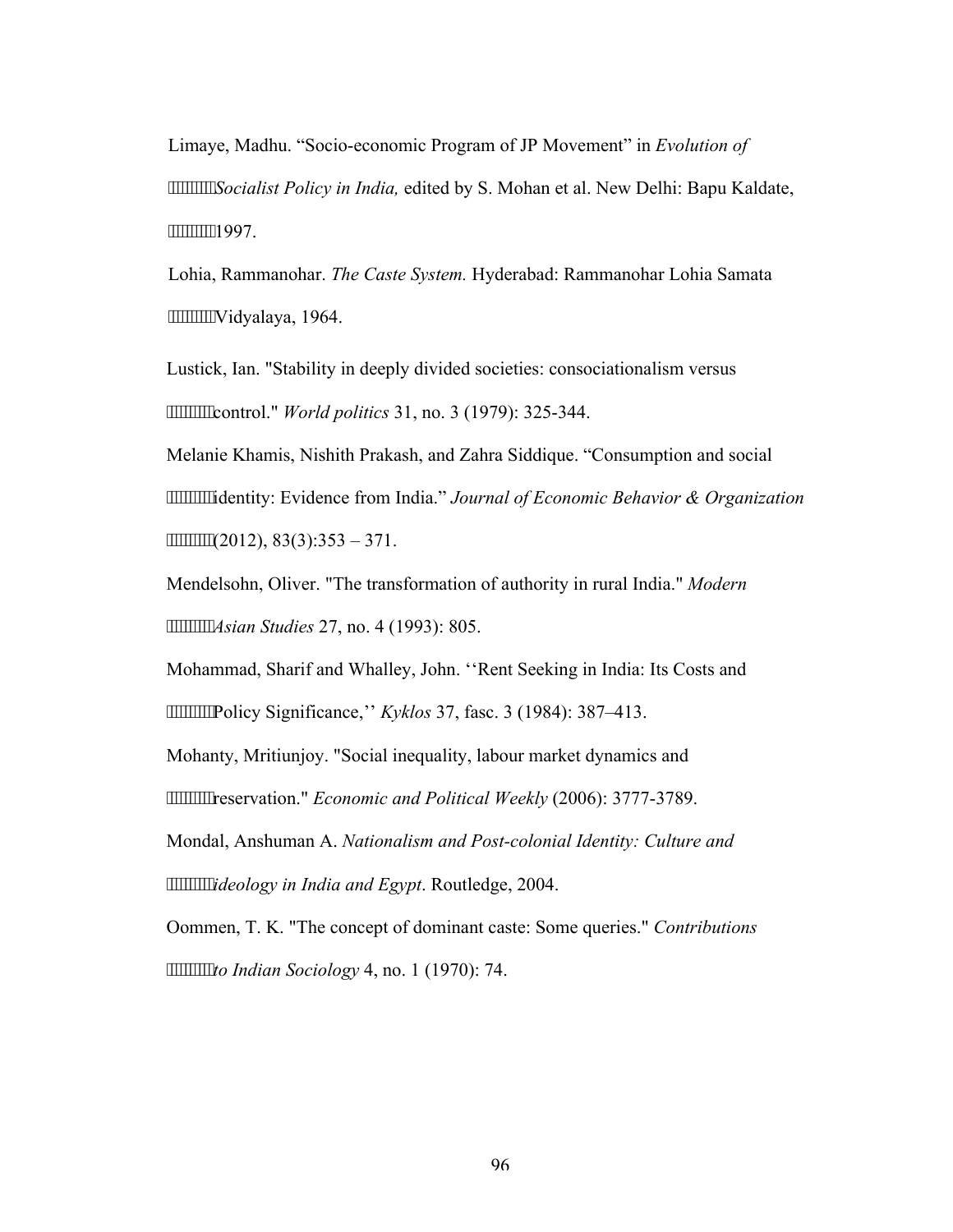Limaye, Madhu. “Socio-economic Program of JP Movement” in *Evolution of Socialist Policy in India,* edited by S. Mohan et al. New Delhi: Bapu Kaldate, 1997.

Lohia, Rammanohar. *The Caste System.* Hyderabad: Rammanohar Lohia Samata Vidyalaya, 1964.

Lustick, Ian. "Stability in deeply divided societies: consociationalism versus control." *World politics* 31, no. 3 (1979): 325-344.

Melanie Khamis, Nishith Prakash, and Zahra Siddique. “Consumption and social identity: Evidence from India.” *Journal of Economic Behavior & Organization* (2012), 83(3):353 – 371.

Mendelsohn, Oliver. "The transformation of authority in rural India." *Modern Asian Studies* 27, no. 4 (1993): 805.

Mohammad, Sharif and Whalley, John. ‘‘Rent Seeking in India: Its Costs and Policy Significance,’’ *Kyklos* 37, fasc. 3 (1984): 387–413.

Mohanty, Mritiunjoy. "Social inequality, labour market dynamics and reservation." *Economic and Political Weekly* (2006): 3777-3789.

Mondal, Anshuman A. *Nationalism and Post-colonial Identity: Culture and ideology in India and Egypt*. Routledge, 2004.

Oommen, T. K. "The concept of dominant caste: Some queries." *Contributions to Indian Sociology* 4, no. 1 (1970): 74.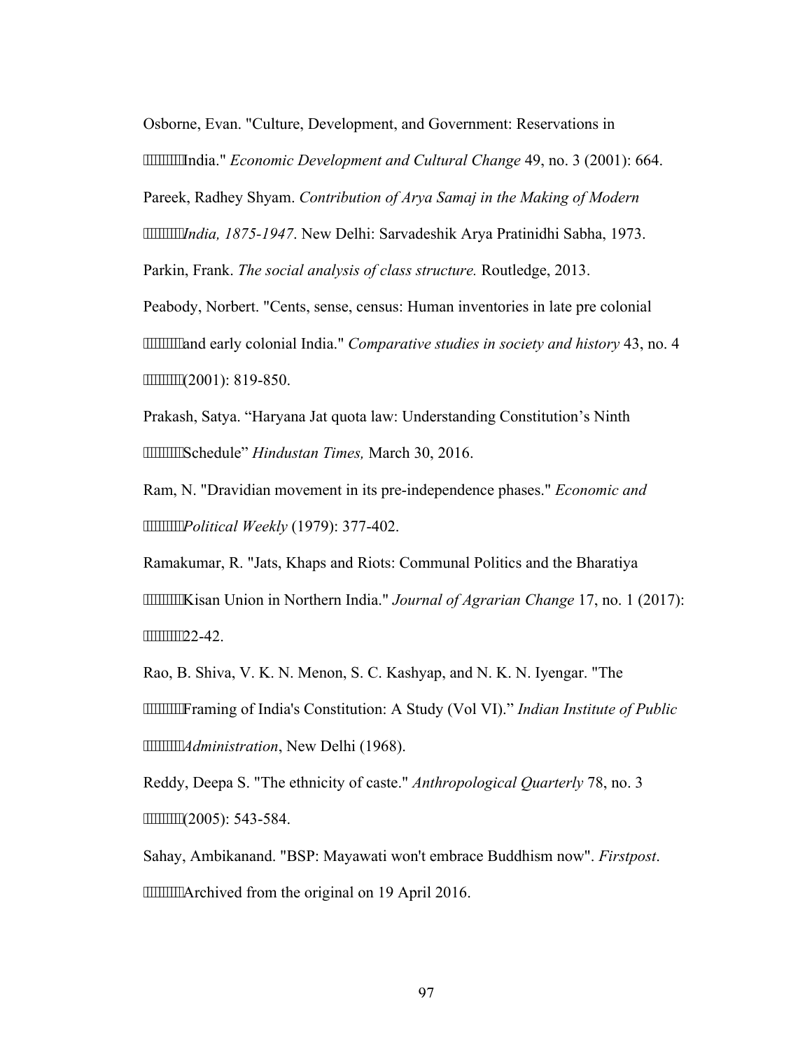Osborne, Evan. "Culture, Development, and Government: Reservations in India." *Economic Development and Cultural Change* 49, no. 3 (2001): 664.

Pareek, Radhey Shyam. *Contribution of Arya Samaj in the Making of Modern India, 1875-1947*. New Delhi: Sarvadeshik Arya Pratinidhi Sabha, 1973.

Parkin, Frank. *The social analysis of class structure.* Routledge, 2013.

Peabody, Norbert. "Cents, sense, census: Human inventories in late pre colonial and early colonial India." *Comparative studies in society and history* 43, no. 4 (2001): 819-850.

Prakash, Satya. "Haryana Jat quota law: Understanding Constitution's Ninth Schedule" *Hindustan Times,* March 30, 2016.

Ram, N. "Dravidian movement in its pre-independence phases." *Economic and Political Weekly* (1979): 377-402.

Ramakumar, R. "Jats, Khaps and Riots: Communal Politics and the Bharatiya Kisan Union in Northern India." *Journal of Agrarian Change* 17, no. 1 (2017): 22-42.

Rao, B. Shiva, V. K. N. Menon, S. C. Kashyap, and N. K. N. Iyengar. "The Framing of India's Constitution: A Study (Vol VI)." *Indian Institute of Public Administration*, New Delhi (1968).

Reddy, Deepa S. "The ethnicity of caste." *Anthropological Quarterly* 78, no. 3 (2005): 543-584.

Sahay, Ambikanand. "BSP: Mayawati won't embrace Buddhism now". *Firstpost*. Archived from the original on 19 April 2016.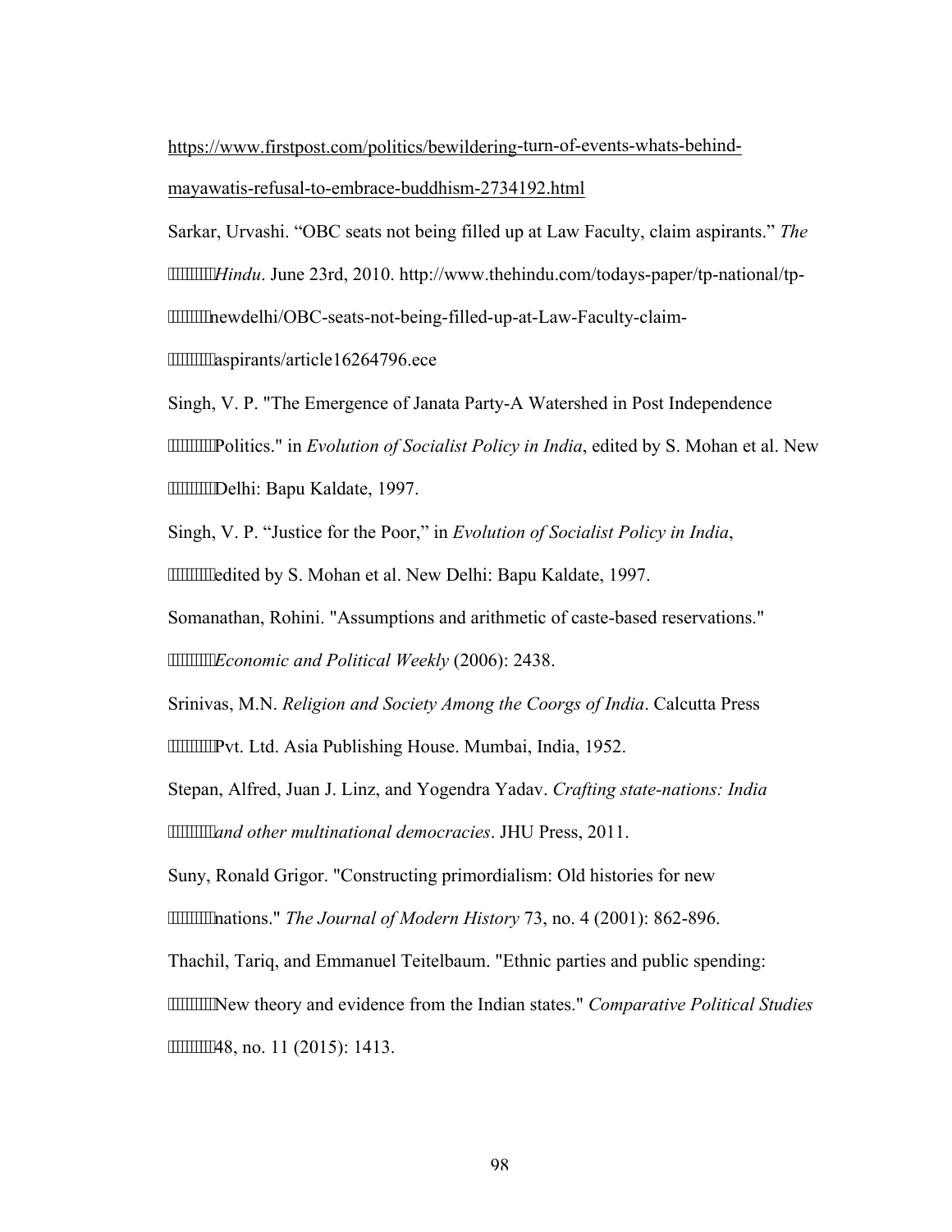https://www.firstpost.com/politics/bewildering-turn-of-events-whats-behind-mayawatis-refusal-to-embrace-buddhism-2734192.html

Sarkar, Urvashi. "OBC seats not being filled up at Law Faculty, claim aspirants." *The Hindu*. June 23rd, 2010. http://www.thehindu.com/todays-paper/tp-national/tp-newdelhi/OBC-seats-not-being-filled-up-at-Law-Faculty-claim-aspirants/article16264796.ece

Singh, V. P. "The Emergence of Janata Party-A Watershed in Post Independence Politics." in *Evolution of Socialist Policy in India*, edited by S. Mohan et al. New Delhi: Bapu Kaldate, 1997.

Singh, V. P. "Justice for the Poor," in *Evolution of Socialist Policy in India*, edited by S. Mohan et al. New Delhi: Bapu Kaldate, 1997.

Somanathan, Rohini. "Assumptions and arithmetic of caste-based reservations." *Economic and Political Weekly* (2006): 2438.

Srinivas, M.N. *Religion and Society Among the Coorgs of India*. Calcutta Press Pvt. Ltd. Asia Publishing House. Mumbai, India, 1952.

Stepan, Alfred, Juan J. Linz, and Yogendra Yadav. *Crafting state-nations: India and other multinational democracies*. JHU Press, 2011.

Suny, Ronald Grigor. "Constructing primordialism: Old histories for new nations." *The Journal of Modern History* 73, no. 4 (2001): 862-896.

Thachil, Tariq, and Emmanuel Teitelbaum. "Ethnic parties and public spending: New theory and evidence from the Indian states." *Comparative Political Studies* 48, no. 11 (2015): 1413.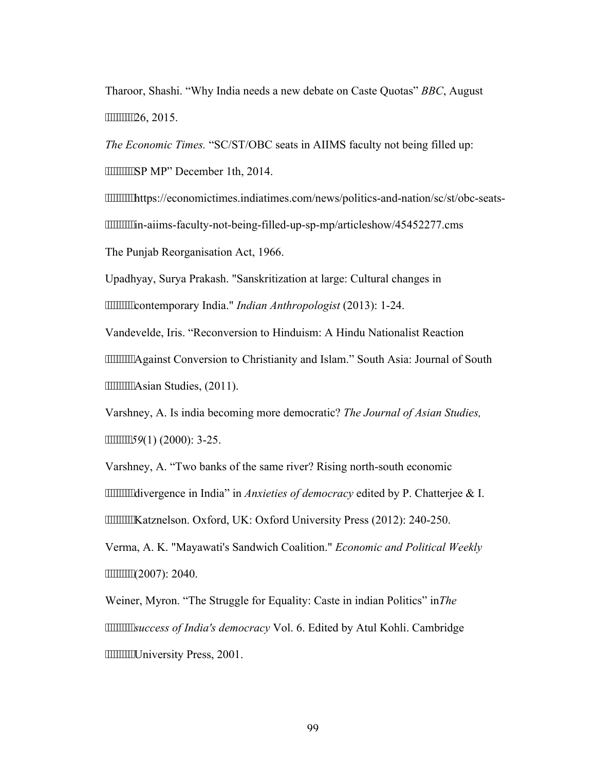Tharoor, Shashi. “Why India needs a new debate on Caste Quotas” *BBC*, August 26, 2015.

*The Economic Times.* “SC/ST/OBC seats in AIIMS faculty not being filled up: SP MP” December 1th, 2014. https://economictimes.indiatimes.com/news/politics-and-nation/sc/st/obc-seats-in-aiims-faculty-not-being-filled-up-sp-mp/articleshow/45452277.cms

The Punjab Reorganisation Act, 1966.

Upadhyay, Surya Prakash. "Sanskritization at large: Cultural changes in contemporary India." *Indian Anthropologist* (2013): 1-24.

Vandevelde, Iris. “Reconversion to Hinduism: A Hindu Nationalist Reaction Against Conversion to Christianity and Islam.” South Asia: Journal of South Asian Studies, (2011).

Varshney, A. Is india becoming more democratic? *The Journal of Asian Studies, 59*(1) (2000): 3-25.

Varshney, A. “Two banks of the same river? Rising north-south economic divergence in India” in *Anxieties of democracy* edited by P. Chatterjee & I. Katznelson. Oxford, UK: Oxford University Press (2012): 240-250.

Verma, A. K. "Mayawati's Sandwich Coalition." *Economic and Political Weekly* (2007): 2040.

Weiner, Myron. “The Struggle for Equality: Caste in indian Politics” in *The success of India's democracy* Vol. 6. Edited by Atul Kohli. Cambridge University Press, 2001.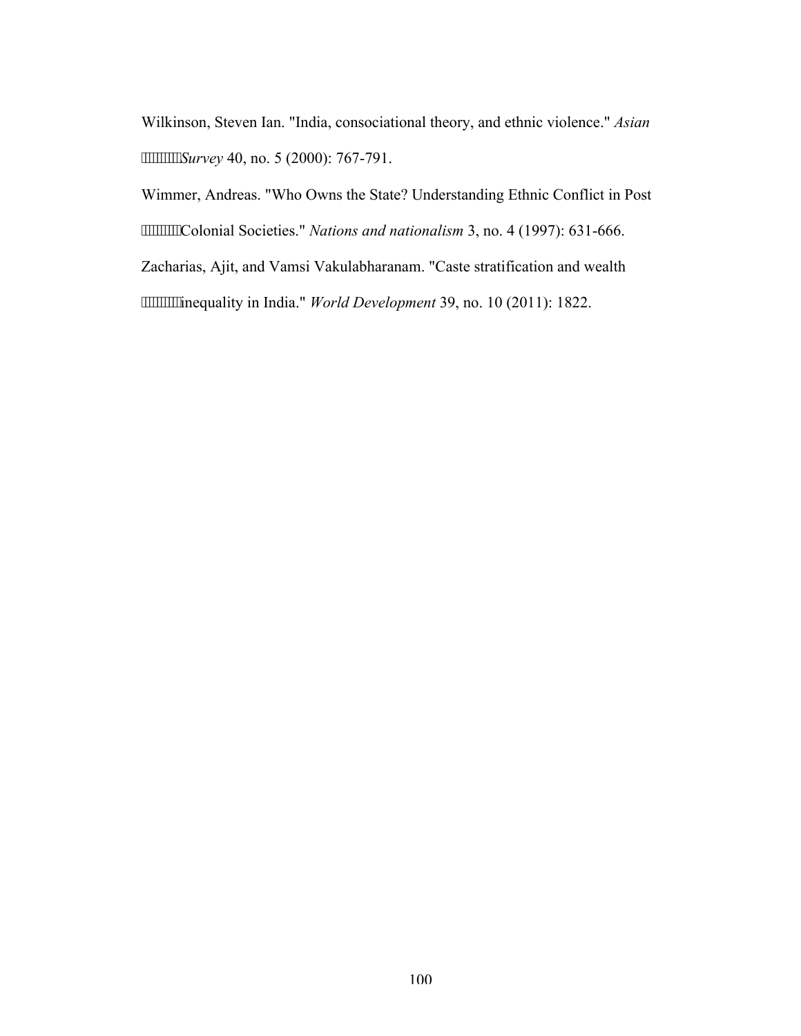Wilkinson, Steven Ian. "India, consociational theory, and ethnic violence." *Asian Survey* 40, no. 5 (2000): 767-791.

Wimmer, Andreas. "Who Owns the State? Understanding Ethnic Conflict in Post Colonial Societies." *Nations and nationalism* 3, no. 4 (1997): 631-666.

Zacharias, Ajit, and Vamsi Vakulabharanam. "Caste stratification and wealth inequality in India." *World Development* 39, no. 10 (2011): 1822.